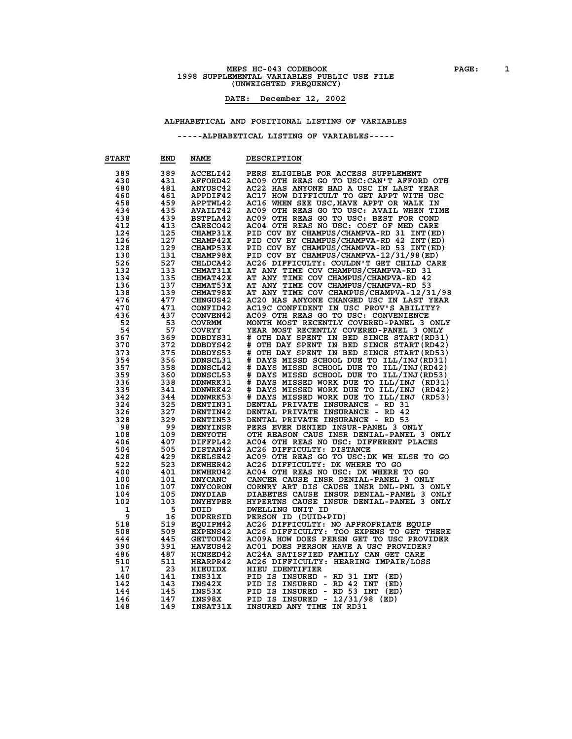# MEPS HC-043 CODEBOOK
## 1998 SUPPLEMENTAL VARIABLES PUBLIC USE FILE
## (UNWEIGHTED FREQUENCY)

**DATE: December 12, 2002**

### ALPHABETICAL AND POSITIONAL LISTING OF VARIABLES

-----ALPHABETICAL LISTING OF VARIABLES-----

| START | END | NAME | DESCRIPTION |
|---|---|---|---|
| 389 | 389 | ACCELI42 | PERS ELIGIBLE FOR ACCESS SUPPLEMENT |
| 430 | 431 | AFFORD42 | AC09 OTH REAS GO TO USC:CAN'T AFFORD OTH |
| 480 | 481 | ANYUSC42 | AC22 HAS ANYONE HAD A USC IN LAST YEAR |
| 460 | 461 | APPDIF42 | AC17 HOW DIFFICULT TO GET APPT WITH USC |
| 458 | 459 | APPTWL42 | AC16 WHEN SEE USC,HAVE APPT OR WALK IN |
| 434 | 435 | AVAILT42 | AC09 OTH REAS GO TO USC: AVAIL WHEN TIME |
| 438 | 439 | BSTPLA42 | AC09 OTH REAS GO TO USC: BEST FOR COND |
| 412 | 413 | CARECO42 | AC04 OTH REAS NO USC: COST OF MED CARE |
| 124 | 125 | CHAMP31X | PID COV BY CHAMPUS/CHAMPVA-RD 31 INT(ED) |
| 126 | 127 | CHAMP42X | PID COV BY CHAMPUS/CHAMPVA-RD 42 INT(ED) |
| 128 | 129 | CHAMP53X | PID COV BY CHAMPUS/CHAMPVA-RD 53 INT(ED) |
| 130 | 131 | CHAMP98X | PID COV BY CHAMPUS/CHAMPVA-12/31/98(ED) |
| 526 | 527 | CHLDCA42 | AC26 DIFFICULTY: COULDN'T GET CHILD CARE |
| 132 | 133 | CHMAT31X | AT ANY TIME COV CHAMPUS/CHAMPVA-RD 31 |
| 134 | 135 | CHMAT42X | AT ANY TIME COV CHAMPUS/CHAMPVA-RD 42 |
| 136 | 137 | CHMAT53X | AT ANY TIME COV CHAMPUS/CHAMPVA-RD 53 |
| 138 | 139 | CHMAT98X | AT ANY TIME COV CHAMPUS/CHAMPVA-12/31/98 |
| 476 | 477 | CHNGUS42 | AC20 HAS ANYONE CHANGED USC IN LAST YEAR |
| 470 | 471 | CONFID42 | AC19C CONFIDENT IN USC PROV'S ABILITY? |
| 436 | 437 | CONVEN42 | AC09 OTH REAS GO TO USC: CONVENIENCE |
| 52 | 53 | COVRMM | MONTH MOST RECENTLY COVERED-PANEL 3 ONLY |
| 54 | 57 | COVRYY | YEAR MOST RECENTLY COVERED-PANEL 3 ONLY |
| 367 | 369 | DDBDYS31 | # OTH DAY SPENT IN BED SINCE START(RD31) |
| 370 | 372 | DDBDYS42 | # OTH DAY SPENT IN BED SINCE START(RD42) |
| 373 | 375 | DDBDYS53 | # OTH DAY SPENT IN BED SINCE START(RD53) |
| 354 | 356 | DDNSCL31 | # DAYS MISSD SCHOOL DUE TO ILL/INJ(RD31) |
| 357 | 358 | DDNSCL42 | # DAYS MISSD SCHOOL DUE TO ILL/INJ(RD42) |
| 359 | 360 | DDNSCL53 | # DAYS MISSD SCHOOL DUE TO ILL/INJ(RD53) |
| 336 | 338 | DDNWRK31 | # DAYS MISSED WORK DUE TO ILL/INJ (RD31) |
| 339 | 341 | DDNWRK42 | # DAYS MISSED WORK DUE TO ILL/INJ (RD42) |
| 342 | 344 | DDNWRK53 | # DAYS MISSED WORK DUE TO ILL/INJ (RD53) |
| 324 | 325 | DENTIN31 | DENTAL PRIVATE INSURANCE - RD 31 |
| 326 | 327 | DENTIN42 | DENTAL PRIVATE INSURANCE - RD 42 |
| 328 | 329 | DENTIN53 | DENTAL PRIVATE INSURANCE - RD 53 |
| 98 | 99 | DENYINSR | PERS EVER DENIED INSUR-PANEL 3 ONLY |
| 108 | 109 | DENYOTH | OTH REASON CAUS INSR DENIAL-PANEL 3 ONLY |
| 406 | 407 | DIFFPL42 | AC04 OTH REAS NO USC: DIFFERENT PLACES |
| 504 | 505 | DISTAN42 | AC26 DIFFICULTY: DISTANCE |
| 428 | 429 | DKELSE42 | AC09 OTH REAS GO TO USC:DK WH ELSE TO GO |
| 522 | 523 | DKWHER42 | AC26 DIFFICULTY: DK WHERE TO GO |
| 400 | 401 | DKWHRU42 | AC04 OTH REAS NO USC: DK WHERE TO GO |
| 100 | 101 | DNYCANC | CANCER CAUSE INSR DENIAL-PANEL 3 ONLY |
| 106 | 107 | DNYCORON | CORNRY ART DIS CAUSE INSR DNL-PNL 3 ONLY |
| 104 | 105 | DNYDIAB | DIABETES CAUSE INSUR DENIAL-PANEL 3 ONLY |
| 102 | 103 | DNYHYPER | HYPERTNS CAUSE INSUR DENIAL-PANEL 3 ONLY |
| 1 | 5 | DUID | DWELLING UNIT ID |
| 9 | 16 | DUPERSID | PERSON ID (DUID+PID) |
| 518 | 519 | EQUIPM42 | AC26 DIFFICULTY: NO APPROPRIATE EQUIP |
| 508 | 509 | EXPENS42 | AC26 DIFFICULTY: TOO EXPENS TO GET THERE |
| 444 | 445 | GETTOU42 | AC09A HOW DOES PERSN GET TO USC PROVIDER |
| 390 | 391 | HAVEUS42 | AC01 DOES PERSON HAVE A USC PROVIDER? |
| 486 | 487 | HCNEED42 | AC24A SATISFIED FAMILY CAN GET CARE |
| 510 | 511 | HEARPR42 | AC26 DIFFICULTY: HEARING IMPAIR/LOSS |
| 17 | 23 | HIEUIDX | HIEU IDENTIFIER |
| 140 | 141 | INS31X | PID IS INSURED - RD 31 INT (ED) |
| 142 | 143 | INS42X | PID IS INSURED - RD 42 INT (ED) |
| 144 | 145 | INS53X | PID IS INSURED - RD 53 INT (ED) |
| 146 | 147 | INS98X | PID IS INSURED - 12/31/98 (ED) |
| 148 | 149 | INSAT31X | INSURED ANY TIME IN RD31 |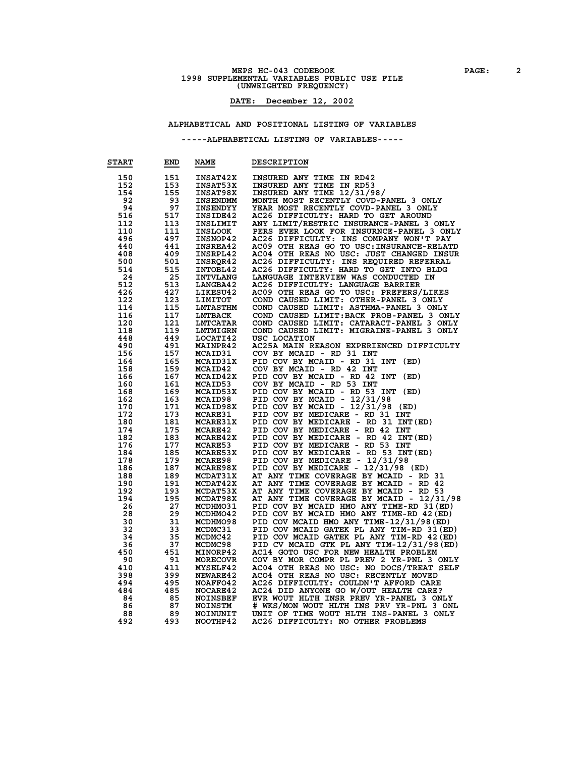MEPS HC-043 CODEBOOK
1998 SUPPLEMENTAL VARIABLES PUBLIC USE FILE
(UNWEIGHTED FREQUENCY)

**DATE: December 12, 2002**

ALPHABETICAL AND POSITIONAL LISTING OF VARIABLES

-----ALPHABETICAL LISTING OF VARIABLES-----

| START | END | NAME | DESCRIPTION |
|---|---|---|---|
| 150 | 151 | INSAT42X | INSURED ANY TIME IN RD42 |
| 152 | 153 | INSAT53X | INSURED ANY TIME IN RD53 |
| 154 | 155 | INSAT98X | INSURED ANY TIME 12/31/98/ |
| 92 | 93 | INSENDMM | MONTH MOST RECENTLY COVD-PANEL 3 ONLY |
| 94 | 97 | INSENDYY | YEAR MOST RECENTLY COVD-PANEL 3 ONLY |
| 516 | 517 | INSIDE42 | AC26 DIFFICULTY: HARD TO GET AROUND |
| 112 | 113 | INSLIMIT | ANY LIMIT/RESTRIC INSURANCE-PANEL 3 ONLY |
| 110 | 111 | INSLOOK | PERS EVER LOOK FOR INSURNCE-PANEL 3 ONLY |
| 496 | 497 | INSNOP42 | AC26 DIFFICULTY: INS COMPANY WON'T PAY |
| 440 | 441 | INSREA42 | AC09 OTH REAS GO TO USC:INSURANCE-RELATD |
| 408 | 409 | INSRPL42 | AC04 OTH REAS NO USC: JUST CHANGED INSUR |
| 500 | 501 | INSRQR42 | AC26 DIFFICULTY: INS REQUIRED REFERRAL |
| 514 | 515 | INTOBL42 | AC26 DIFFICULTY: HARD TO GET INTO BLDG |
| 24 | 25 | INTVLANG | LANGUAGE INTERVIEW WAS CONDUCTED IN |
| 512 | 513 | LANGBA42 | AC26 DIFFICULTY: LANGUAGE BARRIER |
| 426 | 427 | LIKESU42 | AC09 OTH REAS GO TO USC: PREFERS/LIKES |
| 122 | 123 | LIMITOT | COND CAUSED LIMIT: OTHER-PANEL 3 ONLY |
| 114 | 115 | LMTASTHM | COND CAUSED LIMIT: ASTHMA-PANEL 3 ONLY |
| 116 | 117 | LMTBACK | COND CAUSED LIMIT:BACK PROB-PANEL 3 ONLY |
| 120 | 121 | LMTCATAR | COND CAUSED LIMIT: CATARACT-PANEL 3 ONLY |
| 118 | 119 | LMTMIGRN | COND CAUSED LIMIT: MIGRAINE-PANEL 3 ONLY |
| 448 | 449 | LOCATI42 | USC LOCATION |
| 490 | 491 | MAINPR42 | AC25A MAIN REASON EXPERIENCED DIFFICULTY |
| 156 | 157 | MCAID31 | COV BY MCAID - RD 31 INT |
| 164 | 165 | MCAID31X | PID COV BY MCAID - RD 31 INT (ED) |
| 158 | 159 | MCAID42 | COV BY MCAID - RD 42 INT |
| 166 | 167 | MCAID42X | PID COV BY MCAID - RD 42 INT (ED) |
| 160 | 161 | MCAID53 | COV BY MCAID - RD 53 INT |
| 168 | 169 | MCAID53X | PID COV BY MCAID - RD 53 INT (ED) |
| 162 | 163 | MCAID98 | PID COV BY MCAID - 12/31/98 |
| 170 | 171 | MCAID98X | PID COV BY MCAID - 12/31/98 (ED) |
| 172 | 173 | MCARE31 | PID COV BY MEDICARE - RD 31 INT |
| 180 | 181 | MCARE31X | PID COV BY MEDICARE - RD 31 INT(ED) |
| 174 | 175 | MCARE42 | PID COV BY MEDICARE - RD 42 INT |
| 182 | 183 | MCARE42X | PID COV BY MEDICARE - RD 42 INT(ED) |
| 176 | 177 | MCARE53 | PID COV BY MEDICARE - RD 53 INT |
| 184 | 185 | MCARE53X | PID COV BY MEDICARE - RD 53 INT(ED) |
| 178 | 179 | MCARE98 | PID COV BY MEDICARE - 12/31/98 |
| 186 | 187 | MCARE98X | PID COV BY MEDICARE - 12/31/98 (ED) |
| 188 | 189 | MCDAT31X | AT ANY TIME COVERAGE BY MCAID - RD 31 |
| 190 | 191 | MCDAT42X | AT ANY TIME COVERAGE BY MCAID - RD 42 |
| 192 | 193 | MCDAT53X | AT ANY TIME COVERAGE BY MCAID - RD 53 |
| 194 | 195 | MCDAT98X | AT ANY TIME COVERAGE BY MCAID - 12/31/98 |
| 26 | 27 | MCDHMO31 | PID COV BY MCAID HMO ANY TIME-RD 31(ED) |
| 28 | 29 | MCDHMO42 | PID COV BY MCAID HMO ANY TIME-RD 42(ED) |
| 30 | 31 | MCDHMO98 | PID COV MCAID HMO ANY TIME-12/31/98(ED) |
| 32 | 33 | MCDMC31 | PID COV MCAID GATEK PL ANY TIM-RD 31(ED) |
| 34 | 35 | MCDMC42 | PID COV MCAID GATEK PL ANY TIM-RD 42(ED) |
| 36 | 37 | MCDMC98 | PID CV MCAID GTK PL ANY TIM-12/31/98(ED) |
| 450 | 451 | MINORP42 | AC14 GOTO USC FOR NEW HEALTH PROBLEM |
| 90 | 91 | MORECOVR | COV BY MOR COMPR PL PREV 2 YR-PNL 3 ONLY |
| 410 | 411 | MYSELF42 | AC04 OTH REAS NO USC: NO DOCS/TREAT SELF |
| 398 | 399 | NEWARE42 | AC04 OTH REAS NO USC: RECENTLY MOVED |
| 494 | 495 | NOAFFO42 | AC26 DIFFICULTY: COULDN'T AFFORD CARE |
| 484 | 485 | NOCARE42 | AC24 DID ANYONE GO W/OUT HEALTH CARE? |
| 84 | 85 | NOINSBEF | EVR WOUT HLTH INSR PREV YR-PANEL 3 ONLY |
| 86 | 87 | NOINSTM | # WKS/MON WOUT HLTH INS PRV YR-PNL 3 ONL |
| 88 | 89 | NOINUNIT | UNIT OF TIME WOUT HLTH INS-PANEL 3 ONLY |
| 492 | 493 | NOOTHP42 | AC26 DIFFICULTY: NO OTHER PROBLEMS |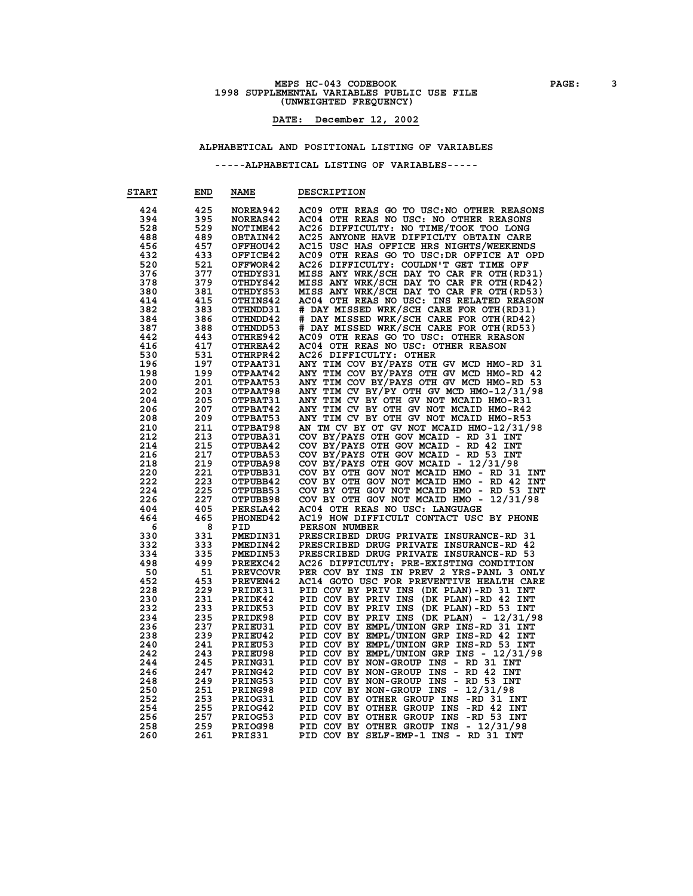MEPS HC-043 CODEBOOK

1998 SUPPLEMENTAL VARIABLES PUBLIC USE FILE

(UNWEIGHTED FREQUENCY)

**DATE: December 12, 2002**

## ALPHABETICAL AND POSITIONAL LISTING OF VARIABLES

### -----ALPHABETICAL LISTING OF VARIABLES-----

| START | END | NAME | DESCRIPTION |
|---|---|---|---|
| 424 | 425 | NOREA942 | AC09 OTH REAS GO TO USC:NO OTHER REASONS |
| 394 | 395 | NOREAS42 | AC04 OTH REAS NO USC: NO OTHER REASONS |
| 528 | 529 | NOTIME42 | AC26 DIFFICULTY: NO TIME/TOOK TOO LONG |
| 488 | 489 | OBTAIN42 | AC25 ANYONE HAVE DIFFICLTY OBTAIN CARE |
| 456 | 457 | OFFHOU42 | AC15 USC HAS OFFICE HRS NIGHTS/WEEKENDS |
| 432 | 433 | OFFICE42 | AC09 OTH REAS GO TO USC:DR OFFICE AT OPD |
| 520 | 521 | OFFWOR42 | AC26 DIFFICULTY: COULDN'T GET TIME OFF |
| 376 | 377 | OTHDYS31 | MISS ANY WRK/SCH DAY TO CAR FR OTH(RD31) |
| 378 | 379 | OTHDYS42 | MISS ANY WRK/SCH DAY TO CAR FR OTH(RD42) |
| 380 | 381 | OTHDYS53 | MISS ANY WRK/SCH DAY TO CAR FR OTH(RD53) |
| 414 | 415 | OTHINS42 | AC04 OTH REAS NO USC: INS RELATED REASON |
| 382 | 383 | OTHNDD31 | # DAY MISSED WRK/SCH CARE FOR OTH(RD31) |
| 384 | 386 | OTHNDD42 | # DAY MISSED WRK/SCH CARE FOR OTH(RD42) |
| 387 | 388 | OTHNDD53 | # DAY MISSED WRK/SCH CARE FOR OTH(RD53) |
| 442 | 443 | OTHRE942 | AC09 OTH REAS GO TO USC: OTHER REASON |
| 416 | 417 | OTHREA42 | AC04 OTH REAS NO USC: OTHER REASON |
| 530 | 531 | OTHRPR42 | AC26 DIFFICULTY: OTHER |
| 196 | 197 | OTPAAT31 | ANY TIM COV BY/PAYS OTH GV MCD HMO-RD 31 |
| 198 | 199 | OTPAAT42 | ANY TIM COV BY/PAYS OTH GV MCD HMO-RD 42 |
| 200 | 201 | OTPAAT53 | ANY TIM COV BY/PAYS OTH GV MCD HMO-RD 53 |
| 202 | 203 | OTPAAT98 | ANY TIM CV BY/PY OTH GV MCD HMO-12/31/98 |
| 204 | 205 | OTPBAT31 | ANY TIM CV BY OTH GV NOT MCAID HMO-R31 |
| 206 | 207 | OTPBAT42 | ANY TIM CV BY OTH GV NOT MCAID HMO-R42 |
| 208 | 209 | OTPBAT53 | ANY TIM CV BY OTH GV NOT MCAID HMO-R53 |
| 210 | 211 | OTPBAT98 | AN TM CV BY OT GV NOT MCAID HMO-12/31/98 |
| 212 | 213 | OTPUBA31 | COV BY/PAYS OTH GOV MCAID - RD 31 INT |
| 214 | 215 | OTPUBA42 | COV BY/PAYS OTH GOV MCAID - RD 42 INT |
| 216 | 217 | OTPUBA53 | COV BY/PAYS OTH GOV MCAID - RD 53 INT |
| 218 | 219 | OTPUBA98 | COV BY/PAYS OTH GOV MCAID - 12/31/98 |
| 220 | 221 | OTPUBB31 | COV BY OTH GOV NOT MCAID HMO - RD 31 INT |
| 222 | 223 | OTPUBB42 | COV BY OTH GOV NOT MCAID HMO - RD 42 INT |
| 224 | 225 | OTPUBB53 | COV BY OTH GOV NOT MCAID HMO - RD 53 INT |
| 226 | 227 | OTPUBB98 | COV BY OTH GOV NOT MCAID HMO - 12/31/98 |
| 404 | 405 | PERSLA42 | AC04 OTH REAS NO USC: LANGUAGE |
| 464 | 465 | PHONED42 | AC19 HOW DIFFICULT CONTACT USC BY PHONE |
| 6 | 8 | PID | PERSON NUMBER |
| 330 | 331 | PMEDIN31 | PRESCRIBED DRUG PRIVATE INSURANCE-RD 31 |
| 332 | 333 | PMEDIN42 | PRESCRIBED DRUG PRIVATE INSURANCE-RD 42 |
| 334 | 335 | PMEDIN53 | PRESCRIBED DRUG PRIVATE INSURANCE-RD 53 |
| 498 | 499 | PREEXC42 | AC26 DIFFICULTY: PRE-EXISTING CONDITION |
| 50 | 51 | PREVCOVR | PER COV BY INS IN PREV 2 YRS-PANL 3 ONLY |
| 452 | 453 | PREVEN42 | AC14 GOTO USC FOR PREVENTIVE HEALTH CARE |
| 228 | 229 | PRIDK31 | PID COV BY PRIV INS (DK PLAN)-RD 31 INT |
| 230 | 231 | PRIDK42 | PID COV BY PRIV INS (DK PLAN)-RD 42 INT |
| 232 | 233 | PRIDK53 | PID COV BY PRIV INS (DK PLAN)-RD 53 INT |
| 234 | 235 | PRIDK98 | PID COV BY PRIV INS (DK PLAN) - 12/31/98 |
| 236 | 237 | PRIEU31 | PID COV BY EMPL/UNION GRP INS-RD 31 INT |
| 238 | 239 | PRIEU42 | PID COV BY EMPL/UNION GRP INS-RD 42 INT |
| 240 | 241 | PRIEU53 | PID COV BY EMPL/UNION GRP INS-RD 53 INT |
| 242 | 243 | PRIEU98 | PID COV BY EMPL/UNION GRP INS - 12/31/98 |
| 244 | 245 | PRING31 | PID COV BY NON-GROUP INS - RD 31 INT |
| 246 | 247 | PRING42 | PID COV BY NON-GROUP INS - RD 42 INT |
| 248 | 249 | PRING53 | PID COV BY NON-GROUP INS - RD 53 INT |
| 250 | 251 | PRING98 | PID COV BY NON-GROUP INS - 12/31/98 |
| 252 | 253 | PRIOG31 | PID COV BY OTHER GROUP INS -RD 31 INT |
| 254 | 255 | PRIOG42 | PID COV BY OTHER GROUP INS -RD 42 INT |
| 256 | 257 | PRIOG53 | PID COV BY OTHER GROUP INS -RD 53 INT |
| 258 | 259 | PRIOG98 | PID COV BY OTHER GROUP INS - 12/31/98 |
| 260 | 261 | PRIS31 | PID COV BY SELF-EMP-1 INS - RD 31 INT |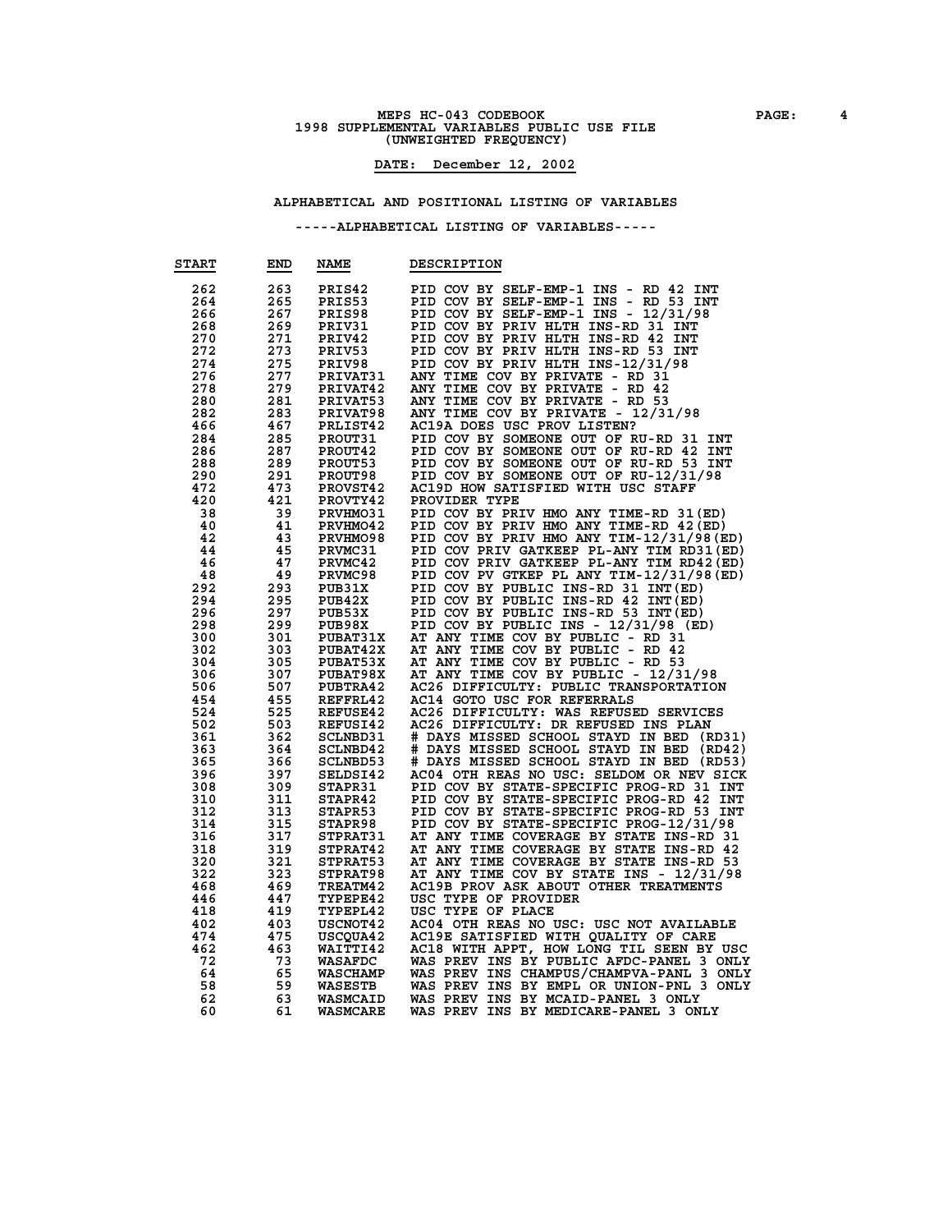MEPS HC-043 CODEBOOK

1998 SUPPLEMENTAL VARIABLES PUBLIC USE FILE

(UNWEIGHTED FREQUENCY)

**DATE: December 12, 2002**

ALPHABETICAL AND POSITIONAL LISTING OF VARIABLES

-----ALPHABETICAL LISTING OF VARIABLES-----

| START | END | NAME | DESCRIPTION |
|---|---|---|---|
| 262 | 263 | PRIS42 | PID COV BY SELF-EMP-1 INS - RD 42 INT |
| 264 | 265 | PRIS53 | PID COV BY SELF-EMP-1 INS - RD 53 INT |
| 266 | 267 | PRIS98 | PID COV BY SELF-EMP-1 INS - 12/31/98 |
| 268 | 269 | PRIV31 | PID COV BY PRIV HLTH INS-RD 31 INT |
| 270 | 271 | PRIV42 | PID COV BY PRIV HLTH INS-RD 42 INT |
| 272 | 273 | PRIV53 | PID COV BY PRIV HLTH INS-RD 53 INT |
| 274 | 275 | PRIV98 | PID COV BY PRIV HLTH INS-12/31/98 |
| 276 | 277 | PRIVAT31 | ANY TIME COV BY PRIVATE - RD 31 |
| 278 | 279 | PRIVAT42 | ANY TIME COV BY PRIVATE - RD 42 |
| 280 | 281 | PRIVAT53 | ANY TIME COV BY PRIVATE - RD 53 |
| 282 | 283 | PRIVAT98 | ANY TIME COV BY PRIVATE - 12/31/98 |
| 466 | 467 | PRLIST42 | AC19A DOES USC PROV LISTEN? |
| 284 | 285 | PROUT31 | PID COV BY SOMEONE OUT OF RU-RD 31 INT |
| 286 | 287 | PROUT42 | PID COV BY SOMEONE OUT OF RU-RD 42 INT |
| 288 | 289 | PROUT53 | PID COV BY SOMEONE OUT OF RU-RD 53 INT |
| 290 | 291 | PROUT98 | PID COV BY SOMEONE OUT OF RU-12/31/98 |
| 472 | 473 | PROVST42 | AC19D HOW SATISFIED WITH USC STAFF |
| 420 | 421 | PROVTY42 | PROVIDER TYPE |
| 38 | 39 | PRVHMO31 | PID COV BY PRIV HMO ANY TIME-RD 31(ED) |
| 40 | 41 | PRVHMO42 | PID COV BY PRIV HMO ANY TIME-RD 42(ED) |
| 42 | 43 | PRVHMO98 | PID COV BY PRIV HMO ANY TIM-12/31/98(ED) |
| 44 | 45 | PRVMC31 | PID COV PRIV GATKEEP PL-ANY TIM RD31(ED) |
| 46 | 47 | PRVMC42 | PID COV PRIV GATKEEP PL-ANY TIM RD42(ED) |
| 48 | 49 | PRVMC98 | PID COV PV GTKEP PL ANY TIM-12/31/98(ED) |
| 292 | 293 | PUB31X | PID COV BY PUBLIC INS-RD 31 INT(ED) |
| 294 | 295 | PUB42X | PID COV BY PUBLIC INS-RD 42 INT(ED) |
| 296 | 297 | PUB53X | PID COV BY PUBLIC INS-RD 53 INT(ED) |
| 298 | 299 | PUB98X | PID COV BY PUBLIC INS - 12/31/98 (ED) |
| 300 | 301 | PUBAT31X | AT ANY TIME COV BY PUBLIC - RD 31 |
| 302 | 303 | PUBAT42X | AT ANY TIME COV BY PUBLIC - RD 42 |
| 304 | 305 | PUBAT53X | AT ANY TIME COV BY PUBLIC - RD 53 |
| 306 | 307 | PUBAT98X | AT ANY TIME COV BY PUBLIC - 12/31/98 |
| 506 | 507 | PUBTRA42 | AC26 DIFFICULTY: PUBLIC TRANSPORTATION |
| 454 | 455 | REFFRL42 | AC14 GOTO USC FOR REFERRALS |
| 524 | 525 | REFUSE42 | AC26 DIFFICULTY: WAS REFUSED SERVICES |
| 502 | 503 | REFUSI42 | AC26 DIFFICULTY: DR REFUSED INS PLAN |
| 361 | 362 | SCLNBD31 | # DAYS MISSED SCHOOL STAYD IN BED (RD31) |
| 363 | 364 | SCLNBD42 | # DAYS MISSED SCHOOL STAYD IN BED (RD42) |
| 365 | 366 | SCLNBD53 | # DAYS MISSED SCHOOL STAYD IN BED (RD53) |
| 396 | 397 | SELDSI42 | AC04 OTH REAS NO USC: SELDOM OR NEV SICK |
| 308 | 309 | STAPR31 | PID COV BY STATE-SPECIFIC PROG-RD 31 INT |
| 310 | 311 | STAPR42 | PID COV BY STATE-SPECIFIC PROG-RD 42 INT |
| 312 | 313 | STAPR53 | PID COV BY STATE-SPECIFIC PROG-RD 53 INT |
| 314 | 315 | STAPR98 | PID COV BY STATE-SPECIFIC PROG-12/31/98 |
| 316 | 317 | STPRAT31 | AT ANY TIME COVERAGE BY STATE INS-RD 31 |
| 318 | 319 | STPRAT42 | AT ANY TIME COVERAGE BY STATE INS-RD 42 |
| 320 | 321 | STPRAT53 | AT ANY TIME COVERAGE BY STATE INS-RD 53 |
| 322 | 323 | STPRAT98 | AT ANY TIME COV BY STATE INS - 12/31/98 |
| 468 | 469 | TREATM42 | AC19B PROV ASK ABOUT OTHER TREATMENTS |
| 446 | 447 | TYPEPE42 | USC TYPE OF PROVIDER |
| 418 | 419 | TYPEPL42 | USC TYPE OF PLACE |
| 402 | 403 | USCNOT42 | AC04 OTH REAS NO USC: USC NOT AVAILABLE |
| 474 | 475 | USCQUA42 | AC19E SATISFIED WITH QUALITY OF CARE |
| 462 | 463 | WAITTI42 | AC18 WITH APPT, HOW LONG TIL SEEN BY USC |
| 72 | 73 | WASAFDC | WAS PREV INS BY PUBLIC AFDC-PANEL 3 ONLY |
| 64 | 65 | WASCHAMP | WAS PREV INS CHAMPUS/CHAMPVA-PANL 3 ONLY |
| 58 | 59 | WASESTB | WAS PREV INS BY EMPL OR UNION-PNL 3 ONLY |
| 62 | 63 | WASMCAID | WAS PREV INS BY MCAID-PANEL 3 ONLY |
| 60 | 61 | WASMCARE | WAS PREV INS BY MEDICARE-PANEL 3 ONLY |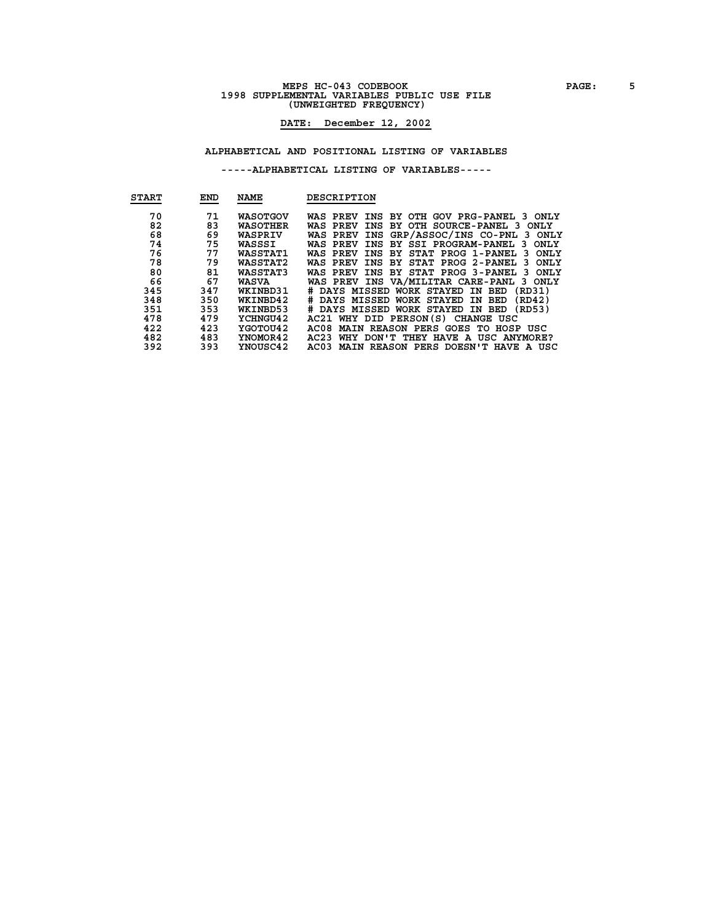MEPS HC-043 CODEBOOK
1998 SUPPLEMENTAL VARIABLES PUBLIC USE FILE
(UNWEIGHTED FREQUENCY)

DATE: December 12, 2002

## ALPHABETICAL AND POSITIONAL LISTING OF VARIABLES

### -----ALPHABETICAL LISTING OF VARIABLES-----

| START | END | NAME | DESCRIPTION |
|---|---|---|---|
| 70 | 71 | WASOTGOV | WAS PREV INS BY OTH GOV PRG-PANEL 3 ONLY |
| 82 | 83 | WASOTHER | WAS PREV INS BY OTH SOURCE-PANEL 3 ONLY |
| 68 | 69 | WASPRIV | WAS PREV INS GRP/ASSOC/INS CO-PNL 3 ONLY |
| 74 | 75 | WASSSI | WAS PREV INS BY SSI PROGRAM-PANEL 3 ONLY |
| 76 | 77 | WASSTAT1 | WAS PREV INS BY STAT PROG 1-PANEL 3 ONLY |
| 78 | 79 | WASSTAT2 | WAS PREV INS BY STAT PROG 2-PANEL 3 ONLY |
| 80 | 81 | WASSTAT3 | WAS PREV INS BY STAT PROG 3-PANEL 3 ONLY |
| 66 | 67 | WASVA | WAS PREV INS VA/MILITAR CARE-PANL 3 ONLY |
| 345 | 347 | WKINBD31 | # DAYS MISSED WORK STAYED IN BED (RD31) |
| 348 | 350 | WKINBD42 | # DAYS MISSED WORK STAYED IN BED (RD42) |
| 351 | 353 | WKINBD53 | # DAYS MISSED WORK STAYED IN BED (RD53) |
| 478 | 479 | YCHNGU42 | AC21 WHY DID PERSON(S) CHANGE USC |
| 422 | 423 | YGOTOU42 | AC08 MAIN REASON PERS GOES TO HOSP USC |
| 482 | 483 | YNOMOR42 | AC23 WHY DON'T THEY HAVE A USC ANYMORE? |
| 392 | 393 | YNOUSC42 | AC03 MAIN REASON PERS DOESN'T HAVE A USC |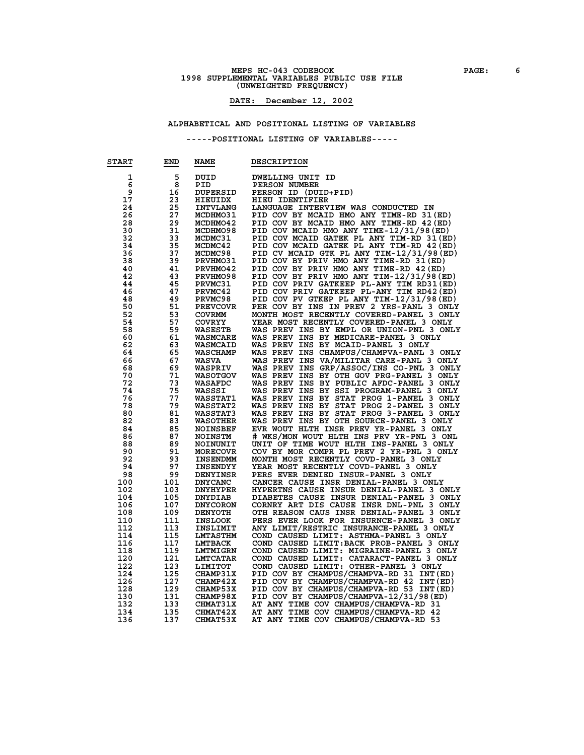MEPS HC-043 CODEBOOK
1998 SUPPLEMENTAL VARIABLES PUBLIC USE FILE
(UNWEIGHTED FREQUENCY)

**DATE: December 12, 2002**

## ALPHABETICAL AND POSITIONAL LISTING OF VARIABLES

### -----POSITIONAL LISTING OF VARIABLES-----

| START | END | NAME | DESCRIPTION |
|---|---|---|---|
| 1 | 5 | DUID | DWELLING UNIT ID |
| 6 | 8 | PID | PERSON NUMBER |
| 9 | 16 | DUPERSID | PERSON ID (DUID+PID) |
| 17 | 23 | HIEUIDX | HIEU IDENTIFIER |
| 24 | 25 | INTVLANG | LANGUAGE INTERVIEW WAS CONDUCTED IN |
| 26 | 27 | MCDHMO31 | PID COV BY MCAID HMO ANY TIME-RD 31(ED) |
| 28 | 29 | MCDHMO42 | PID COV BY MCAID HMO ANY TIME-RD 42(ED) |
| 30 | 31 | MCDHMO98 | PID COV MCAID HMO ANY TIME-12/31/98(ED) |
| 32 | 33 | MCDMC31 | PID COV MCAID GATEK PL ANY TIM-RD 31(ED) |
| 34 | 35 | MCDMC42 | PID COV MCAID GATEK PL ANY TIM-RD 42(ED) |
| 36 | 37 | MCDMC98 | PID CV MCAID GTK PL ANY TIM-12/31/98(ED) |
| 38 | 39 | PRVHMO31 | PID COV BY PRIV HMO ANY TIME-RD 31(ED) |
| 40 | 41 | PRVHMO42 | PID COV BY PRIV HMO ANY TIME-RD 42(ED) |
| 42 | 43 | PRVHMO98 | PID COV BY PRIV HMO ANY TIM-12/31/98(ED) |
| 44 | 45 | PRVMC31 | PID COV PRIV GATKEEP PL-ANY TIM RD31(ED) |
| 46 | 47 | PRVMC42 | PID COV PRIV GATKEEP PL-ANY TIM RD42(ED) |
| 48 | 49 | PRVMC98 | PID COV PV GTKEP PL ANY TIM-12/31/98(ED) |
| 50 | 51 | PREVCOVR | PER COV BY INS IN PREV 2 YRS-PANL 3 ONLY |
| 52 | 53 | COVRMM | MONTH MOST RECENTLY COVERED-PANEL 3 ONLY |
| 54 | 57 | COVRYY | YEAR MOST RECENTLY COVERED-PANEL 3 ONLY |
| 58 | 59 | WASESTB | WAS PREV INS BY EMPL OR UNION-PNL 3 ONLY |
| 60 | 61 | WASMCARE | WAS PREV INS BY MEDICARE-PANEL 3 ONLY |
| 62 | 63 | WASMCAID | WAS PREV INS BY MCAID-PANEL 3 ONLY |
| 64 | 65 | WASCHAMP | WAS PREV INS CHAMPUS/CHAMPVA-PANL 3 ONLY |
| 66 | 67 | WASVA | WAS PREV INS VA/MILITAR CARE-PANL 3 ONLY |
| 68 | 69 | WASPRIV | WAS PREV INS GRP/ASSOC/INS CO-PNL 3 ONLY |
| 70 | 71 | WASOTGOV | WAS PREV INS BY OTH GOV PRG-PANEL 3 ONLY |
| 72 | 73 | WASAFDC | WAS PREV INS BY PUBLIC AFDC-PANEL 3 ONLY |
| 74 | 75 | WASSSI | WAS PREV INS BY SSI PROGRAM-PANEL 3 ONLY |
| 76 | 77 | WASSTAT1 | WAS PREV INS BY STAT PROG 1-PANEL 3 ONLY |
| 78 | 79 | WASSTAT2 | WAS PREV INS BY STAT PROG 2-PANEL 3 ONLY |
| 80 | 81 | WASSTAT3 | WAS PREV INS BY STAT PROG 3-PANEL 3 ONLY |
| 82 | 83 | WASOTHER | WAS PREV INS BY OTH SOURCE-PANEL 3 ONLY |
| 84 | 85 | NOINSBEF | EVR WOUT HLTH INSR PREV YR-PANEL 3 ONLY |
| 86 | 87 | NOINSTM | # WKS/MON WOUT HLTH INS PRV YR-PNL 3 ONL |
| 88 | 89 | NOINUNIT | UNIT OF TIME WOUT HLTH INS-PANEL 3 ONLY |
| 90 | 91 | MORECOVR | COV BY MOR COMPR PL PREV 2 YR-PNL 3 ONLY |
| 92 | 93 | INSENDMM | MONTH MOST RECENTLY COVD-PANEL 3 ONLY |
| 94 | 97 | INSENDYY | YEAR MOST RECENTLY COVD-PANEL 3 ONLY |
| 98 | 99 | DENYINSR | PERS EVER DENIED INSUR-PANEL 3 ONLY |
| 100 | 101 | DNYCANC | CANCER CAUSE INSR DENIAL-PANEL 3 ONLY |
| 102 | 103 | DNYHYPER | HYPERTNS CAUSE INSUR DENIAL-PANEL 3 ONLY |
| 104 | 105 | DNYDIAB | DIABETES CAUSE INSUR DENIAL-PANEL 3 ONLY |
| 106 | 107 | DNYCORON | CORNRY ART DIS CAUSE INSR DNL-PNL 3 ONLY |
| 108 | 109 | DENYOTH | OTH REASON CAUS INSR DENIAL-PANEL 3 ONLY |
| 110 | 111 | INSLOOK | PERS EVER LOOK FOR INSURNCE-PANEL 3 ONLY |
| 112 | 113 | INSLIMIT | ANY LIMIT/RESTRIC INSURANCE-PANEL 3 ONLY |
| 114 | 115 | LMTASTHM | COND CAUSED LIMIT: ASTHMA-PANEL 3 ONLY |
| 116 | 117 | LMTBACK | COND CAUSED LIMIT:BACK PROB-PANEL 3 ONLY |
| 118 | 119 | LMTMIGRN | COND CAUSED LIMIT: MIGRAINE-PANEL 3 ONLY |
| 120 | 121 | LMTCATAR | COND CAUSED LIMIT: CATARACT-PANEL 3 ONLY |
| 122 | 123 | LIMITOT | COND CAUSED LIMIT: OTHER-PANEL 3 ONLY |
| 124 | 125 | CHAMP31X | PID COV BY CHAMPUS/CHAMPVA-RD 31 INT(ED) |
| 126 | 127 | CHAMP42X | PID COV BY CHAMPUS/CHAMPVA-RD 42 INT(ED) |
| 128 | 129 | CHAMP53X | PID COV BY CHAMPUS/CHAMPVA-RD 53 INT(ED) |
| 130 | 131 | CHAMP98X | PID COV BY CHAMPUS/CHAMPVA-12/31/98(ED) |
| 132 | 133 | CHMAT31X | AT ANY TIME COV CHAMPUS/CHAMPVA-RD 31 |
| 134 | 135 | CHMAT42X | AT ANY TIME COV CHAMPUS/CHAMPVA-RD 42 |
| 136 | 137 | CHMAT53X | AT ANY TIME COV CHAMPUS/CHAMPVA-RD 53 |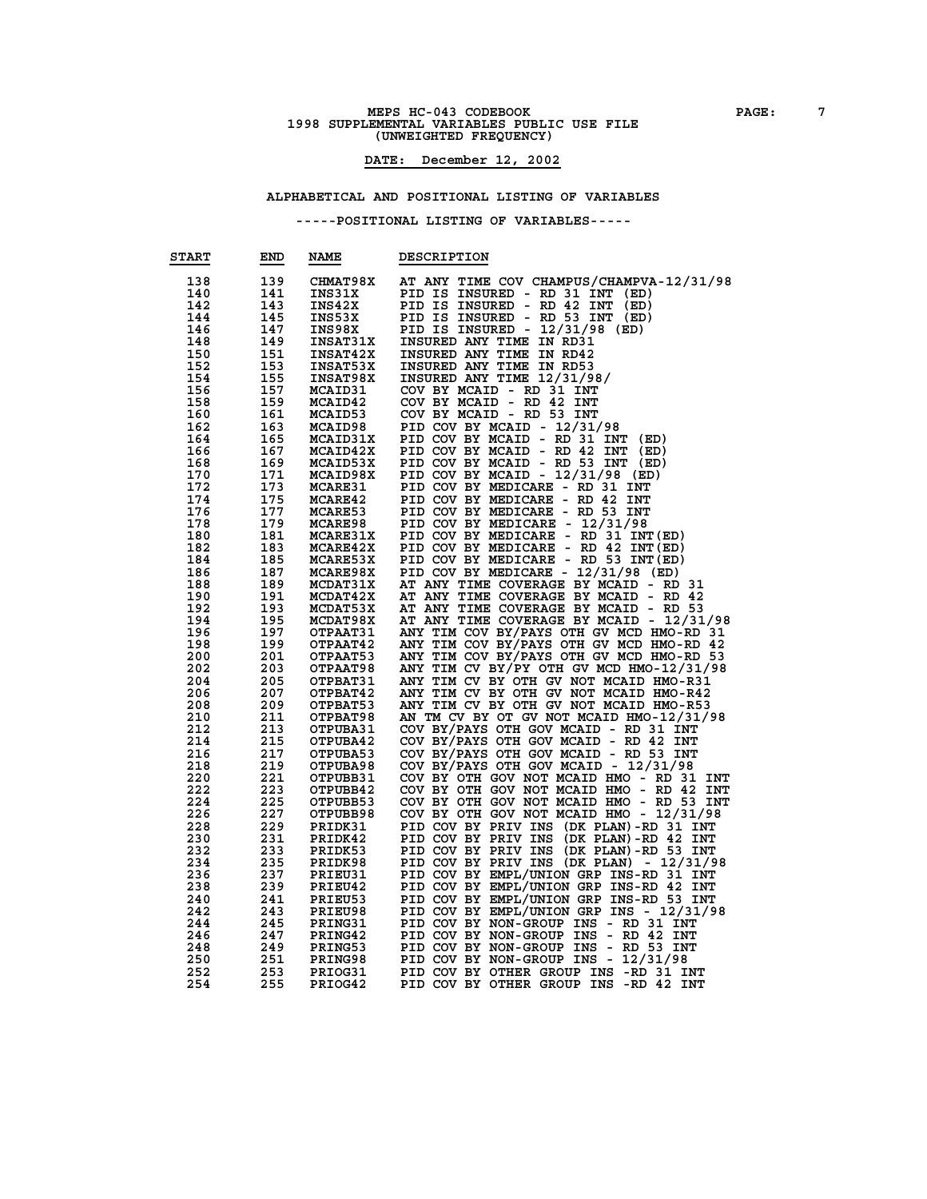MEPS HC-043 CODEBOOK
1998 SUPPLEMENTAL VARIABLES PUBLIC USE FILE
(UNWEIGHTED FREQUENCY)

**DATE: December 12, 2002**

## ALPHABETICAL AND POSITIONAL LISTING OF VARIABLES

### -----POSITIONAL LISTING OF VARIABLES-----

| START | END | NAME | DESCRIPTION |
|---|---|---|---|
| 138 | 139 | CHMAT98X | AT ANY TIME COV CHAMPUS/CHAMPVA-12/31/98 |
| 140 | 141 | INS31X | PID IS INSURED - RD 31 INT (ED) |
| 142 | 143 | INS42X | PID IS INSURED - RD 42 INT (ED) |
| 144 | 145 | INS53X | PID IS INSURED - RD 53 INT (ED) |
| 146 | 147 | INS98X | PID IS INSURED - 12/31/98 (ED) |
| 148 | 149 | INSAT31X | INSURED ANY TIME IN RD31 |
| 150 | 151 | INSAT42X | INSURED ANY TIME IN RD42 |
| 152 | 153 | INSAT53X | INSURED ANY TIME IN RD53 |
| 154 | 155 | INSAT98X | INSURED ANY TIME 12/31/98/ |
| 156 | 157 | MCAID31 | COV BY MCAID - RD 31 INT |
| 158 | 159 | MCAID42 | COV BY MCAID - RD 42 INT |
| 160 | 161 | MCAID53 | COV BY MCAID - RD 53 INT |
| 162 | 163 | MCAID98 | PID COV BY MCAID - 12/31/98 |
| 164 | 165 | MCAID31X | PID COV BY MCAID - RD 31 INT (ED) |
| 166 | 167 | MCAID42X | PID COV BY MCAID - RD 42 INT (ED) |
| 168 | 169 | MCAID53X | PID COV BY MCAID - RD 53 INT (ED) |
| 170 | 171 | MCAID98X | PID COV BY MCAID - 12/31/98 (ED) |
| 172 | 173 | MCARE31 | PID COV BY MEDICARE - RD 31 INT |
| 174 | 175 | MCARE42 | PID COV BY MEDICARE - RD 42 INT |
| 176 | 177 | MCARE53 | PID COV BY MEDICARE - RD 53 INT |
| 178 | 179 | MCARE98 | PID COV BY MEDICARE - 12/31/98 |
| 180 | 181 | MCARE31X | PID COV BY MEDICARE - RD 31 INT(ED) |
| 182 | 183 | MCARE42X | PID COV BY MEDICARE - RD 42 INT(ED) |
| 184 | 185 | MCARE53X | PID COV BY MEDICARE - RD 53 INT(ED) |
| 186 | 187 | MCARE98X | PID COV BY MEDICARE - 12/31/98 (ED) |
| 188 | 189 | MCDAT31X | AT ANY TIME COVERAGE BY MCAID - RD 31 |
| 190 | 191 | MCDAT42X | AT ANY TIME COVERAGE BY MCAID - RD 42 |
| 192 | 193 | MCDAT53X | AT ANY TIME COVERAGE BY MCAID - RD 53 |
| 194 | 195 | MCDAT98X | AT ANY TIME COVERAGE BY MCAID - 12/31/98 |
| 196 | 197 | OTPAAT31 | ANY TIM COV BY/PAYS OTH GV MCD HMO-RD 31 |
| 198 | 199 | OTPAAT42 | ANY TIM COV BY/PAYS OTH GV MCD HMO-RD 42 |
| 200 | 201 | OTPAAT53 | ANY TIM COV BY/PAYS OTH GV MCD HMO-RD 53 |
| 202 | 203 | OTPAAT98 | ANY TIM CV BY/PY OTH GV MCD HMO-12/31/98 |
| 204 | 205 | OTPBAT31 | ANY TIM CV BY OTH GV NOT MCAID HMO-R31 |
| 206 | 207 | OTPBAT42 | ANY TIM CV BY OTH GV NOT MCAID HMO-R42 |
| 208 | 209 | OTPBAT53 | ANY TIM CV BY OTH GV NOT MCAID HMO-R53 |
| 210 | 211 | OTPBAT98 | AN TM CV BY OT GV NOT MCAID HMO-12/31/98 |
| 212 | 213 | OTPUBA31 | COV BY/PAYS OTH GOV MCAID - RD 31 INT |
| 214 | 215 | OTPUBA42 | COV BY/PAYS OTH GOV MCAID - RD 42 INT |
| 216 | 217 | OTPUBA53 | COV BY/PAYS OTH GOV MCAID - RD 53 INT |
| 218 | 219 | OTPUBA98 | COV BY/PAYS OTH GOV MCAID - 12/31/98 |
| 220 | 221 | OTPUBB31 | COV BY OTH GOV NOT MCAID HMO - RD 31 INT |
| 222 | 223 | OTPUBB42 | COV BY OTH GOV NOT MCAID HMO - RD 42 INT |
| 224 | 225 | OTPUBB53 | COV BY OTH GOV NOT MCAID HMO - RD 53 INT |
| 226 | 227 | OTPUBB98 | COV BY OTH GOV NOT MCAID HMO - 12/31/98 |
| 228 | 229 | PRIDK31 | PID COV BY PRIV INS (DK PLAN)-RD 31 INT |
| 230 | 231 | PRIDK42 | PID COV BY PRIV INS (DK PLAN)-RD 42 INT |
| 232 | 233 | PRIDK53 | PID COV BY PRIV INS (DK PLAN)-RD 53 INT |
| 234 | 235 | PRIDK98 | PID COV BY PRIV INS (DK PLAN) - 12/31/98 |
| 236 | 237 | PRIEU31 | PID COV BY EMPL/UNION GRP INS-RD 31 INT |
| 238 | 239 | PRIEU42 | PID COV BY EMPL/UNION GRP INS-RD 42 INT |
| 240 | 241 | PRIEU53 | PID COV BY EMPL/UNION GRP INS-RD 53 INT |
| 242 | 243 | PRIEU98 | PID COV BY EMPL/UNION GRP INS - 12/31/98 |
| 244 | 245 | PRING31 | PID COV BY NON-GROUP INS - RD 31 INT |
| 246 | 247 | PRING42 | PID COV BY NON-GROUP INS - RD 42 INT |
| 248 | 249 | PRING53 | PID COV BY NON-GROUP INS - RD 53 INT |
| 250 | 251 | PRING98 | PID COV BY NON-GROUP INS - 12/31/98 |
| 252 | 253 | PRIOG31 | PID COV BY OTHER GROUP INS -RD 31 INT |
| 254 | 255 | PRIOG42 | PID COV BY OTHER GROUP INS -RD 42 INT |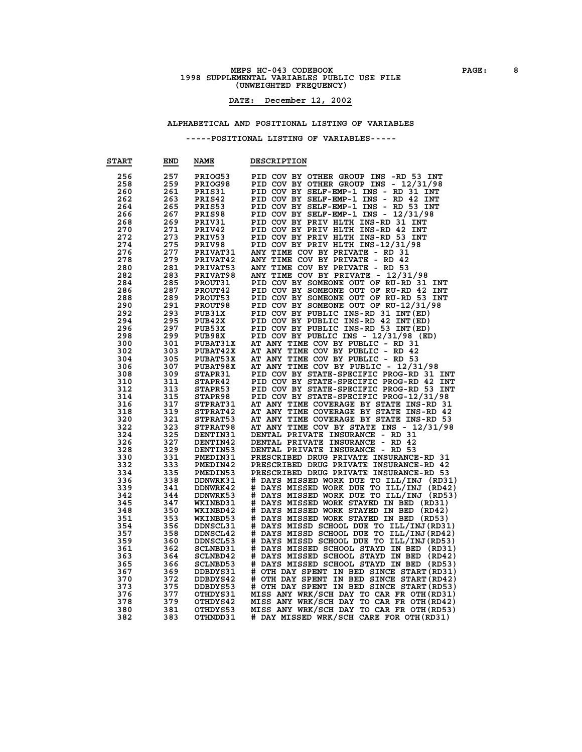MEPS HC-043 CODEBOOK
1998 SUPPLEMENTAL VARIABLES PUBLIC USE FILE
(UNWEIGHTED FREQUENCY)

**DATE: December 12, 2002**

**ALPHABETICAL AND POSITIONAL LISTING OF VARIABLES**

**-----POSITIONAL LISTING OF VARIABLES-----**

| START | END | NAME | DESCRIPTION |
|---|---|---|---|
| 256 | 257 | PRIOG53 | PID COV BY OTHER GROUP INS -RD 53 INT |
| 258 | 259 | PRIOG98 | PID COV BY OTHER GROUP INS - 12/31/98 |
| 260 | 261 | PRIS31 | PID COV BY SELF-EMP-1 INS - RD 31 INT |
| 262 | 263 | PRIS42 | PID COV BY SELF-EMP-1 INS - RD 42 INT |
| 264 | 265 | PRIS53 | PID COV BY SELF-EMP-1 INS - RD 53 INT |
| 266 | 267 | PRIS98 | PID COV BY SELF-EMP-1 INS - 12/31/98 |
| 268 | 269 | PRIV31 | PID COV BY PRIV HLTH INS-RD 31 INT |
| 270 | 271 | PRIV42 | PID COV BY PRIV HLTH INS-RD 42 INT |
| 272 | 273 | PRIV53 | PID COV BY PRIV HLTH INS-RD 53 INT |
| 274 | 275 | PRIV98 | PID COV BY PRIV HLTH INS-12/31/98 |
| 276 | 277 | PRIVAT31 | ANY TIME COV BY PRIVATE - RD 31 |
| 278 | 279 | PRIVAT42 | ANY TIME COV BY PRIVATE - RD 42 |
| 280 | 281 | PRIVAT53 | ANY TIME COV BY PRIVATE - RD 53 |
| 282 | 283 | PRIVAT98 | ANY TIME COV BY PRIVATE - 12/31/98 |
| 284 | 285 | PROUT31 | PID COV BY SOMEONE OUT OF RU-RD 31 INT |
| 286 | 287 | PROUT42 | PID COV BY SOMEONE OUT OF RU-RD 42 INT |
| 288 | 289 | PROUT53 | PID COV BY SOMEONE OUT OF RU-RD 53 INT |
| 290 | 291 | PROUT98 | PID COV BY SOMEONE OUT OF RU-12/31/98 |
| 292 | 293 | PUB31X | PID COV BY PUBLIC INS-RD 31 INT(ED) |
| 294 | 295 | PUB42X | PID COV BY PUBLIC INS-RD 42 INT(ED) |
| 296 | 297 | PUB53X | PID COV BY PUBLIC INS-RD 53 INT(ED) |
| 298 | 299 | PUB98X | PID COV BY PUBLIC INS - 12/31/98 (ED) |
| 300 | 301 | PUBAT31X | AT ANY TIME COV BY PUBLIC - RD 31 |
| 302 | 303 | PUBAT42X | AT ANY TIME COV BY PUBLIC - RD 42 |
| 304 | 305 | PUBAT53X | AT ANY TIME COV BY PUBLIC - RD 53 |
| 306 | 307 | PUBAT98X | AT ANY TIME COV BY PUBLIC - 12/31/98 |
| 308 | 309 | STAPR31 | PID COV BY STATE-SPECIFIC PROG-RD 31 INT |
| 310 | 311 | STAPR42 | PID COV BY STATE-SPECIFIC PROG-RD 42 INT |
| 312 | 313 | STAPR53 | PID COV BY STATE-SPECIFIC PROG-RD 53 INT |
| 314 | 315 | STAPR98 | PID COV BY STATE-SPECIFIC PROG-12/31/98 |
| 316 | 317 | STPRAT31 | AT ANY TIME COVERAGE BY STATE INS-RD 31 |
| 318 | 319 | STPRAT42 | AT ANY TIME COVERAGE BY STATE INS-RD 42 |
| 320 | 321 | STPRAT53 | AT ANY TIME COVERAGE BY STATE INS-RD 53 |
| 322 | 323 | STPRAT98 | AT ANY TIME COV BY STATE INS - 12/31/98 |
| 324 | 325 | DENTIN31 | DENTAL PRIVATE INSURANCE - RD 31 |
| 326 | 327 | DENTIN42 | DENTAL PRIVATE INSURANCE - RD 42 |
| 328 | 329 | DENTIN53 | DENTAL PRIVATE INSURANCE - RD 53 |
| 330 | 331 | PMEDIN31 | PRESCRIBED DRUG PRIVATE INSURANCE-RD 31 |
| 332 | 333 | PMEDIN42 | PRESCRIBED DRUG PRIVATE INSURANCE-RD 42 |
| 334 | 335 | PMEDIN53 | PRESCRIBED DRUG PRIVATE INSURANCE-RD 53 |
| 336 | 338 | DDNWRK31 | # DAYS MISSED WORK DUE TO ILL/INJ (RD31) |
| 339 | 341 | DDNWRK42 | # DAYS MISSED WORK DUE TO ILL/INJ (RD42) |
| 342 | 344 | DDNWRK53 | # DAYS MISSED WORK DUE TO ILL/INJ (RD53) |
| 345 | 347 | WKINBD31 | # DAYS MISSED WORK STAYED IN BED (RD31) |
| 348 | 350 | WKINBD42 | # DAYS MISSED WORK STAYED IN BED (RD42) |
| 351 | 353 | WKINBD53 | # DAYS MISSED WORK STAYED IN BED (RD53) |
| 354 | 356 | DDNSCL31 | # DAYS MISSD SCHOOL DUE TO ILL/INJ(RD31) |
| 357 | 358 | DDNSCL42 | # DAYS MISSD SCHOOL DUE TO ILL/INJ(RD42) |
| 359 | 360 | DDNSCL53 | # DAYS MISSD SCHOOL DUE TO ILL/INJ(RD53) |
| 361 | 362 | SCLNBD31 | # DAYS MISSED SCHOOL STAYD IN BED (RD31) |
| 363 | 364 | SCLNBD42 | # DAYS MISSED SCHOOL STAYD IN BED (RD42) |
| 365 | 366 | SCLNBD53 | # DAYS MISSED SCHOOL STAYD IN BED (RD53) |
| 367 | 369 | DDBDYS31 | # OTH DAY SPENT IN BED SINCE START(RD31) |
| 370 | 372 | DDBDYS42 | # OTH DAY SPENT IN BED SINCE START(RD42) |
| 373 | 375 | DDBDYS53 | # OTH DAY SPENT IN BED SINCE START(RD53) |
| 376 | 377 | OTHDYS31 | MISS ANY WRK/SCH DAY TO CAR FR OTH(RD31) |
| 378 | 379 | OTHDYS42 | MISS ANY WRK/SCH DAY TO CAR FR OTH(RD42) |
| 380 | 381 | OTHDYS53 | MISS ANY WRK/SCH DAY TO CAR FR OTH(RD53) |
| 382 | 383 | OTHNDD31 | # DAY MISSED WRK/SCH CARE FOR OTH(RD31) |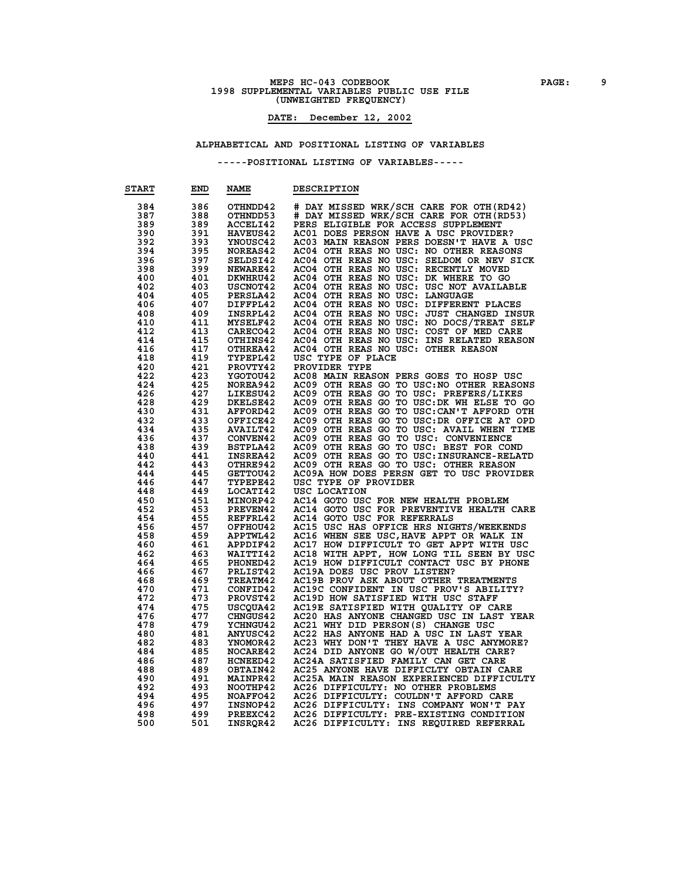MEPS HC-043 CODEBOOK
1998 SUPPLEMENTAL VARIABLES PUBLIC USE FILE
(UNWEIGHTED FREQUENCY)

**DATE: December 12, 2002**

ALPHABETICAL AND POSITIONAL LISTING OF VARIABLES

-----POSITIONAL LISTING OF VARIABLES-----

| START | END | NAME | DESCRIPTION |
|---|---|---|---|
| 384 | 386 | OTHNDD42 | # DAY MISSED WRK/SCH CARE FOR OTH(RD42) |
| 387 | 388 | OTHNDD53 | # DAY MISSED WRK/SCH CARE FOR OTH(RD53) |
| 389 | 389 | ACCELI42 | PERS ELIGIBLE FOR ACCESS SUPPLEMENT |
| 390 | 391 | HAVEUS42 | AC01 DOES PERSON HAVE A USC PROVIDER? |
| 392 | 393 | YNOUSC42 | AC03 MAIN REASON PERS DOESN'T HAVE A USC |
| 394 | 395 | NOREAS42 | AC04 OTH REAS NO USC: NO OTHER REASONS |
| 396 | 397 | SELDSI42 | AC04 OTH REAS NO USC: SELDOM OR NEV SICK |
| 398 | 399 | NEWARE42 | AC04 OTH REAS NO USC: RECENTLY MOVED |
| 400 | 401 | DKWHRU42 | AC04 OTH REAS NO USC: DK WHERE TO GO |
| 402 | 403 | USCNOT42 | AC04 OTH REAS NO USC: USC NOT AVAILABLE |
| 404 | 405 | PERSLA42 | AC04 OTH REAS NO USC: LANGUAGE |
| 406 | 407 | DIFFPL42 | AC04 OTH REAS NO USC: DIFFERENT PLACES |
| 408 | 409 | INSRPL42 | AC04 OTH REAS NO USC: JUST CHANGED INSUR |
| 410 | 411 | MYSELF42 | AC04 OTH REAS NO USC: NO DOCS/TREAT SELF |
| 412 | 413 | CARECO42 | AC04 OTH REAS NO USC: COST OF MED CARE |
| 414 | 415 | OTHINS42 | AC04 OTH REAS NO USC: INS RELATED REASON |
| 416 | 417 | OTHREA42 | AC04 OTH REAS NO USC: OTHER REASON |
| 418 | 419 | TYPEPL42 | USC TYPE OF PLACE |
| 420 | 421 | PROVTY42 | PROVIDER TYPE |
| 422 | 423 | YGOTOU42 | AC08 MAIN REASON PERS GOES TO HOSP USC |
| 424 | 425 | NOREA942 | AC09 OTH REAS GO TO USC:NO OTHER REASONS |
| 426 | 427 | LIKESU42 | AC09 OTH REAS GO TO USC: PREFERS/LIKES |
| 428 | 429 | DKELSE42 | AC09 OTH REAS GO TO USC:DK WH ELSE TO GO |
| 430 | 431 | AFFORD42 | AC09 OTH REAS GO TO USC:CAN'T AFFORD OTH |
| 432 | 433 | OFFICE42 | AC09 OTH REAS GO TO USC:DR OFFICE AT OPD |
| 434 | 435 | AVAILT42 | AC09 OTH REAS GO TO USC: AVAIL WHEN TIME |
| 436 | 437 | CONVEN42 | AC09 OTH REAS GO TO USC: CONVENIENCE |
| 438 | 439 | BSTPLA42 | AC09 OTH REAS GO TO USC: BEST FOR COND |
| 440 | 441 | INSREA42 | AC09 OTH REAS GO TO USC:INSURANCE-RELATD |
| 442 | 443 | OTHRE942 | AC09 OTH REAS GO TO USC: OTHER REASON |
| 444 | 445 | GETTOU42 | AC09A HOW DOES PERSN GET TO USC PROVIDER |
| 446 | 447 | TYPEPE42 | USC TYPE OF PROVIDER |
| 448 | 449 | LOCATI42 | USC LOCATION |
| 450 | 451 | MINORP42 | AC14 GOTO USC FOR NEW HEALTH PROBLEM |
| 452 | 453 | PREVEN42 | AC14 GOTO USC FOR PREVENTIVE HEALTH CARE |
| 454 | 455 | REFFRL42 | AC14 GOTO USC FOR REFERRALS |
| 456 | 457 | OFFHOU42 | AC15 USC HAS OFFICE HRS NIGHTS/WEEKENDS |
| 458 | 459 | APPTWL42 | AC16 WHEN SEE USC,HAVE APPT OR WALK IN |
| 460 | 461 | APPDIF42 | AC17 HOW DIFFICULT TO GET APPT WITH USC |
| 462 | 463 | WAITTI42 | AC18 WITH APPT, HOW LONG TIL SEEN BY USC |
| 464 | 465 | PHONED42 | AC19 HOW DIFFICULT CONTACT USC BY PHONE |
| 466 | 467 | PRLIST42 | AC19A DOES USC PROV LISTEN? |
| 468 | 469 | TREATM42 | AC19B PROV ASK ABOUT OTHER TREATMENTS |
| 470 | 471 | CONFID42 | AC19C CONFIDENT IN USC PROV'S ABILITY? |
| 472 | 473 | PROVST42 | AC19D HOW SATISFIED WITH USC STAFF |
| 474 | 475 | USCQUA42 | AC19E SATISFIED WITH QUALITY OF CARE |
| 476 | 477 | CHNGUS42 | AC20 HAS ANYONE CHANGED USC IN LAST YEAR |
| 478 | 479 | YCHNGU42 | AC21 WHY DID PERSON(S) CHANGE USC |
| 480 | 481 | ANYUSC42 | AC22 HAS ANYONE HAD A USC IN LAST YEAR |
| 482 | 483 | YNOMOR42 | AC23 WHY DON'T THEY HAVE A USC ANYMORE? |
| 484 | 485 | NOCARE42 | AC24 DID ANYONE GO W/OUT HEALTH CARE? |
| 486 | 487 | HCNEED42 | AC24A SATISFIED FAMILY CAN GET CARE |
| 488 | 489 | OBTAIN42 | AC25 ANYONE HAVE DIFFICLTY OBTAIN CARE |
| 490 | 491 | MAINPR42 | AC25A MAIN REASON EXPERIENCED DIFFICULTY |
| 492 | 493 | NOOTHP42 | AC26 DIFFICULTY: NO OTHER PROBLEMS |
| 494 | 495 | NOAFFO42 | AC26 DIFFICULTY: COULDN'T AFFORD CARE |
| 496 | 497 | INSNOP42 | AC26 DIFFICULTY: INS COMPANY WON'T PAY |
| 498 | 499 | PREEXC42 | AC26 DIFFICULTY: PRE-EXISTING CONDITION |
| 500 | 501 | INSRQR42 | AC26 DIFFICULTY: INS REQUIRED REFERRAL |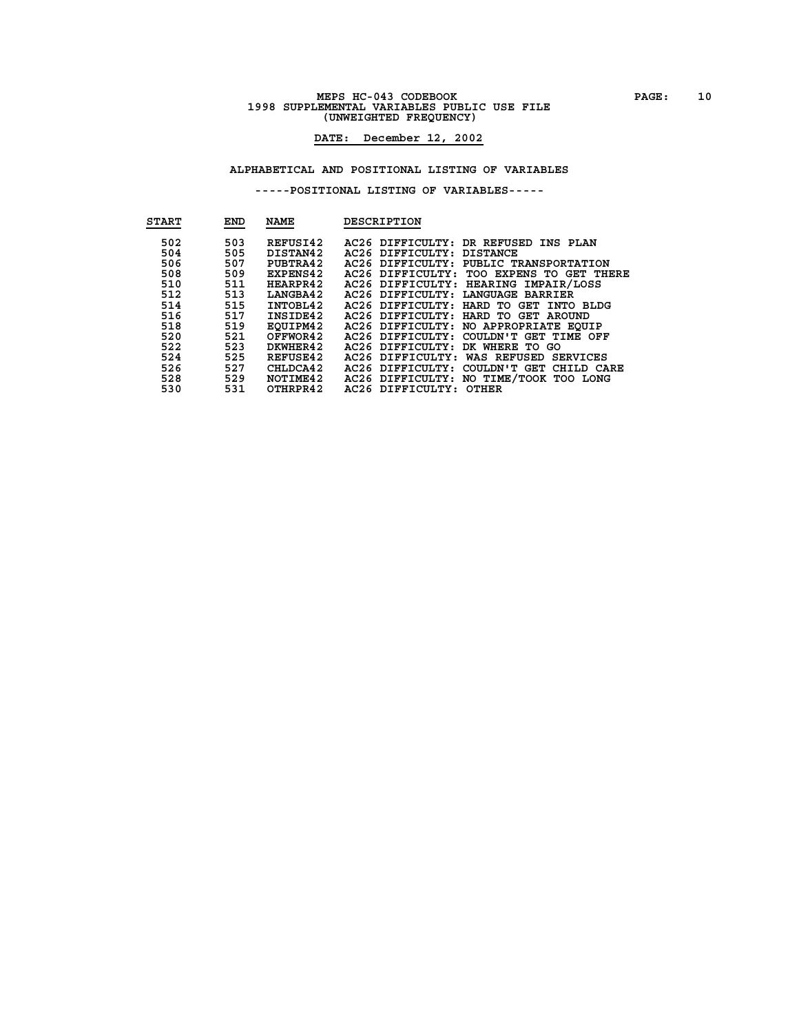MEPS HC-043 CODEBOOK
1998 SUPPLEMENTAL VARIABLES PUBLIC USE FILE
(UNWEIGHTED FREQUENCY)

**DATE: December 12, 2002**

ALPHABETICAL AND POSITIONAL LISTING OF VARIABLES

-----POSITIONAL LISTING OF VARIABLES-----

| START | END | NAME | DESCRIPTION |
|---|---|---|---|
| 502 | 503 | REFUSI42 | AC26 DIFFICULTY: DR REFUSED INS PLAN |
| 504 | 505 | DISTAN42 | AC26 DIFFICULTY: DISTANCE |
| 506 | 507 | PUBTRA42 | AC26 DIFFICULTY: PUBLIC TRANSPORTATION |
| 508 | 509 | EXPENS42 | AC26 DIFFICULTY: TOO EXPENS TO GET THERE |
| 510 | 511 | HEARPR42 | AC26 DIFFICULTY: HEARING IMPAIR/LOSS |
| 512 | 513 | LANGBA42 | AC26 DIFFICULTY: LANGUAGE BARRIER |
| 514 | 515 | INTOBL42 | AC26 DIFFICULTY: HARD TO GET INTO BLDG |
| 516 | 517 | INSIDE42 | AC26 DIFFICULTY: HARD TO GET AROUND |
| 518 | 519 | EQUIPM42 | AC26 DIFFICULTY: NO APPROPRIATE EQUIP |
| 520 | 521 | OFFWOR42 | AC26 DIFFICULTY: COULDN'T GET TIME OFF |
| 522 | 523 | DKWHER42 | AC26 DIFFICULTY: DK WHERE TO GO |
| 524 | 525 | REFUSE42 | AC26 DIFFICULTY: WAS REFUSED SERVICES |
| 526 | 527 | CHLDCA42 | AC26 DIFFICULTY: COULDN'T GET CHILD CARE |
| 528 | 529 | NOTIME42 | AC26 DIFFICULTY: NO TIME/TOOK TOO LONG |
| 530 | 531 | OTHRPR42 | AC26 DIFFICULTY: OTHER |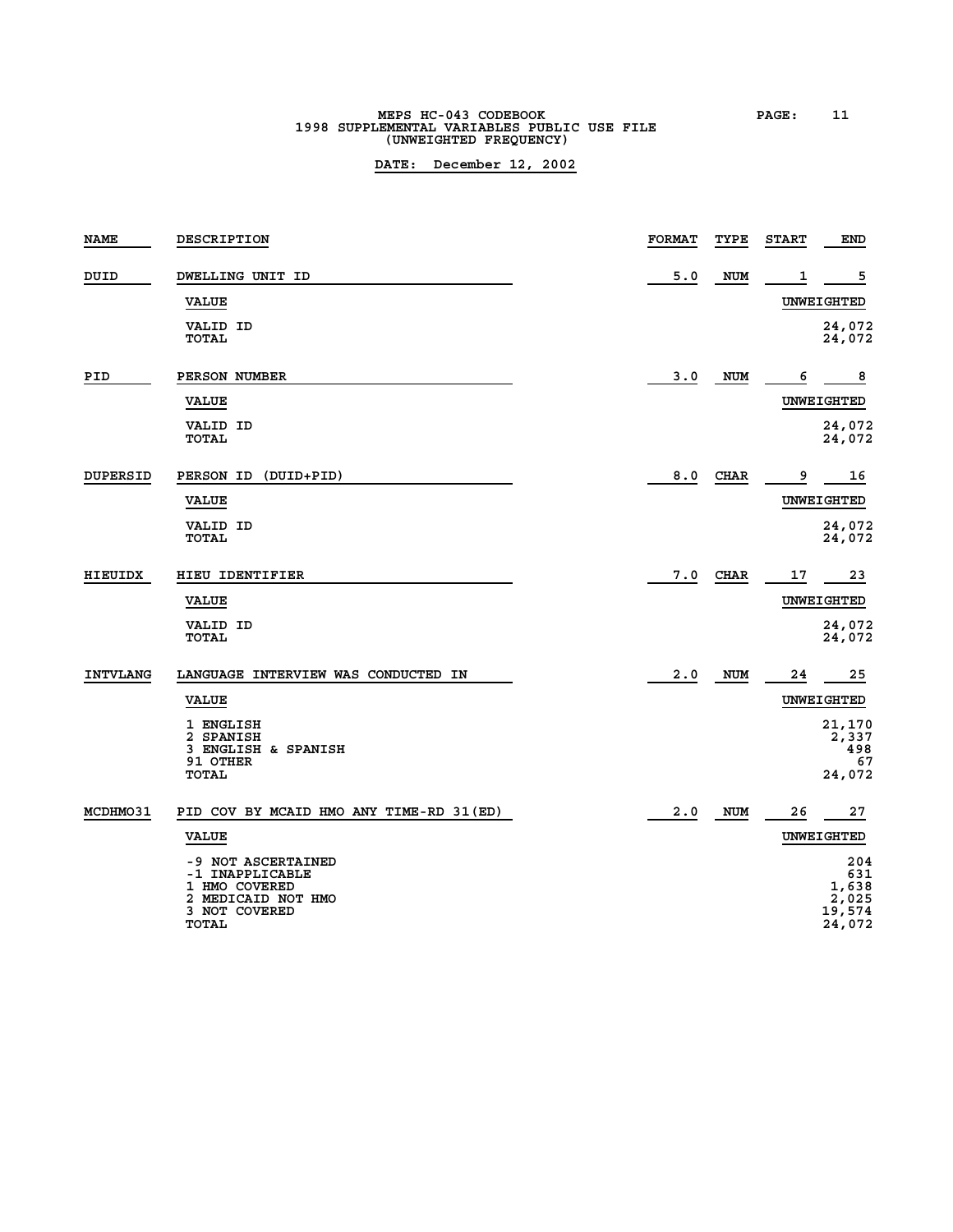MEPS HC-043 CODEBOOK
1998 SUPPLEMENTAL VARIABLES PUBLIC USE FILE
(UNWEIGHTED FREQUENCY)

**DATE: December 12, 2002**

| NAME | DESCRIPTION | FORMAT | TYPE | START | END |
|---|---|---|---|---|---|
| DUID | DWELLING UNIT ID | 5.0 | NUM | 1 | 5 |
| | **VALUE** | | | **UNWEIGHTED** | |
| | VALID ID | | | | 24,072 |
| | TOTAL | | | | 24,072 |
| PID | PERSON NUMBER | 3.0 | NUM | 6 | 8 |
| | **VALUE** | | | **UNWEIGHTED** | |
| | VALID ID | | | | 24,072 |
| | TOTAL | | | | 24,072 |
| DUPERSID | PERSON ID (DUID+PID) | 8.0 | CHAR | 9 | 16 |
| | **VALUE** | | | **UNWEIGHTED** | |
| | VALID ID | | | | 24,072 |
| | TOTAL | | | | 24,072 |
| HIEUIDX | HIEU IDENTIFIER | 7.0 | CHAR | 17 | 23 |
| | **VALUE** | | | **UNWEIGHTED** | |
| | VALID ID | | | | 24,072 |
| | TOTAL | | | | 24,072 |
| INTVLANG | LANGUAGE INTERVIEW WAS CONDUCTED IN | 2.0 | NUM | 24 | 25 |
| | **VALUE** | | | **UNWEIGHTED** | |
| | 1 ENGLISH | | | | 21,170 |
| | 2 SPANISH | | | | 2,337 |
| | 3 ENGLISH & SPANISH | | | | 498 |
| | 91 OTHER | | | | 67 |
| | TOTAL | | | | 24,072 |
| MCDHMO31 | PID COV BY MCAID HMO ANY TIME-RD 31(ED) | 2.0 | NUM | 26 | 27 |
| | **VALUE** | | | **UNWEIGHTED** | |
| | -9 NOT ASCERTAINED | | | | 204 |
| | -1 INAPPLICABLE | | | | 631 |
| | 1 HMO COVERED | | | | 1,638 |
| | 2 MEDICAID NOT HMO | | | | 2,025 |
| | 3 NOT COVERED | | | | 19,574 |
| | TOTAL | | | | 24,072 |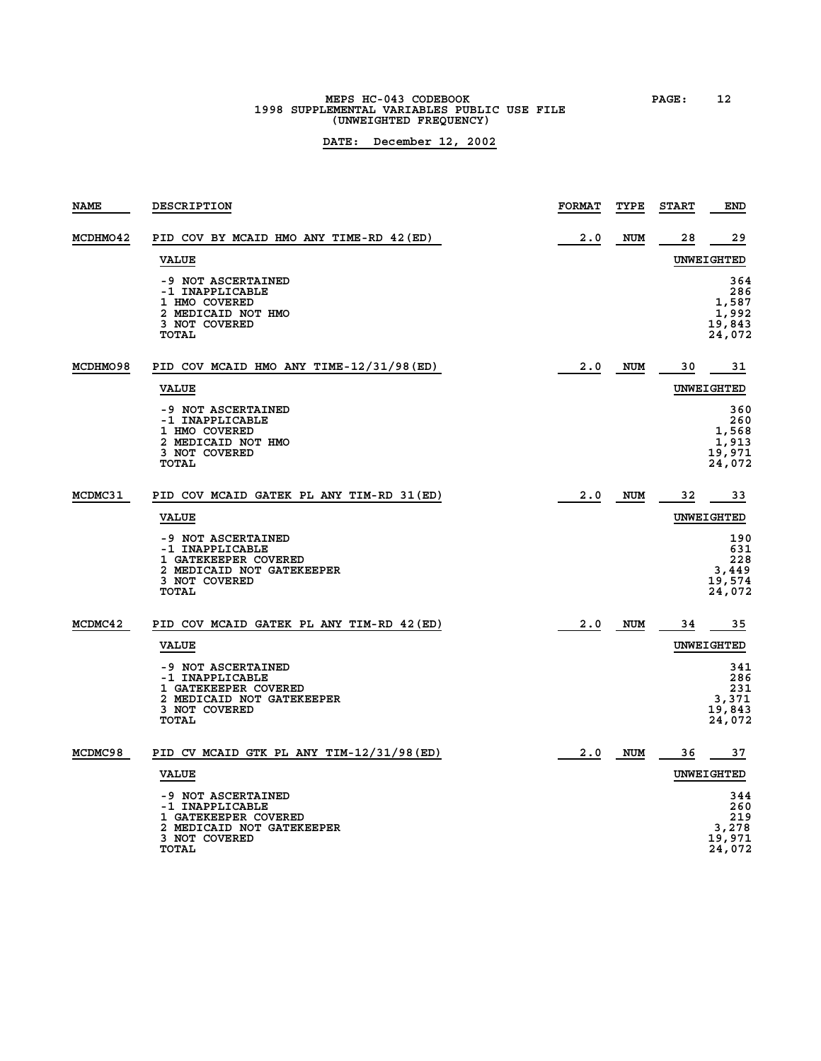MEPS HC-043 CODEBOOK
1998 SUPPLEMENTAL VARIABLES PUBLIC USE FILE
(UNWEIGHTED FREQUENCY)

**DATE: December 12, 2002**

| NAME | DESCRIPTION | FORMAT | TYPE | START | END |
|---|---|---|---|---|---|
| MCDHMO42 | PID COV BY MCAID HMO ANY TIME-RD 42(ED) | 2.0 | NUM | 28 | 29 |

| VALUE | UNWEIGHTED |
|---|---|
| -9 NOT ASCERTAINED | 364 |
| -1 INAPPLICABLE | 286 |
| 1 HMO COVERED | 1,587 |
| 2 MEDICAID NOT HMO | 1,992 |
| 3 NOT COVERED | 19,843 |
| TOTAL | 24,072 |

| NAME | DESCRIPTION | FORMAT | TYPE | START | END |
|---|---|---|---|---|---|
| MCDHMO98 | PID COV MCAID HMO ANY TIME-12/31/98(ED) | 2.0 | NUM | 30 | 31 |

| VALUE | UNWEIGHTED |
|---|---|
| -9 NOT ASCERTAINED | 360 |
| -1 INAPPLICABLE | 260 |
| 1 HMO COVERED | 1,568 |
| 2 MEDICAID NOT HMO | 1,913 |
| 3 NOT COVERED | 19,971 |
| TOTAL | 24,072 |

| NAME | DESCRIPTION | FORMAT | TYPE | START | END |
|---|---|---|---|---|---|
| MCDMC31 | PID COV MCAID GATEK PL ANY TIM-RD 31(ED) | 2.0 | NUM | 32 | 33 |

| VALUE | UNWEIGHTED |
|---|---|
| -9 NOT ASCERTAINED | 190 |
| -1 INAPPLICABLE | 631 |
| 1 GATEKEEPER COVERED | 228 |
| 2 MEDICAID NOT GATEKEEPER | 3,449 |
| 3 NOT COVERED | 19,574 |
| TOTAL | 24,072 |

| NAME | DESCRIPTION | FORMAT | TYPE | START | END |
|---|---|---|---|---|---|
| MCDMC42 | PID COV MCAID GATEK PL ANY TIM-RD 42(ED) | 2.0 | NUM | 34 | 35 |

| VALUE | UNWEIGHTED |
|---|---|
| -9 NOT ASCERTAINED | 341 |
| -1 INAPPLICABLE | 286 |
| 1 GATEKEEPER COVERED | 231 |
| 2 MEDICAID NOT GATEKEEPER | 3,371 |
| 3 NOT COVERED | 19,843 |
| TOTAL | 24,072 |

| NAME | DESCRIPTION | FORMAT | TYPE | START | END |
|---|---|---|---|---|---|
| MCDMC98 | PID CV MCAID GTK PL ANY TIM-12/31/98(ED) | 2.0 | NUM | 36 | 37 |

| VALUE | UNWEIGHTED |
|---|---|
| -9 NOT ASCERTAINED | 344 |
| -1 INAPPLICABLE | 260 |
| 1 GATEKEEPER COVERED | 219 |
| 2 MEDICAID NOT GATEKEEPER | 3,278 |
| 3 NOT COVERED | 19,971 |
| TOTAL | 24,072 |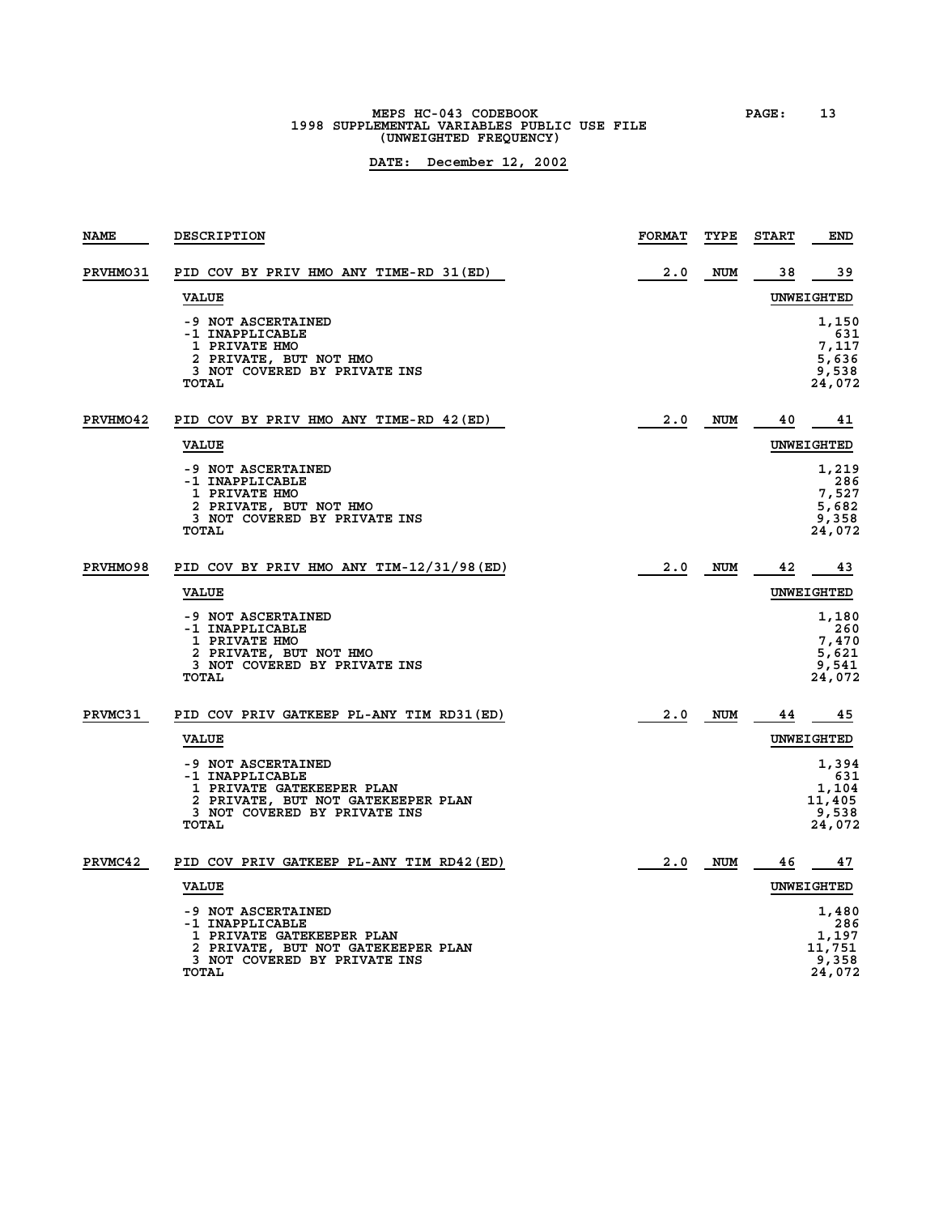| NAME | DESCRIPTION | FORMAT | TYPE | START | END |
|---|---|---|---|---|---|
| PRVHMO31 | PID COV BY PRIV HMO ANY TIME-RD 31(ED) | 2.0 | NUM | 38 | 39 |

| VALUE | UNWEIGHTED |
|---|---|
| -9 NOT ASCERTAINED | 1,150 |
| -1 INAPPLICABLE | 631 |
| 1 PRIVATE HMO | 7,117 |
| 2 PRIVATE, BUT NOT HMO | 5,636 |
| 3 NOT COVERED BY PRIVATE INS | 9,538 |
| TOTAL | 24,072 |

| NAME | DESCRIPTION | FORMAT | TYPE | START | END |
|---|---|---|---|---|---|
| PRVHMO42 | PID COV BY PRIV HMO ANY TIME-RD 42(ED) | 2.0 | NUM | 40 | 41 |

| VALUE | UNWEIGHTED |
|---|---|
| -9 NOT ASCERTAINED | 1,219 |
| -1 INAPPLICABLE | 286 |
| 1 PRIVATE HMO | 7,527 |
| 2 PRIVATE, BUT NOT HMO | 5,682 |
| 3 NOT COVERED BY PRIVATE INS | 9,358 |
| TOTAL | 24,072 |

| NAME | DESCRIPTION | FORMAT | TYPE | START | END |
|---|---|---|---|---|---|
| PRVHMO98 | PID COV BY PRIV HMO ANY TIM-12/31/98(ED) | 2.0 | NUM | 42 | 43 |

| VALUE | UNWEIGHTED |
|---|---|
| -9 NOT ASCERTAINED | 1,180 |
| -1 INAPPLICABLE | 260 |
| 1 PRIVATE HMO | 7,470 |
| 2 PRIVATE, BUT NOT HMO | 5,621 |
| 3 NOT COVERED BY PRIVATE INS | 9,541 |
| TOTAL | 24,072 |

| NAME | DESCRIPTION | FORMAT | TYPE | START | END |
|---|---|---|---|---|---|
| PRVMC31 | PID COV PRIV GATKEEP PL-ANY TIM RD31(ED) | 2.0 | NUM | 44 | 45 |

| VALUE | UNWEIGHTED |
|---|---|
| -9 NOT ASCERTAINED | 1,394 |
| -1 INAPPLICABLE | 631 |
| 1 PRIVATE GATEKEEPER PLAN | 1,104 |
| 2 PRIVATE, BUT NOT GATEKEEPER PLAN | 11,405 |
| 3 NOT COVERED BY PRIVATE INS | 9,538 |
| TOTAL | 24,072 |

| NAME | DESCRIPTION | FORMAT | TYPE | START | END |
|---|---|---|---|---|---|
| PRVMC42 | PID COV PRIV GATKEEP PL-ANY TIM RD42(ED) | 2.0 | NUM | 46 | 47 |

| VALUE | UNWEIGHTED |
|---|---|
| -9 NOT ASCERTAINED | 1,480 |
| -1 INAPPLICABLE | 286 |
| 1 PRIVATE GATEKEEPER PLAN | 1,197 |
| 2 PRIVATE, BUT NOT GATEKEEPER PLAN | 11,751 |
| 3 NOT COVERED BY PRIVATE INS | 9,358 |
| TOTAL | 24,072 |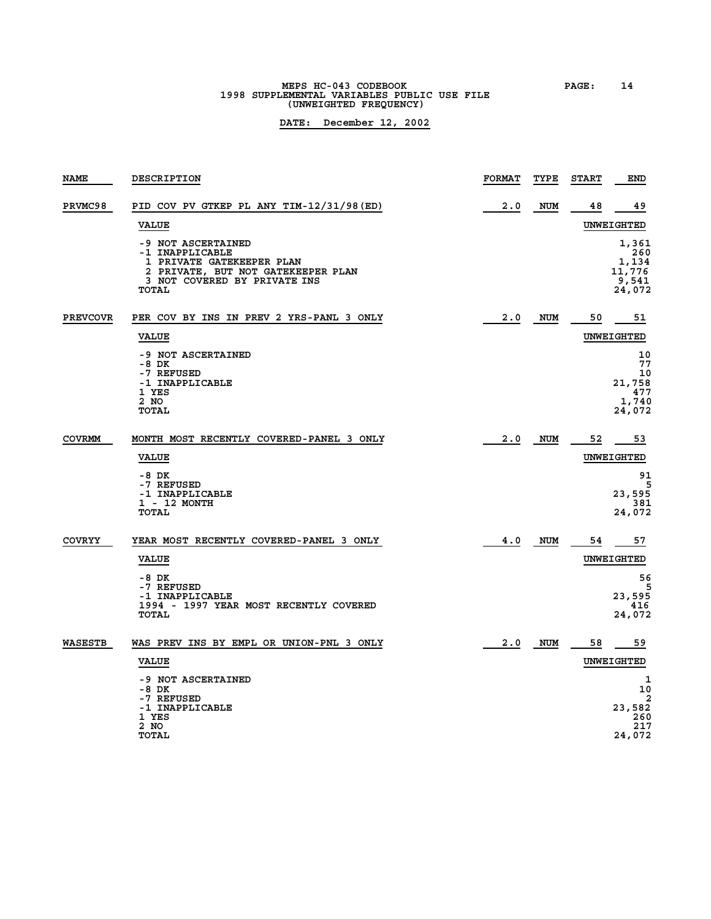MEPS HC-043 CODEBOOK
1998 SUPPLEMENTAL VARIABLES PUBLIC USE FILE
(UNWEIGHTED FREQUENCY)

**DATE: December 12, 2002**

| NAME | DESCRIPTION | FORMAT | TYPE | START | END |
|---|---|---|---|---|---|
| PRVMC98 | PID COV PV GTKEP PL ANY TIM-12/31/98(ED) | 2.0 | NUM | 48 | 49 |

| VALUE | UNWEIGHTED |
|---|---|
| -9 NOT ASCERTAINED | 1,361 |
| -1 INAPPLICABLE | 260 |
| 1 PRIVATE GATEKEEPER PLAN | 1,134 |
| 2 PRIVATE, BUT NOT GATEKEEPER PLAN | 11,776 |
| 3 NOT COVERED BY PRIVATE INS | 9,541 |
| TOTAL | 24,072 |

| NAME | DESCRIPTION | FORMAT | TYPE | START | END |
|---|---|---|---|---|---|
| PREVCOVR | PER COV BY INS IN PREV 2 YRS-PANL 3 ONLY | 2.0 | NUM | 50 | 51 |

| VALUE | UNWEIGHTED |
|---|---|
| -9 NOT ASCERTAINED | 10 |
| -8 DK | 77 |
| -7 REFUSED | 10 |
| -1 INAPPLICABLE | 21,758 |
| 1 YES | 477 |
| 2 NO | 1,740 |
| TOTAL | 24,072 |

| NAME | DESCRIPTION | FORMAT | TYPE | START | END |
|---|---|---|---|---|---|
| COVRMM | MONTH MOST RECENTLY COVERED-PANEL 3 ONLY | 2.0 | NUM | 52 | 53 |

| VALUE | UNWEIGHTED |
|---|---|
| -8 DK | 91 |
| -7 REFUSED | 5 |
| -1 INAPPLICABLE | 23,595 |
| 1 - 12 MONTH | 381 |
| TOTAL | 24,072 |

| NAME | DESCRIPTION | FORMAT | TYPE | START | END |
|---|---|---|---|---|---|
| COVRYY | YEAR MOST RECENTLY COVERED-PANEL 3 ONLY | 4.0 | NUM | 54 | 57 |

| VALUE | UNWEIGHTED |
|---|---|
| -8 DK | 56 |
| -7 REFUSED | 5 |
| -1 INAPPLICABLE | 23,595 |
| 1994 - 1997 YEAR MOST RECENTLY COVERED | 416 |
| TOTAL | 24,072 |

| NAME | DESCRIPTION | FORMAT | TYPE | START | END |
|---|---|---|---|---|---|
| WASESTB | WAS PREV INS BY EMPL OR UNION-PNL 3 ONLY | 2.0 | NUM | 58 | 59 |

| VALUE | UNWEIGHTED |
|---|---|
| -9 NOT ASCERTAINED | 1 |
| -8 DK | 10 |
| -7 REFUSED | 2 |
| -1 INAPPLICABLE | 23,582 |
| 1 YES | 260 |
| 2 NO | 217 |
| TOTAL | 24,072 |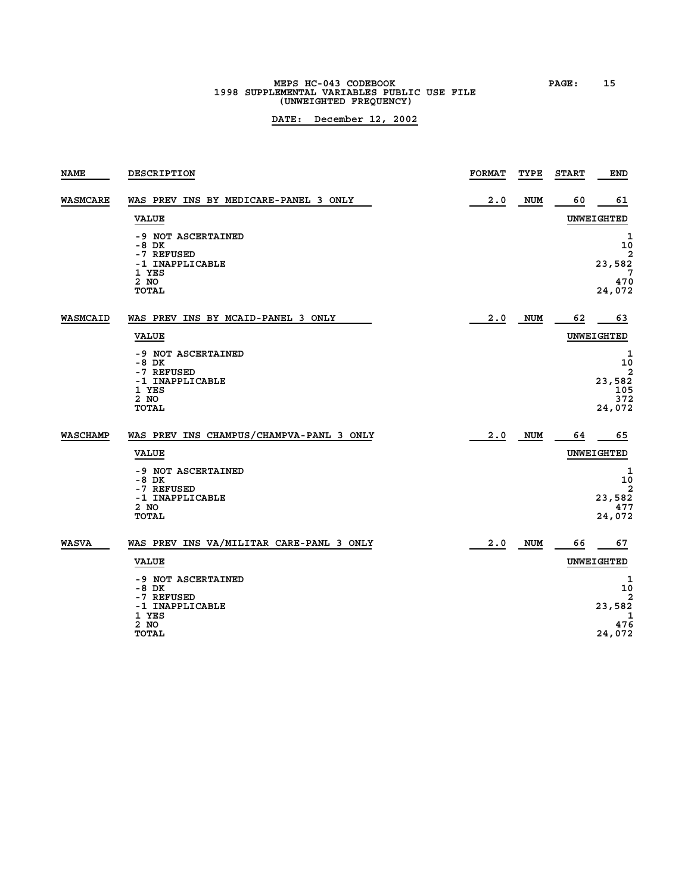| NAME | DESCRIPTION | FORMAT | TYPE | START | END |
|---|---|---|---|---|---|
| WASMCARE | WAS PREV INS BY MEDICARE-PANEL 3 ONLY | 2.0 | NUM | 60 | 61 |

| VALUE | UNWEIGHTED |
|---|---|
| -9 NOT ASCERTAINED | 1 |
| -8 DK | 10 |
| -7 REFUSED | 2 |
| -1 INAPPLICABLE | 23,582 |
| 1 YES | 7 |
| 2 NO | 470 |
| TOTAL | 24,072 |

| NAME | DESCRIPTION | FORMAT | TYPE | START | END |
|---|---|---|---|---|---|
| WASMCAID | WAS PREV INS BY MCAID-PANEL 3 ONLY | 2.0 | NUM | 62 | 63 |

| VALUE | UNWEIGHTED |
|---|---|
| -9 NOT ASCERTAINED | 1 |
| -8 DK | 10 |
| -7 REFUSED | 2 |
| -1 INAPPLICABLE | 23,582 |
| 1 YES | 105 |
| 2 NO | 372 |
| TOTAL | 24,072 |

| NAME | DESCRIPTION | FORMAT | TYPE | START | END |
|---|---|---|---|---|---|
| WASCHAMP | WAS PREV INS CHAMPUS/CHAMPVA-PANL 3 ONLY | 2.0 | NUM | 64 | 65 |

| VALUE | UNWEIGHTED |
|---|---|
| -9 NOT ASCERTAINED | 1 |
| -8 DK | 10 |
| -7 REFUSED | 2 |
| -1 INAPPLICABLE | 23,582 |
| 2 NO | 477 |
| TOTAL | 24,072 |

| NAME | DESCRIPTION | FORMAT | TYPE | START | END |
|---|---|---|---|---|---|
| WASVA | WAS PREV INS VA/MILITAR CARE-PANL 3 ONLY | 2.0 | NUM | 66 | 67 |

| VALUE | UNWEIGHTED |
|---|---|
| -9 NOT ASCERTAINED | 1 |
| -8 DK | 10 |
| -7 REFUSED | 2 |
| -1 INAPPLICABLE | 23,582 |
| 1 YES | 1 |
| 2 NO | 476 |
| TOTAL | 24,072 |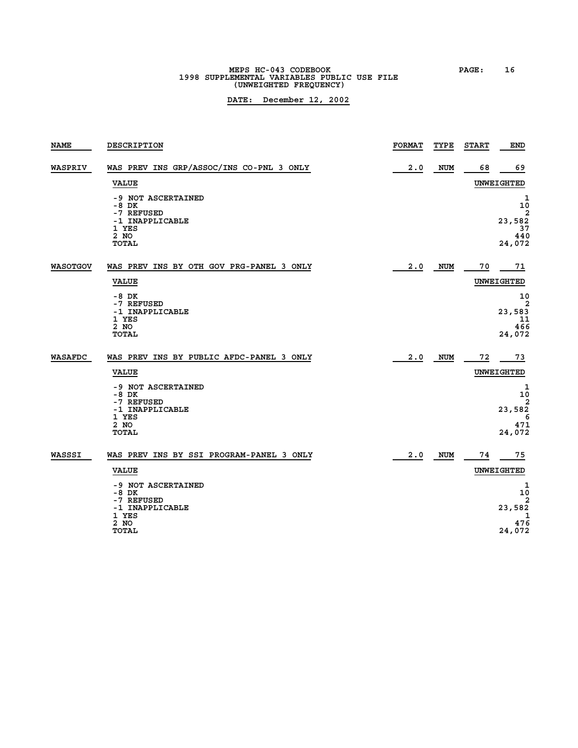# MEPS HC-043 CODEBOOK
## 1998 SUPPLEMENTAL VARIABLES PUBLIC USE FILE
## (UNWEIGHTED FREQUENCY)

**DATE: December 12, 2002**

| NAME | DESCRIPTION | FORMAT | TYPE | START | END |
|---|---|---|---|---|---|
| WASPRIV | WAS PREV INS GRP/ASSOC/INS CO-PNL 3 ONLY | 2.0 | NUM | 68 | 69 |

| VALUE | UNWEIGHTED |
|---|---|
| -9 NOT ASCERTAINED | 1 |
| -8 DK | 10 |
| -7 REFUSED | 2 |
| -1 INAPPLICABLE | 23,582 |
| 1 YES | 37 |
| 2 NO | 440 |
| TOTAL | 24,072 |

| NAME | DESCRIPTION | FORMAT | TYPE | START | END |
|---|---|---|---|---|---|
| WASOTGOV | WAS PREV INS BY OTH GOV PRG-PANEL 3 ONLY | 2.0 | NUM | 70 | 71 |

| VALUE | UNWEIGHTED |
|---|---|
| -8 DK | 10 |
| -7 REFUSED | 2 |
| -1 INAPPLICABLE | 23,583 |
| 1 YES | 11 |
| 2 NO | 466 |
| TOTAL | 24,072 |

| NAME | DESCRIPTION | FORMAT | TYPE | START | END |
|---|---|---|---|---|---|
| WASAFDC | WAS PREV INS BY PUBLIC AFDC-PANEL 3 ONLY | 2.0 | NUM | 72 | 73 |

| VALUE | UNWEIGHTED |
|---|---|
| -9 NOT ASCERTAINED | 1 |
| -8 DK | 10 |
| -7 REFUSED | 2 |
| -1 INAPPLICABLE | 23,582 |
| 1 YES | 6 |
| 2 NO | 471 |
| TOTAL | 24,072 |

| NAME | DESCRIPTION | FORMAT | TYPE | START | END |
|---|---|---|---|---|---|
| WASSSI | WAS PREV INS BY SSI PROGRAM-PANEL 3 ONLY | 2.0 | NUM | 74 | 75 |

| VALUE | UNWEIGHTED |
|---|---|
| -9 NOT ASCERTAINED | 1 |
| -8 DK | 10 |
| -7 REFUSED | 2 |
| -1 INAPPLICABLE | 23,582 |
| 1 YES | 1 |
| 2 NO | 476 |
| TOTAL | 24,072 |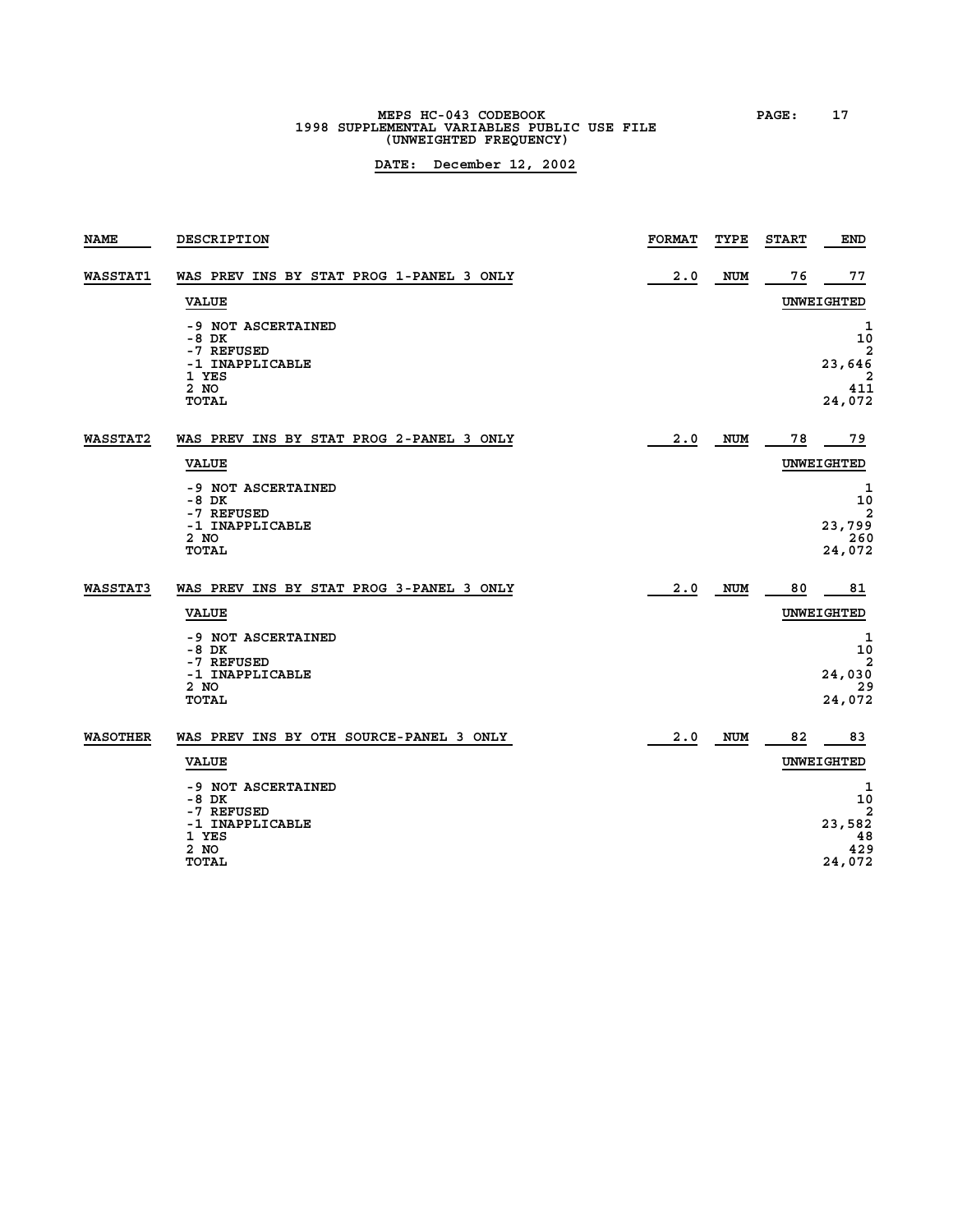MEPS HC-043 CODEBOOK
1998 SUPPLEMENTAL VARIABLES PUBLIC USE FILE
(UNWEIGHTED FREQUENCY)

**DATE: December 12, 2002**

| NAME | DESCRIPTION | FORMAT | TYPE | START | END |
|---|---|---|---|---|---|
| WASSTAT1 | WAS PREV INS BY STAT PROG 1-PANEL 3 ONLY | 2.0 | NUM | 76 | 77 |

| VALUE | UNWEIGHTED |
|---|---|
| -9 NOT ASCERTAINED | 1 |
| -8 DK | 10 |
| -7 REFUSED | 2 |
| -1 INAPPLICABLE | 23,646 |
| 1 YES | 2 |
| 2 NO | 411 |
| TOTAL | 24,072 |

| NAME | DESCRIPTION | FORMAT | TYPE | START | END |
|---|---|---|---|---|---|
| WASSTAT2 | WAS PREV INS BY STAT PROG 2-PANEL 3 ONLY | 2.0 | NUM | 78 | 79 |

| VALUE | UNWEIGHTED |
|---|---|
| -9 NOT ASCERTAINED | 1 |
| -8 DK | 10 |
| -7 REFUSED | 2 |
| -1 INAPPLICABLE | 23,799 |
| 2 NO | 260 |
| TOTAL | 24,072 |

| NAME | DESCRIPTION | FORMAT | TYPE | START | END |
|---|---|---|---|---|---|
| WASSTAT3 | WAS PREV INS BY STAT PROG 3-PANEL 3 ONLY | 2.0 | NUM | 80 | 81 |

| VALUE | UNWEIGHTED |
|---|---|
| -9 NOT ASCERTAINED | 1 |
| -8 DK | 10 |
| -7 REFUSED | 2 |
| -1 INAPPLICABLE | 24,030 |
| 2 NO | 29 |
| TOTAL | 24,072 |

| NAME | DESCRIPTION | FORMAT | TYPE | START | END |
|---|---|---|---|---|---|
| WASOTHER | WAS PREV INS BY OTH SOURCE-PANEL 3 ONLY | 2.0 | NUM | 82 | 83 |

| VALUE | UNWEIGHTED |
|---|---|
| -9 NOT ASCERTAINED | 1 |
| -8 DK | 10 |
| -7 REFUSED | 2 |
| -1 INAPPLICABLE | 23,582 |
| 1 YES | 48 |
| 2 NO | 429 |
| TOTAL | 24,072 |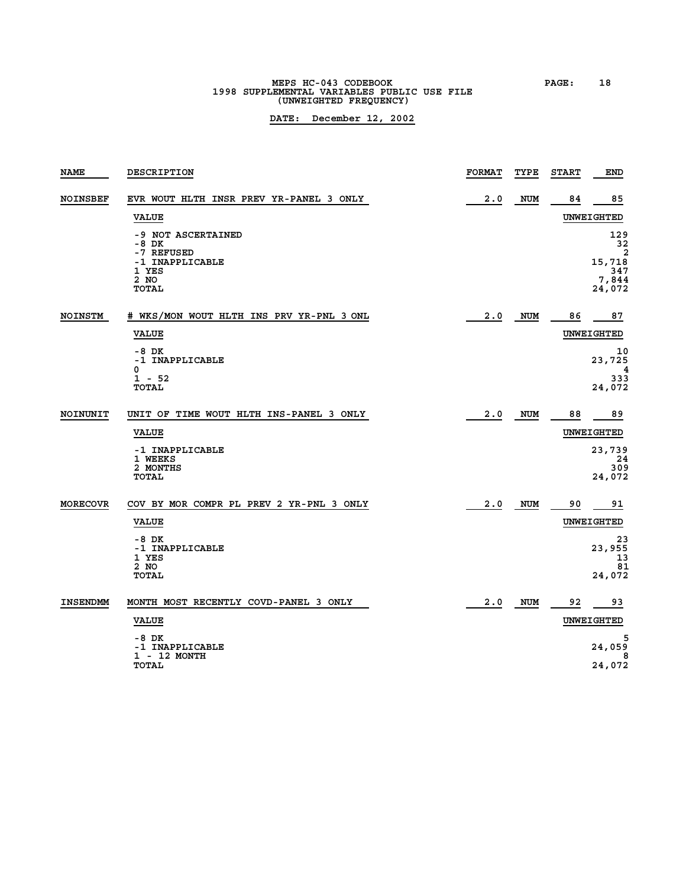| NAME | DESCRIPTION | FORMAT | TYPE | START | END |
|---|---|---|---|---|---|
| NOINSBEF | EVR WOUT HLTH INSR PREV YR-PANEL 3 ONLY | 2.0 | NUM | 84 | 85 |
| | **VALUE** | | | | **UNWEIGHTED** |
| | -9 NOT ASCERTAINED | | | | 129 |
| | -8 DK | | | | 32 |
| | -7 REFUSED | | | | 2 |
| | -1 INAPPLICABLE | | | | 15,718 |
| | 1 YES | | | | 347 |
| | 2 NO | | | | 7,844 |
| | TOTAL | | | | 24,072 |
| NOINSTM | # WKS/MON WOUT HLTH INS PRV YR-PNL 3 ONL | 2.0 | NUM | 86 | 87 |
| | **VALUE** | | | | **UNWEIGHTED** |
| | -8 DK | | | | 10 |
| | -1 INAPPLICABLE | | | | 23,725 |
| | 0 | | | | 4 |
| | 1 - 52 | | | | 333 |
| | TOTAL | | | | 24,072 |
| NOINUNIT | UNIT OF TIME WOUT HLTH INS-PANEL 3 ONLY | 2.0 | NUM | 88 | 89 |
| | **VALUE** | | | | **UNWEIGHTED** |
| | -1 INAPPLICABLE | | | | 23,739 |
| | 1 WEEKS | | | | 24 |
| | 2 MONTHS | | | | 309 |
| | TOTAL | | | | 24,072 |
| MORECOVR | COV BY MOR COMPR PL PREV 2 YR-PNL 3 ONLY | 2.0 | NUM | 90 | 91 |
| | **VALUE** | | | | **UNWEIGHTED** |
| | -8 DK | | | | 23 |
| | -1 INAPPLICABLE | | | | 23,955 |
| | 1 YES | | | | 13 |
| | 2 NO | | | | 81 |
| | TOTAL | | | | 24,072 |
| INSENDMM | MONTH MOST RECENTLY COVD-PANEL 3 ONLY | 2.0 | NUM | 92 | 93 |
| | **VALUE** | | | | **UNWEIGHTED** |
| | -8 DK | | | | 5 |
| | -1 INAPPLICABLE | | | | 24,059 |
| | 1 - 12 MONTH | | | | 8 |
| | TOTAL | | | | 24,072 |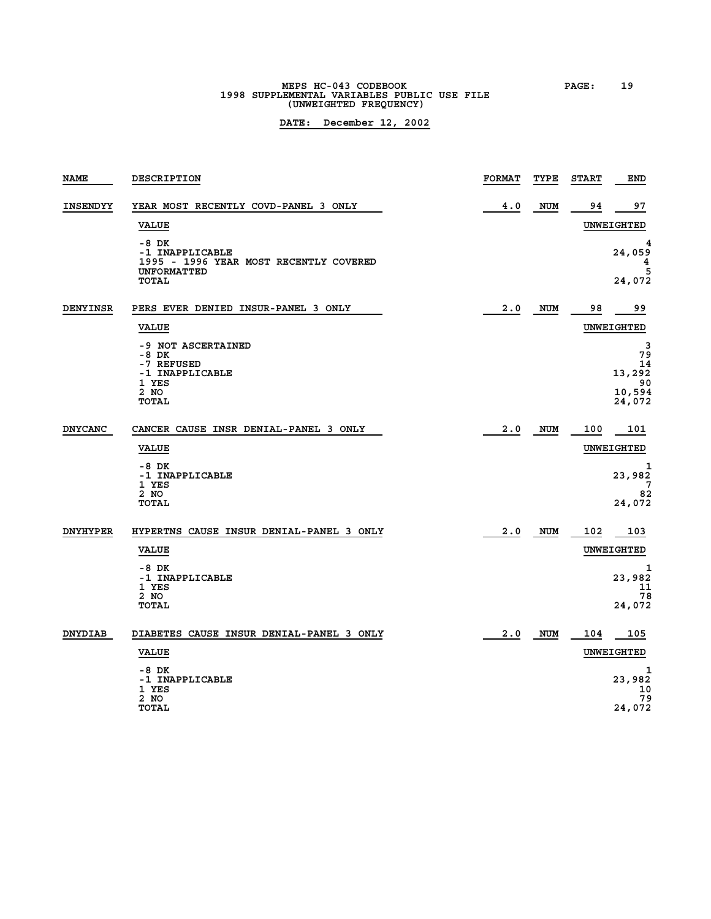| NAME | DESCRIPTION | FORMAT | TYPE | START | END |
|---|---|---|---|---|---|
| INSENDYY | YEAR MOST RECENTLY COVD-PANEL 3 ONLY | 4.0 | NUM | 94 | 97 |

| VALUE | UNWEIGHTED |
|---|---|
| -8 DK | 4 |
| -1 INAPPLICABLE | 24,059 |
| 1995 - 1996 YEAR MOST RECENTLY COVERED | 4 |
| UNFORMATTED | 5 |
| TOTAL | 24,072 |

| NAME | DESCRIPTION | FORMAT | TYPE | START | END |
|---|---|---|---|---|---|
| DENYINSR | PERS EVER DENIED INSUR-PANEL 3 ONLY | 2.0 | NUM | 98 | 99 |

| VALUE | UNWEIGHTED |
|---|---|
| -9 NOT ASCERTAINED | 3 |
| -8 DK | 79 |
| -7 REFUSED | 14 |
| -1 INAPPLICABLE | 13,292 |
| 1 YES | 90 |
| 2 NO | 10,594 |
| TOTAL | 24,072 |

| NAME | DESCRIPTION | FORMAT | TYPE | START | END |
|---|---|---|---|---|---|
| DNYCANC | CANCER CAUSE INSR DENIAL-PANEL 3 ONLY | 2.0 | NUM | 100 | 101 |

| VALUE | UNWEIGHTED |
|---|---|
| -8 DK | 1 |
| -1 INAPPLICABLE | 23,982 |
| 1 YES | 7 |
| 2 NO | 82 |
| TOTAL | 24,072 |

| NAME | DESCRIPTION | FORMAT | TYPE | START | END |
|---|---|---|---|---|---|
| DNYHYPER | HYPERTNS CAUSE INSUR DENIAL-PANEL 3 ONLY | 2.0 | NUM | 102 | 103 |

| VALUE | UNWEIGHTED |
|---|---|
| -8 DK | 1 |
| -1 INAPPLICABLE | 23,982 |
| 1 YES | 11 |
| 2 NO | 78 |
| TOTAL | 24,072 |

| NAME | DESCRIPTION | FORMAT | TYPE | START | END |
|---|---|---|---|---|---|
| DNYDIAB | DIABETES CAUSE INSUR DENIAL-PANEL 3 ONLY | 2.0 | NUM | 104 | 105 |

| VALUE | UNWEIGHTED |
|---|---|
| -8 DK | 1 |
| -1 INAPPLICABLE | 23,982 |
| 1 YES | 10 |
| 2 NO | 79 |
| TOTAL | 24,072 |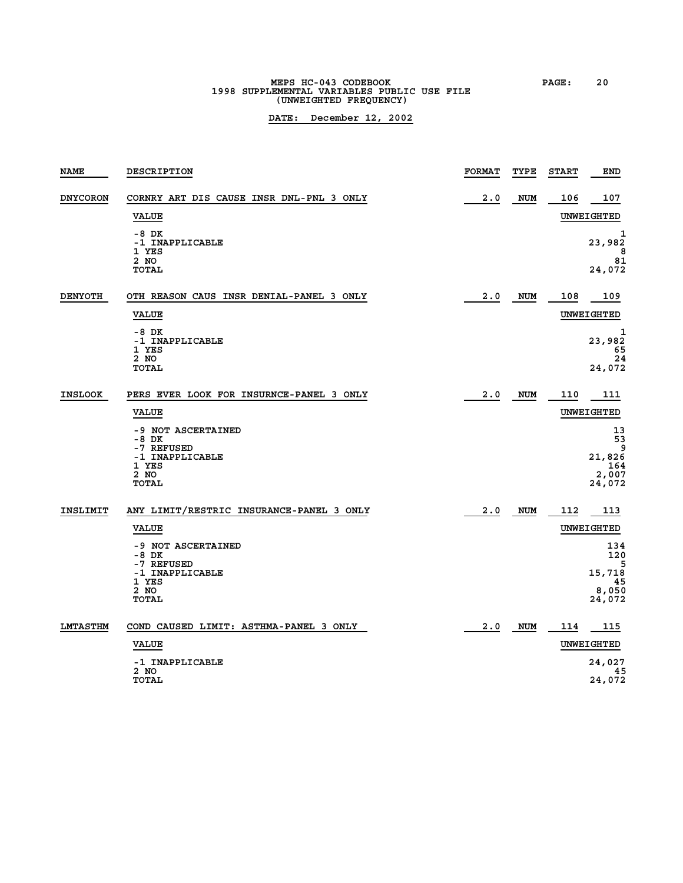| NAME | DESCRIPTION | FORMAT | TYPE | START | END |
|---|---|---|---|---|---|
| DNYCORON | CORNRY ART DIS CAUSE INSR DNL-PNL 3 ONLY | 2.0 | NUM | 106 | 107 |

| VALUE | UNWEIGHTED |
|---|---|
| -8 DK | 1 |
| -1 INAPPLICABLE | 23,982 |
| 1 YES | 8 |
| 2 NO | 81 |
| TOTAL | 24,072 |

| NAME | DESCRIPTION | FORMAT | TYPE | START | END |
|---|---|---|---|---|---|
| DENYOTH | OTH REASON CAUS INSR DENIAL-PANEL 3 ONLY | 2.0 | NUM | 108 | 109 |

| VALUE | UNWEIGHTED |
|---|---|
| -8 DK | 1 |
| -1 INAPPLICABLE | 23,982 |
| 1 YES | 65 |
| 2 NO | 24 |
| TOTAL | 24,072 |

| NAME | DESCRIPTION | FORMAT | TYPE | START | END |
|---|---|---|---|---|---|
| INSLOOK | PERS EVER LOOK FOR INSURNCE-PANEL 3 ONLY | 2.0 | NUM | 110 | 111 |

| VALUE | UNWEIGHTED |
|---|---|
| -9 NOT ASCERTAINED | 13 |
| -8 DK | 53 |
| -7 REFUSED | 9 |
| -1 INAPPLICABLE | 21,826 |
| 1 YES | 164 |
| 2 NO | 2,007 |
| TOTAL | 24,072 |

| NAME | DESCRIPTION | FORMAT | TYPE | START | END |
|---|---|---|---|---|---|
| INSLIMIT | ANY LIMIT/RESTRIC INSURANCE-PANEL 3 ONLY | 2.0 | NUM | 112 | 113 |

| VALUE | UNWEIGHTED |
|---|---|
| -9 NOT ASCERTAINED | 134 |
| -8 DK | 120 |
| -7 REFUSED | 5 |
| -1 INAPPLICABLE | 15,718 |
| 1 YES | 45 |
| 2 NO | 8,050 |
| TOTAL | 24,072 |

| NAME | DESCRIPTION | FORMAT | TYPE | START | END |
|---|---|---|---|---|---|
| LMTASTHM | COND CAUSED LIMIT: ASTHMA-PANEL 3 ONLY | 2.0 | NUM | 114 | 115 |

| VALUE | UNWEIGHTED |
|---|---|
| -1 INAPPLICABLE | 24,027 |
| 2 NO | 45 |
| TOTAL | 24,072 |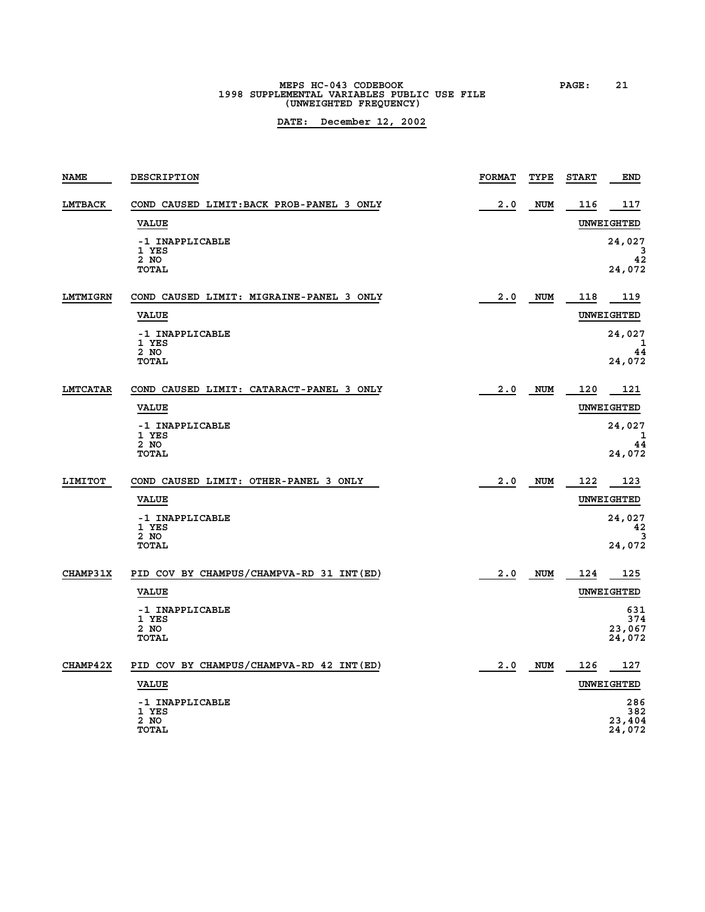MEPS HC-043 CODEBOOK
1998 SUPPLEMENTAL VARIABLES PUBLIC USE FILE
(UNWEIGHTED FREQUENCY)

**DATE: December 12, 2002**

| NAME | DESCRIPTION | FORMAT | TYPE | START | END |
|---|---|---|---|---|---|
| LMTBACK | COND CAUSED LIMIT:BACK PROB-PANEL 3 ONLY | 2.0 | NUM | 116 | 117 |

| VALUE | UNWEIGHTED |
|---|---|
| -1 INAPPLICABLE | 24,027 |
| 1 YES | 3 |
| 2 NO | 42 |
| TOTAL | 24,072 |

| NAME | DESCRIPTION | FORMAT | TYPE | START | END |
|---|---|---|---|---|---|
| LMTMIGRN | COND CAUSED LIMIT: MIGRAINE-PANEL 3 ONLY | 2.0 | NUM | 118 | 119 |

| VALUE | UNWEIGHTED |
|---|---|
| -1 INAPPLICABLE | 24,027 |
| 1 YES | 1 |
| 2 NO | 44 |
| TOTAL | 24,072 |

| NAME | DESCRIPTION | FORMAT | TYPE | START | END |
|---|---|---|---|---|---|
| LMTCATAR | COND CAUSED LIMIT: CATARACT-PANEL 3 ONLY | 2.0 | NUM | 120 | 121 |

| VALUE | UNWEIGHTED |
|---|---|
| -1 INAPPLICABLE | 24,027 |
| 1 YES | 1 |
| 2 NO | 44 |
| TOTAL | 24,072 |

| NAME | DESCRIPTION | FORMAT | TYPE | START | END |
|---|---|---|---|---|---|
| LIMITOT | COND CAUSED LIMIT: OTHER-PANEL 3 ONLY | 2.0 | NUM | 122 | 123 |

| VALUE | UNWEIGHTED |
|---|---|
| -1 INAPPLICABLE | 24,027 |
| 1 YES | 42 |
| 2 NO | 3 |
| TOTAL | 24,072 |

| NAME | DESCRIPTION | FORMAT | TYPE | START | END |
|---|---|---|---|---|---|
| CHAMP31X | PID COV BY CHAMPUS/CHAMPVA-RD 31 INT(ED) | 2.0 | NUM | 124 | 125 |

| VALUE | UNWEIGHTED |
|---|---|
| -1 INAPPLICABLE | 631 |
| 1 YES | 374 |
| 2 NO | 23,067 |
| TOTAL | 24,072 |

| NAME | DESCRIPTION | FORMAT | TYPE | START | END |
|---|---|---|---|---|---|
| CHAMP42X | PID COV BY CHAMPUS/CHAMPVA-RD 42 INT(ED) | 2.0 | NUM | 126 | 127 |

| VALUE | UNWEIGHTED |
|---|---|
| -1 INAPPLICABLE | 286 |
| 1 YES | 382 |
| 2 NO | 23,404 |
| TOTAL | 24,072 |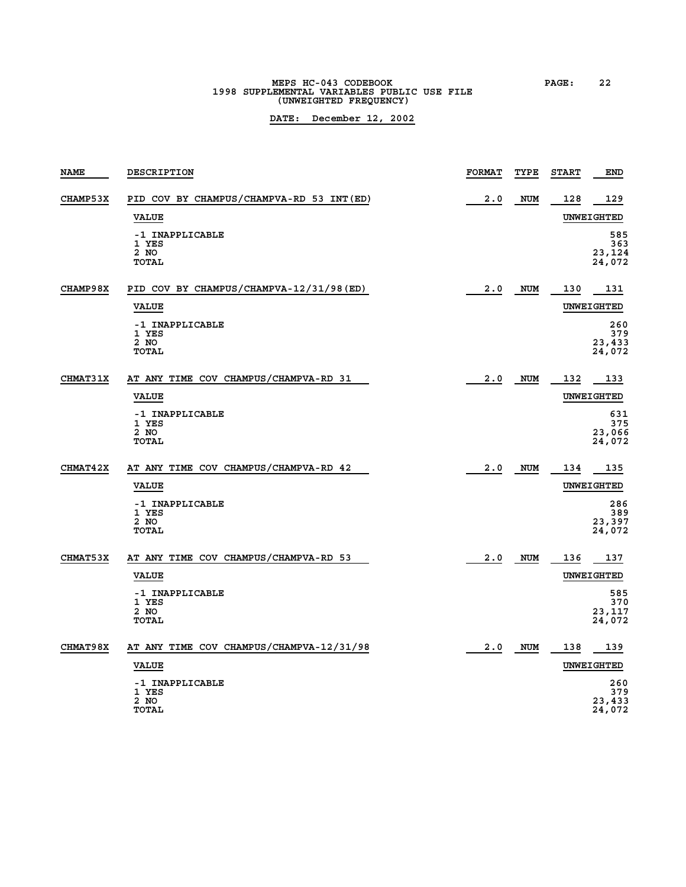| NAME | DESCRIPTION | FORMAT | TYPE | START | END |
|---|---|---|---|---|---|
| CHAMP53X | PID COV BY CHAMPUS/CHAMPVA-RD 53 INT(ED) | 2.0 | NUM | 128 | 129 |

| VALUE | UNWEIGHTED |
|---|---|
| -1 INAPPLICABLE | 585 |
| 1 YES | 363 |
| 2 NO | 23,124 |
| TOTAL | 24,072 |

| NAME | DESCRIPTION | FORMAT | TYPE | START | END |
|---|---|---|---|---|---|
| CHAMP98X | PID COV BY CHAMPUS/CHAMPVA-12/31/98(ED) | 2.0 | NUM | 130 | 131 |

| VALUE | UNWEIGHTED |
|---|---|
| -1 INAPPLICABLE | 260 |
| 1 YES | 379 |
| 2 NO | 23,433 |
| TOTAL | 24,072 |

| NAME | DESCRIPTION | FORMAT | TYPE | START | END |
|---|---|---|---|---|---|
| CHMAT31X | AT ANY TIME COV CHAMPUS/CHAMPVA-RD 31 | 2.0 | NUM | 132 | 133 |

| VALUE | UNWEIGHTED |
|---|---|
| -1 INAPPLICABLE | 631 |
| 1 YES | 375 |
| 2 NO | 23,066 |
| TOTAL | 24,072 |

| NAME | DESCRIPTION | FORMAT | TYPE | START | END |
|---|---|---|---|---|---|
| CHMAT42X | AT ANY TIME COV CHAMPUS/CHAMPVA-RD 42 | 2.0 | NUM | 134 | 135 |

| VALUE | UNWEIGHTED |
|---|---|
| -1 INAPPLICABLE | 286 |
| 1 YES | 389 |
| 2 NO | 23,397 |
| TOTAL | 24,072 |

| NAME | DESCRIPTION | FORMAT | TYPE | START | END |
|---|---|---|---|---|---|
| CHMAT53X | AT ANY TIME COV CHAMPUS/CHAMPVA-RD 53 | 2.0 | NUM | 136 | 137 |

| VALUE | UNWEIGHTED |
|---|---|
| -1 INAPPLICABLE | 585 |
| 1 YES | 370 |
| 2 NO | 23,117 |
| TOTAL | 24,072 |

| NAME | DESCRIPTION | FORMAT | TYPE | START | END |
|---|---|---|---|---|---|
| CHMAT98X | AT ANY TIME COV CHAMPUS/CHAMPVA-12/31/98 | 2.0 | NUM | 138 | 139 |

| VALUE | UNWEIGHTED |
|---|---|
| -1 INAPPLICABLE | 260 |
| 1 YES | 379 |
| 2 NO | 23,433 |
| TOTAL | 24,072 |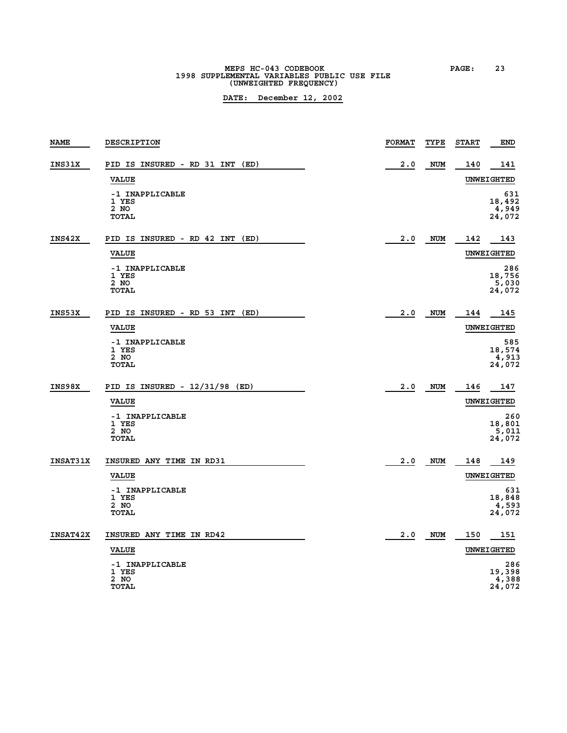MEPS HC-043 CODEBOOK
1998 SUPPLEMENTAL VARIABLES PUBLIC USE FILE
(UNWEIGHTED FREQUENCY)

**DATE: December 12, 2002**

| NAME | DESCRIPTION | FORMAT | TYPE | START | END |
|---|---|---|---|---|---|
| INS31X | PID IS INSURED - RD 31 INT (ED) | 2.0 | NUM | 140 | 141 |

| VALUE | UNWEIGHTED |
|---|---|
| -1 INAPPLICABLE | 631 |
| 1 YES | 18,492 |
| 2 NO | 4,949 |
| TOTAL | 24,072 |

| NAME | DESCRIPTION | FORMAT | TYPE | START | END |
|---|---|---|---|---|---|
| INS42X | PID IS INSURED - RD 42 INT (ED) | 2.0 | NUM | 142 | 143 |

| VALUE | UNWEIGHTED |
|---|---|
| -1 INAPPLICABLE | 286 |
| 1 YES | 18,756 |
| 2 NO | 5,030 |
| TOTAL | 24,072 |

| NAME | DESCRIPTION | FORMAT | TYPE | START | END |
|---|---|---|---|---|---|
| INS53X | PID IS INSURED - RD 53 INT (ED) | 2.0 | NUM | 144 | 145 |

| VALUE | UNWEIGHTED |
|---|---|
| -1 INAPPLICABLE | 585 |
| 1 YES | 18,574 |
| 2 NO | 4,913 |
| TOTAL | 24,072 |

| NAME | DESCRIPTION | FORMAT | TYPE | START | END |
|---|---|---|---|---|---|
| INS98X | PID IS INSURED - 12/31/98 (ED) | 2.0 | NUM | 146 | 147 |

| VALUE | UNWEIGHTED |
|---|---|
| -1 INAPPLICABLE | 260 |
| 1 YES | 18,801 |
| 2 NO | 5,011 |
| TOTAL | 24,072 |

| NAME | DESCRIPTION | FORMAT | TYPE | START | END |
|---|---|---|---|---|---|
| INSAT31X | INSURED ANY TIME IN RD31 | 2.0 | NUM | 148 | 149 |

| VALUE | UNWEIGHTED |
|---|---|
| -1 INAPPLICABLE | 631 |
| 1 YES | 18,848 |
| 2 NO | 4,593 |
| TOTAL | 24,072 |

| NAME | DESCRIPTION | FORMAT | TYPE | START | END |
|---|---|---|---|---|---|
| INSAT42X | INSURED ANY TIME IN RD42 | 2.0 | NUM | 150 | 151 |

| VALUE | UNWEIGHTED |
|---|---|
| -1 INAPPLICABLE | 286 |
| 1 YES | 19,398 |
| 2 NO | 4,388 |
| TOTAL | 24,072 |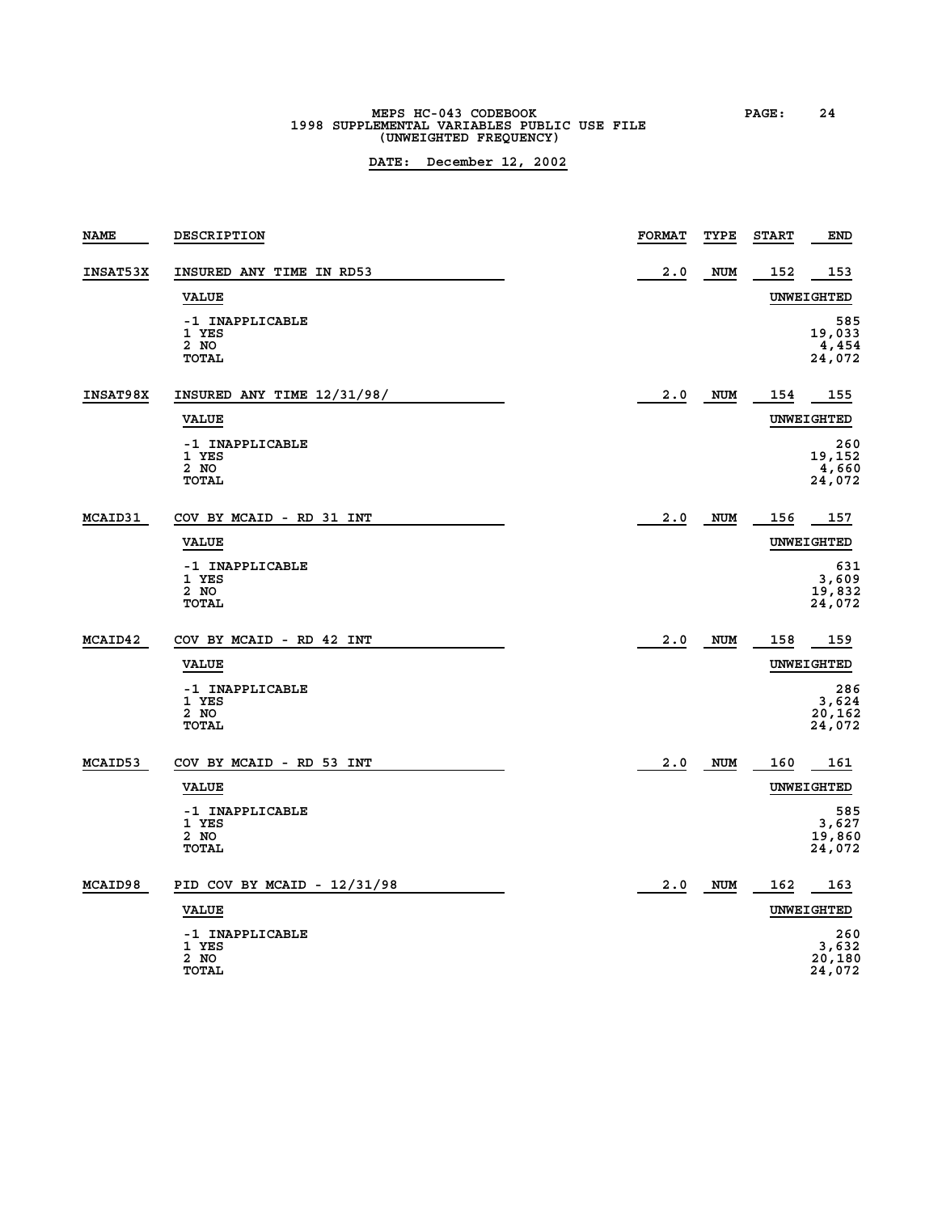# MEPS HC-043 CODEBOOK
## 1998 SUPPLEMENTAL VARIABLES PUBLIC USE FILE
### (UNWEIGHTED FREQUENCY)

**DATE: December 12, 2002**

| NAME | DESCRIPTION | FORMAT | TYPE | START | END |
|---|---|---|---|---|---|
| INSAT53X | INSURED ANY TIME IN RD53 | 2.0 | NUM | 152 | 153 |

| VALUE | UNWEIGHTED |
|---|---|
| -1 INAPPLICABLE | 585 |
| 1 YES | 19,033 |
| 2 NO | 4,454 |
| TOTAL | 24,072 |

| NAME | DESCRIPTION | FORMAT | TYPE | START | END |
|---|---|---|---|---|---|
| INSAT98X | INSURED ANY TIME 12/31/98/ | 2.0 | NUM | 154 | 155 |

| VALUE | UNWEIGHTED |
|---|---|
| -1 INAPPLICABLE | 260 |
| 1 YES | 19,152 |
| 2 NO | 4,660 |
| TOTAL | 24,072 |

| NAME | DESCRIPTION | FORMAT | TYPE | START | END |
|---|---|---|---|---|---|
| MCAID31 | COV BY MCAID - RD 31 INT | 2.0 | NUM | 156 | 157 |

| VALUE | UNWEIGHTED |
|---|---|
| -1 INAPPLICABLE | 631 |
| 1 YES | 3,609 |
| 2 NO | 19,832 |
| TOTAL | 24,072 |

| NAME | DESCRIPTION | FORMAT | TYPE | START | END |
|---|---|---|---|---|---|
| MCAID42 | COV BY MCAID - RD 42 INT | 2.0 | NUM | 158 | 159 |

| VALUE | UNWEIGHTED |
|---|---|
| -1 INAPPLICABLE | 286 |
| 1 YES | 3,624 |
| 2 NO | 20,162 |
| TOTAL | 24,072 |

| NAME | DESCRIPTION | FORMAT | TYPE | START | END |
|---|---|---|---|---|---|
| MCAID53 | COV BY MCAID - RD 53 INT | 2.0 | NUM | 160 | 161 |

| VALUE | UNWEIGHTED |
|---|---|
| -1 INAPPLICABLE | 585 |
| 1 YES | 3,627 |
| 2 NO | 19,860 |
| TOTAL | 24,072 |

| NAME | DESCRIPTION | FORMAT | TYPE | START | END |
|---|---|---|---|---|---|
| MCAID98 | PID COV BY MCAID - 12/31/98 | 2.0 | NUM | 162 | 163 |

| VALUE | UNWEIGHTED |
|---|---|
| -1 INAPPLICABLE | 260 |
| 1 YES | 3,632 |
| 2 NO | 20,180 |
| TOTAL | 24,072 |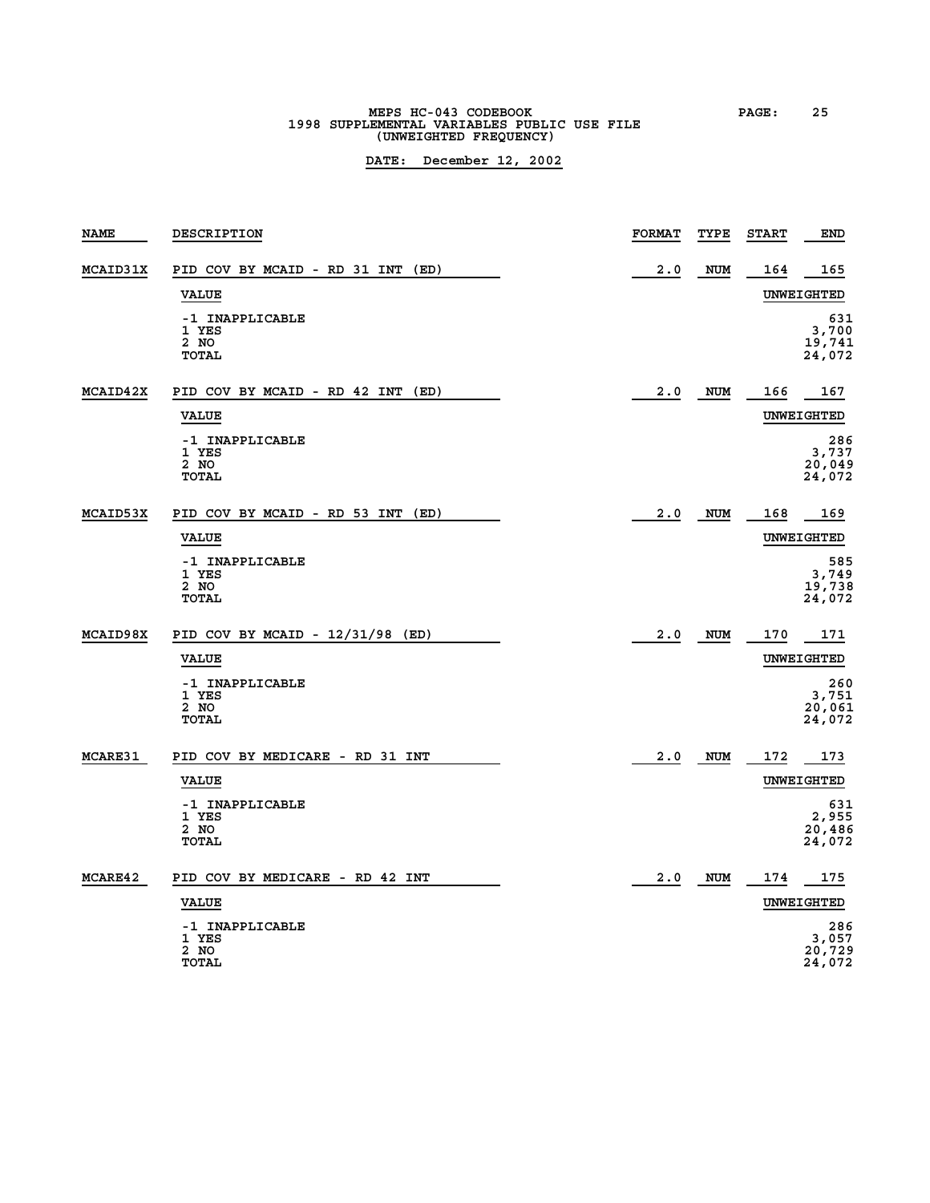MEPS HC-043 CODEBOOK
1998 SUPPLEMENTAL VARIABLES PUBLIC USE FILE
(UNWEIGHTED FREQUENCY)

**DATE: December 12, 2002**

| NAME | DESCRIPTION | FORMAT | TYPE | START | END |
|---|---|---|---|---|---|
| MCAID31X | PID COV BY MCAID - RD 31 INT (ED) | 2.0 | NUM | 164 | 165 |

| VALUE | UNWEIGHTED |
|---|---|
| -1 INAPPLICABLE | 631 |
| 1 YES | 3,700 |
| 2 NO | 19,741 |
| TOTAL | 24,072 |

| NAME | DESCRIPTION | FORMAT | TYPE | START | END |
|---|---|---|---|---|---|
| MCAID42X | PID COV BY MCAID - RD 42 INT (ED) | 2.0 | NUM | 166 | 167 |

| VALUE | UNWEIGHTED |
|---|---|
| -1 INAPPLICABLE | 286 |
| 1 YES | 3,737 |
| 2 NO | 20,049 |
| TOTAL | 24,072 |

| NAME | DESCRIPTION | FORMAT | TYPE | START | END |
|---|---|---|---|---|---|
| MCAID53X | PID COV BY MCAID - RD 53 INT (ED) | 2.0 | NUM | 168 | 169 |

| VALUE | UNWEIGHTED |
|---|---|
| -1 INAPPLICABLE | 585 |
| 1 YES | 3,749 |
| 2 NO | 19,738 |
| TOTAL | 24,072 |

| NAME | DESCRIPTION | FORMAT | TYPE | START | END |
|---|---|---|---|---|---|
| MCAID98X | PID COV BY MCAID - 12/31/98 (ED) | 2.0 | NUM | 170 | 171 |

| VALUE | UNWEIGHTED |
|---|---|
| -1 INAPPLICABLE | 260 |
| 1 YES | 3,751 |
| 2 NO | 20,061 |
| TOTAL | 24,072 |

| NAME | DESCRIPTION | FORMAT | TYPE | START | END |
|---|---|---|---|---|---|
| MCARE31 | PID COV BY MEDICARE - RD 31 INT | 2.0 | NUM | 172 | 173 |

| VALUE | UNWEIGHTED |
|---|---|
| -1 INAPPLICABLE | 631 |
| 1 YES | 2,955 |
| 2 NO | 20,486 |
| TOTAL | 24,072 |

| NAME | DESCRIPTION | FORMAT | TYPE | START | END |
|---|---|---|---|---|---|
| MCARE42 | PID COV BY MEDICARE - RD 42 INT | 2.0 | NUM | 174 | 175 |

| VALUE | UNWEIGHTED |
|---|---|
| -1 INAPPLICABLE | 286 |
| 1 YES | 3,057 |
| 2 NO | 20,729 |
| TOTAL | 24,072 |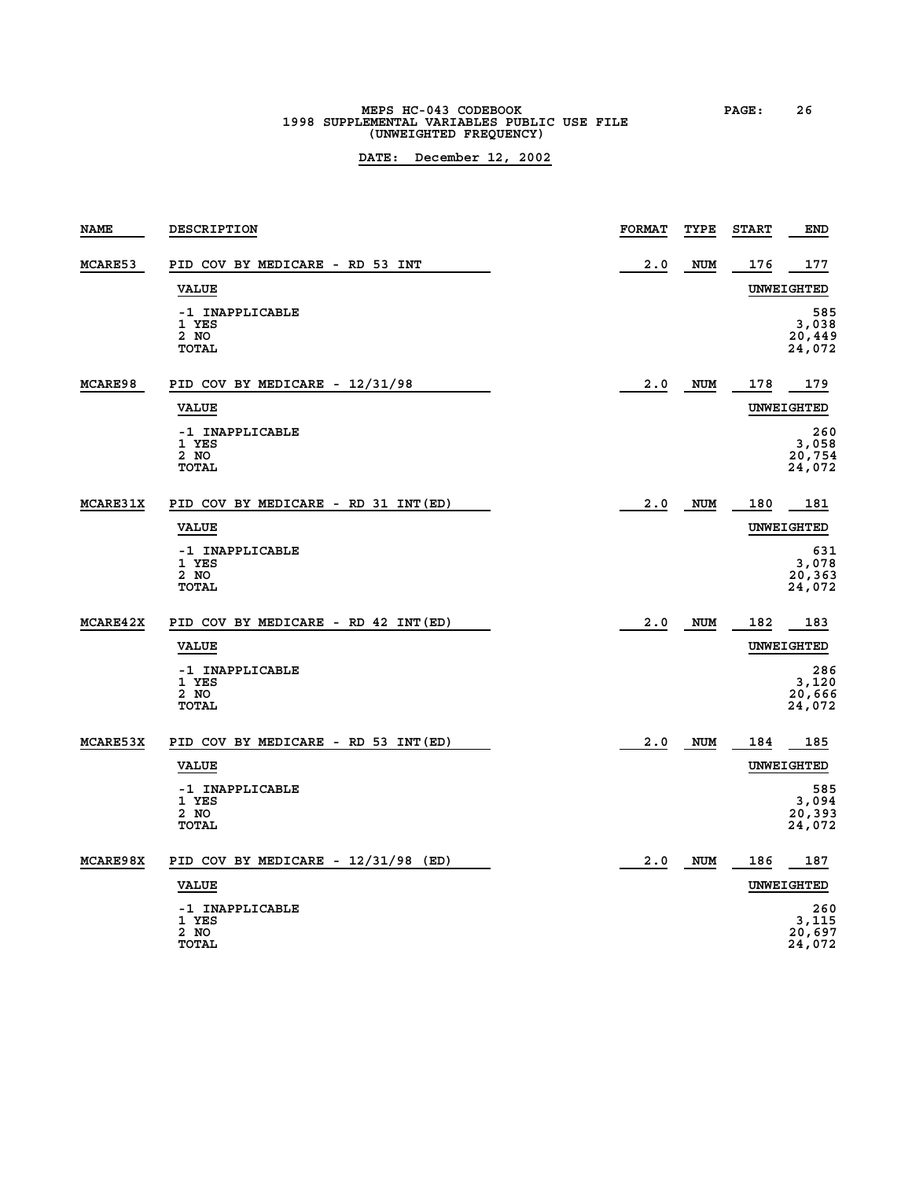| NAME | DESCRIPTION | FORMAT | TYPE | START | END |
|---|---|---|---|---|---|
| MCARE53 | PID COV BY MEDICARE - RD 53 INT | 2.0 | NUM | 176 | 177 |

| VALUE | UNWEIGHTED |
|---|---|
| -1 INAPPLICABLE | 585 |
| 1 YES | 3,038 |
| 2 NO | 20,449 |
| TOTAL | 24,072 |

| NAME | DESCRIPTION | FORMAT | TYPE | START | END |
|---|---|---|---|---|---|
| MCARE98 | PID COV BY MEDICARE - 12/31/98 | 2.0 | NUM | 178 | 179 |

| VALUE | UNWEIGHTED |
|---|---|
| -1 INAPPLICABLE | 260 |
| 1 YES | 3,058 |
| 2 NO | 20,754 |
| TOTAL | 24,072 |

| NAME | DESCRIPTION | FORMAT | TYPE | START | END |
|---|---|---|---|---|---|
| MCARE31X | PID COV BY MEDICARE - RD 31 INT(ED) | 2.0 | NUM | 180 | 181 |

| VALUE | UNWEIGHTED |
|---|---|
| -1 INAPPLICABLE | 631 |
| 1 YES | 3,078 |
| 2 NO | 20,363 |
| TOTAL | 24,072 |

| NAME | DESCRIPTION | FORMAT | TYPE | START | END |
|---|---|---|---|---|---|
| MCARE42X | PID COV BY MEDICARE - RD 42 INT(ED) | 2.0 | NUM | 182 | 183 |

| VALUE | UNWEIGHTED |
|---|---|
| -1 INAPPLICABLE | 286 |
| 1 YES | 3,120 |
| 2 NO | 20,666 |
| TOTAL | 24,072 |

| NAME | DESCRIPTION | FORMAT | TYPE | START | END |
|---|---|---|---|---|---|
| MCARE53X | PID COV BY MEDICARE - RD 53 INT(ED) | 2.0 | NUM | 184 | 185 |

| VALUE | UNWEIGHTED |
|---|---|
| -1 INAPPLICABLE | 585 |
| 1 YES | 3,094 |
| 2 NO | 20,393 |
| TOTAL | 24,072 |

| NAME | DESCRIPTION | FORMAT | TYPE | START | END |
|---|---|---|---|---|---|
| MCARE98X | PID COV BY MEDICARE - 12/31/98 (ED) | 2.0 | NUM | 186 | 187 |

| VALUE | UNWEIGHTED |
|---|---|
| -1 INAPPLICABLE | 260 |
| 1 YES | 3,115 |
| 2 NO | 20,697 |
| TOTAL | 24,072 |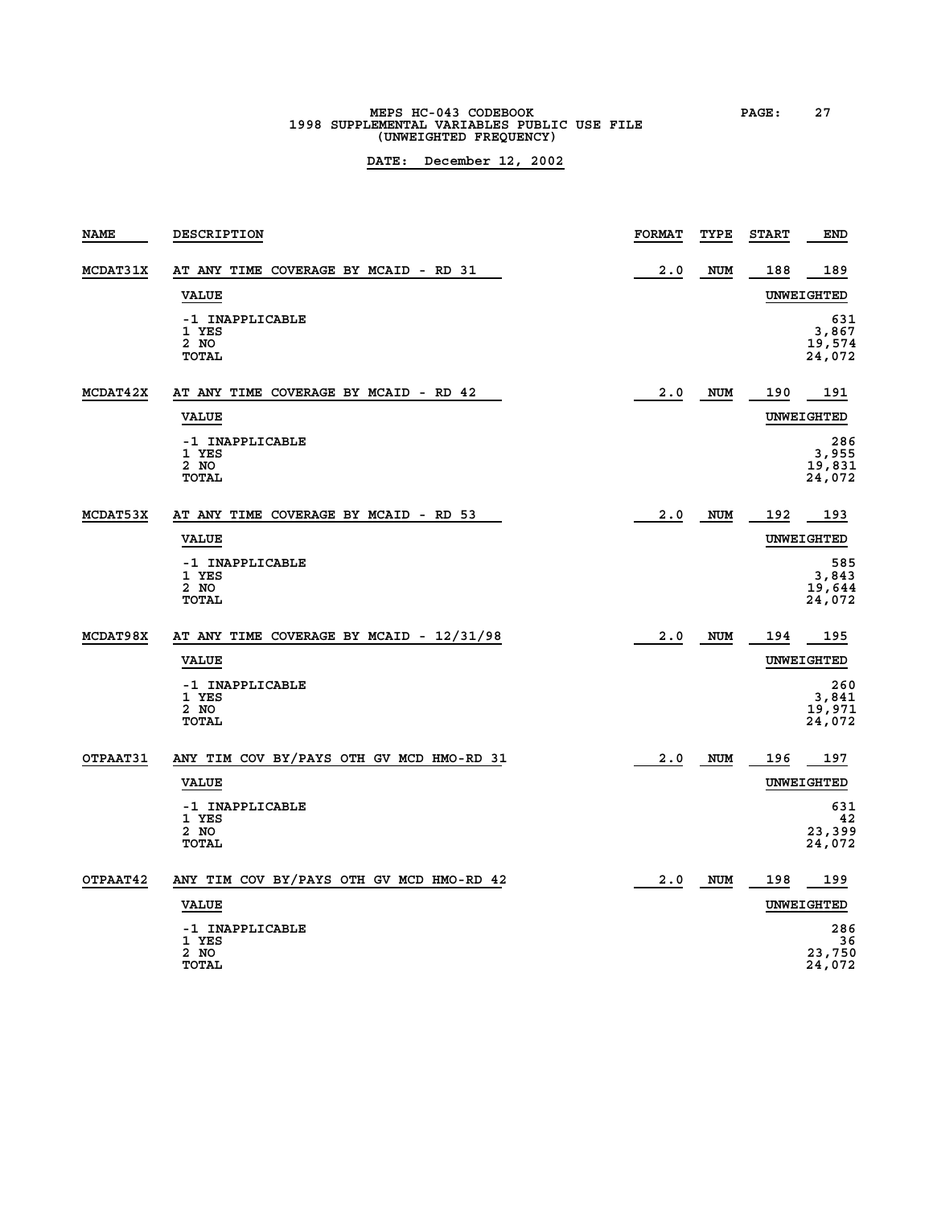| NAME | DESCRIPTION | FORMAT | TYPE | START | END |
|---|---|---|---|---|---|
| MCDAT31X | AT ANY TIME COVERAGE BY MCAID - RD 31 | 2.0 | NUM | 188 | 189 |

| VALUE | UNWEIGHTED |
|---|---|
| -1 INAPPLICABLE | 631 |
| 1 YES | 3,867 |
| 2 NO | 19,574 |
| TOTAL | 24,072 |

| NAME | DESCRIPTION | FORMAT | TYPE | START | END |
|---|---|---|---|---|---|
| MCDAT42X | AT ANY TIME COVERAGE BY MCAID - RD 42 | 2.0 | NUM | 190 | 191 |

| VALUE | UNWEIGHTED |
|---|---|
| -1 INAPPLICABLE | 286 |
| 1 YES | 3,955 |
| 2 NO | 19,831 |
| TOTAL | 24,072 |

| NAME | DESCRIPTION | FORMAT | TYPE | START | END |
|---|---|---|---|---|---|
| MCDAT53X | AT ANY TIME COVERAGE BY MCAID - RD 53 | 2.0 | NUM | 192 | 193 |

| VALUE | UNWEIGHTED |
|---|---|
| -1 INAPPLICABLE | 585 |
| 1 YES | 3,843 |
| 2 NO | 19,644 |
| TOTAL | 24,072 |

| NAME | DESCRIPTION | FORMAT | TYPE | START | END |
|---|---|---|---|---|---|
| MCDAT98X | AT ANY TIME COVERAGE BY MCAID - 12/31/98 | 2.0 | NUM | 194 | 195 |

| VALUE | UNWEIGHTED |
|---|---|
| -1 INAPPLICABLE | 260 |
| 1 YES | 3,841 |
| 2 NO | 19,971 |
| TOTAL | 24,072 |

| NAME | DESCRIPTION | FORMAT | TYPE | START | END |
|---|---|---|---|---|---|
| OTPAAT31 | ANY TIM COV BY/PAYS OTH GV MCD HMO-RD 31 | 2.0 | NUM | 196 | 197 |

| VALUE | UNWEIGHTED |
|---|---|
| -1 INAPPLICABLE | 631 |
| 1 YES | 42 |
| 2 NO | 23,399 |
| TOTAL | 24,072 |

| NAME | DESCRIPTION | FORMAT | TYPE | START | END |
|---|---|---|---|---|---|
| OTPAAT42 | ANY TIM COV BY/PAYS OTH GV MCD HMO-RD 42 | 2.0 | NUM | 198 | 199 |

| VALUE | UNWEIGHTED |
|---|---|
| -1 INAPPLICABLE | 286 |
| 1 YES | 36 |
| 2 NO | 23,750 |
| TOTAL | 24,072 |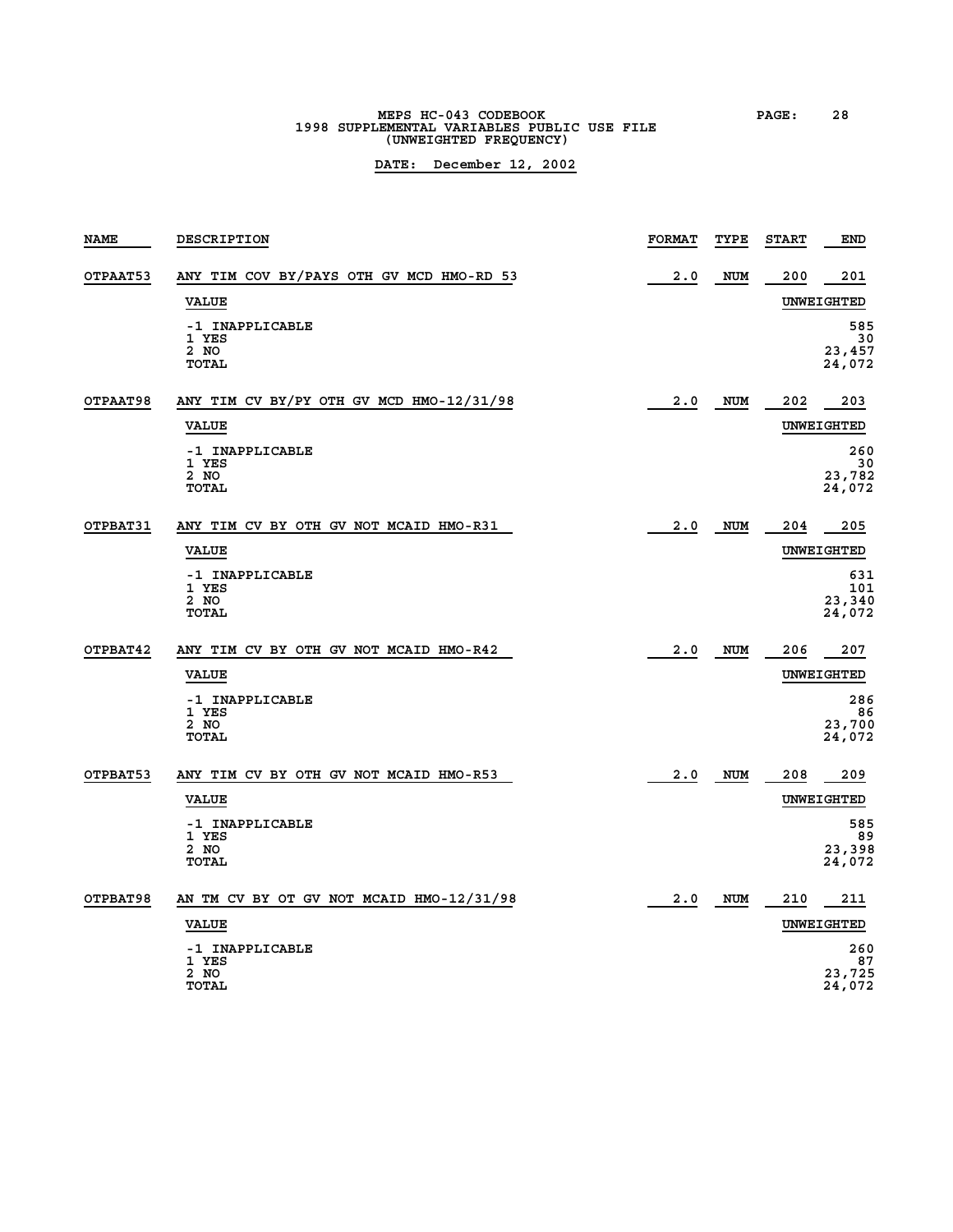| NAME | DESCRIPTION | FORMAT | TYPE | START | END |
|---|---|---|---|---|---|
| OTPAAT53 | ANY TIM COV BY/PAYS OTH GV MCD HMO-RD 53 | 2.0 | NUM | 200 | 201 |

| VALUE | UNWEIGHTED |
|---|---|
| -1 INAPPLICABLE | 585 |
| 1 YES | 30 |
| 2 NO | 23,457 |
| TOTAL | 24,072 |

| NAME | DESCRIPTION | FORMAT | TYPE | START | END |
|---|---|---|---|---|---|
| OTPAAT98 | ANY TIM CV BY/PY OTH GV MCD HMO-12/31/98 | 2.0 | NUM | 202 | 203 |

| VALUE | UNWEIGHTED |
|---|---|
| -1 INAPPLICABLE | 260 |
| 1 YES | 30 |
| 2 NO | 23,782 |
| TOTAL | 24,072 |

| NAME | DESCRIPTION | FORMAT | TYPE | START | END |
|---|---|---|---|---|---|
| OTPBAT31 | ANY TIM CV BY OTH GV NOT MCAID HMO-R31 | 2.0 | NUM | 204 | 205 |

| VALUE | UNWEIGHTED |
|---|---|
| -1 INAPPLICABLE | 631 |
| 1 YES | 101 |
| 2 NO | 23,340 |
| TOTAL | 24,072 |

| NAME | DESCRIPTION | FORMAT | TYPE | START | END |
|---|---|---|---|---|---|
| OTPBAT42 | ANY TIM CV BY OTH GV NOT MCAID HMO-R42 | 2.0 | NUM | 206 | 207 |

| VALUE | UNWEIGHTED |
|---|---|
| -1 INAPPLICABLE | 286 |
| 1 YES | 86 |
| 2 NO | 23,700 |
| TOTAL | 24,072 |

| NAME | DESCRIPTION | FORMAT | TYPE | START | END |
|---|---|---|---|---|---|
| OTPBAT53 | ANY TIM CV BY OTH GV NOT MCAID HMO-R53 | 2.0 | NUM | 208 | 209 |

| VALUE | UNWEIGHTED |
|---|---|
| -1 INAPPLICABLE | 585 |
| 1 YES | 89 |
| 2 NO | 23,398 |
| TOTAL | 24,072 |

| NAME | DESCRIPTION | FORMAT | TYPE | START | END |
|---|---|---|---|---|---|
| OTPBAT98 | AN TM CV BY OT GV NOT MCAID HMO-12/31/98 | 2.0 | NUM | 210 | 211 |

| VALUE | UNWEIGHTED |
|---|---|
| -1 INAPPLICABLE | 260 |
| 1 YES | 87 |
| 2 NO | 23,725 |
| TOTAL | 24,072 |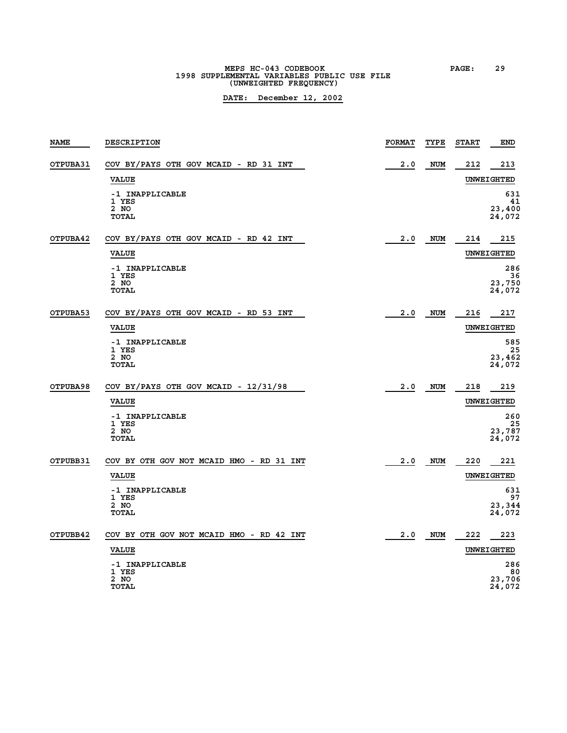MEPS HC-043 CODEBOOK
1998 SUPPLEMENTAL VARIABLES PUBLIC USE FILE
(UNWEIGHTED FREQUENCY)

**DATE: December 12, 2002**

| NAME | DESCRIPTION | FORMAT | TYPE | START | END |
|---|---|---|---|---|---|
| OTPUBA31 | COV BY/PAYS OTH GOV MCAID - RD 31 INT | 2.0 | NUM | 212 | 213 |

| VALUE | UNWEIGHTED |
|---|---|
| -1 INAPPLICABLE | 631 |
| 1 YES | 41 |
| 2 NO | 23,400 |
| TOTAL | 24,072 |

| NAME | DESCRIPTION | FORMAT | TYPE | START | END |
|---|---|---|---|---|---|
| OTPUBA42 | COV BY/PAYS OTH GOV MCAID - RD 42 INT | 2.0 | NUM | 214 | 215 |

| VALUE | UNWEIGHTED |
|---|---|
| -1 INAPPLICABLE | 286 |
| 1 YES | 36 |
| 2 NO | 23,750 |
| TOTAL | 24,072 |

| NAME | DESCRIPTION | FORMAT | TYPE | START | END |
|---|---|---|---|---|---|
| OTPUBA53 | COV BY/PAYS OTH GOV MCAID - RD 53 INT | 2.0 | NUM | 216 | 217 |

| VALUE | UNWEIGHTED |
|---|---|
| -1 INAPPLICABLE | 585 |
| 1 YES | 25 |
| 2 NO | 23,462 |
| TOTAL | 24,072 |

| NAME | DESCRIPTION | FORMAT | TYPE | START | END |
|---|---|---|---|---|---|
| OTPUBA98 | COV BY/PAYS OTH GOV MCAID - 12/31/98 | 2.0 | NUM | 218 | 219 |

| VALUE | UNWEIGHTED |
|---|---|
| -1 INAPPLICABLE | 260 |
| 1 YES | 25 |
| 2 NO | 23,787 |
| TOTAL | 24,072 |

| NAME | DESCRIPTION | FORMAT | TYPE | START | END |
|---|---|---|---|---|---|
| OTPUBB31 | COV BY OTH GOV NOT MCAID HMO - RD 31 INT | 2.0 | NUM | 220 | 221 |

| VALUE | UNWEIGHTED |
|---|---|
| -1 INAPPLICABLE | 631 |
| 1 YES | 97 |
| 2 NO | 23,344 |
| TOTAL | 24,072 |

| NAME | DESCRIPTION | FORMAT | TYPE | START | END |
|---|---|---|---|---|---|
| OTPUBB42 | COV BY OTH GOV NOT MCAID HMO - RD 42 INT | 2.0 | NUM | 222 | 223 |

| VALUE | UNWEIGHTED |
|---|---|
| -1 INAPPLICABLE | 286 |
| 1 YES | 80 |
| 2 NO | 23,706 |
| TOTAL | 24,072 |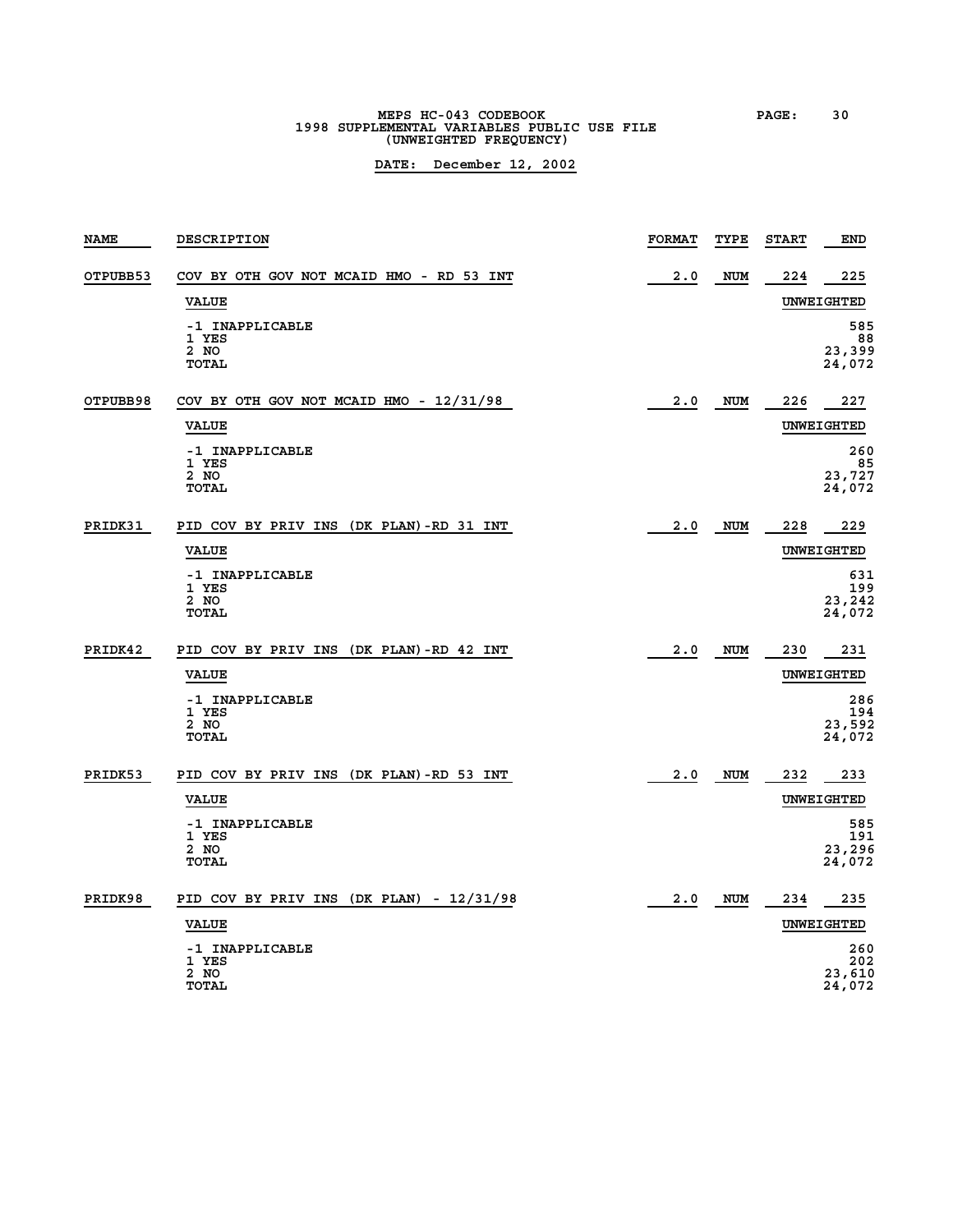| NAME | DESCRIPTION | FORMAT | TYPE | START | END |
|---|---|---|---|---|---|
| OTPUBB53 | COV BY OTH GOV NOT MCAID HMO - RD 53 INT | 2.0 | NUM | 224 | 225 |

| VALUE | UNWEIGHTED |
|---|---|
| -1 INAPPLICABLE | 585 |
| 1 YES | 88 |
| 2 NO | 23,399 |
| TOTAL | 24,072 |

| NAME | DESCRIPTION | FORMAT | TYPE | START | END |
|---|---|---|---|---|---|
| OTPUBB98 | COV BY OTH GOV NOT MCAID HMO - 12/31/98 | 2.0 | NUM | 226 | 227 |

| VALUE | UNWEIGHTED |
|---|---|
| -1 INAPPLICABLE | 260 |
| 1 YES | 85 |
| 2 NO | 23,727 |
| TOTAL | 24,072 |

| NAME | DESCRIPTION | FORMAT | TYPE | START | END |
|---|---|---|---|---|---|
| PRIDK31 | PID COV BY PRIV INS (DK PLAN)-RD 31 INT | 2.0 | NUM | 228 | 229 |

| VALUE | UNWEIGHTED |
|---|---|
| -1 INAPPLICABLE | 631 |
| 1 YES | 199 |
| 2 NO | 23,242 |
| TOTAL | 24,072 |

| NAME | DESCRIPTION | FORMAT | TYPE | START | END |
|---|---|---|---|---|---|
| PRIDK42 | PID COV BY PRIV INS (DK PLAN)-RD 42 INT | 2.0 | NUM | 230 | 231 |

| VALUE | UNWEIGHTED |
|---|---|
| -1 INAPPLICABLE | 286 |
| 1 YES | 194 |
| 2 NO | 23,592 |
| TOTAL | 24,072 |

| NAME | DESCRIPTION | FORMAT | TYPE | START | END |
|---|---|---|---|---|---|
| PRIDK53 | PID COV BY PRIV INS (DK PLAN)-RD 53 INT | 2.0 | NUM | 232 | 233 |

| VALUE | UNWEIGHTED |
|---|---|
| -1 INAPPLICABLE | 585 |
| 1 YES | 191 |
| 2 NO | 23,296 |
| TOTAL | 24,072 |

| NAME | DESCRIPTION | FORMAT | TYPE | START | END |
|---|---|---|---|---|---|
| PRIDK98 | PID COV BY PRIV INS (DK PLAN) - 12/31/98 | 2.0 | NUM | 234 | 235 |

| VALUE | UNWEIGHTED |
|---|---|
| -1 INAPPLICABLE | 260 |
| 1 YES | 202 |
| 2 NO | 23,610 |
| TOTAL | 24,072 |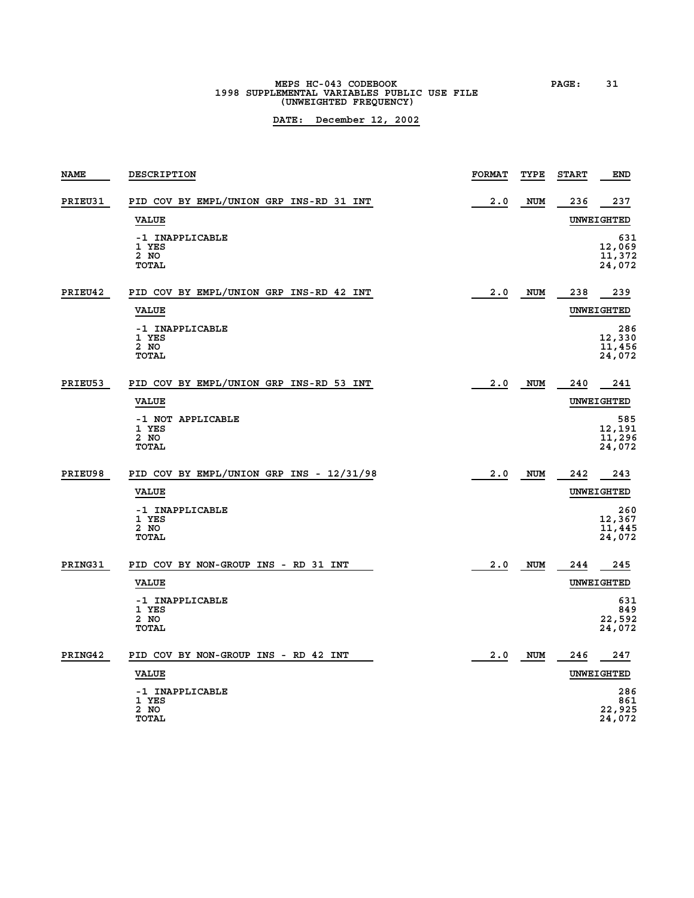MEPS HC-043 CODEBOOK
1998 SUPPLEMENTAL VARIABLES PUBLIC USE FILE
(UNWEIGHTED FREQUENCY)

**DATE: December 12, 2002**

| NAME | DESCRIPTION | FORMAT | TYPE | START | END |
|---|---|---|---|---|---|
| PRIEU31 | PID COV BY EMPL/UNION GRP INS-RD 31 INT | 2.0 | NUM | 236 | 237 |

| VALUE | UNWEIGHTED |
|---|---|
| -1 INAPPLICABLE | 631 |
| 1 YES | 12,069 |
| 2 NO | 11,372 |
| TOTAL | 24,072 |

| NAME | DESCRIPTION | FORMAT | TYPE | START | END |
|---|---|---|---|---|---|
| PRIEU42 | PID COV BY EMPL/UNION GRP INS-RD 42 INT | 2.0 | NUM | 238 | 239 |

| VALUE | UNWEIGHTED |
|---|---|
| -1 INAPPLICABLE | 286 |
| 1 YES | 12,330 |
| 2 NO | 11,456 |
| TOTAL | 24,072 |

| NAME | DESCRIPTION | FORMAT | TYPE | START | END |
|---|---|---|---|---|---|
| PRIEU53 | PID COV BY EMPL/UNION GRP INS-RD 53 INT | 2.0 | NUM | 240 | 241 |

| VALUE | UNWEIGHTED |
|---|---|
| -1 NOT APPLICABLE | 585 |
| 1 YES | 12,191 |
| 2 NO | 11,296 |
| TOTAL | 24,072 |

| NAME | DESCRIPTION | FORMAT | TYPE | START | END |
|---|---|---|---|---|---|
| PRIEU98 | PID COV BY EMPL/UNION GRP INS - 12/31/98 | 2.0 | NUM | 242 | 243 |

| VALUE | UNWEIGHTED |
|---|---|
| -1 INAPPLICABLE | 260 |
| 1 YES | 12,367 |
| 2 NO | 11,445 |
| TOTAL | 24,072 |

| NAME | DESCRIPTION | FORMAT | TYPE | START | END |
|---|---|---|---|---|---|
| PRING31 | PID COV BY NON-GROUP INS - RD 31 INT | 2.0 | NUM | 244 | 245 |

| VALUE | UNWEIGHTED |
|---|---|
| -1 INAPPLICABLE | 631 |
| 1 YES | 849 |
| 2 NO | 22,592 |
| TOTAL | 24,072 |

| NAME | DESCRIPTION | FORMAT | TYPE | START | END |
|---|---|---|---|---|---|
| PRING42 | PID COV BY NON-GROUP INS - RD 42 INT | 2.0 | NUM | 246 | 247 |

| VALUE | UNWEIGHTED |
|---|---|
| -1 INAPPLICABLE | 286 |
| 1 YES | 861 |
| 2 NO | 22,925 |
| TOTAL | 24,072 |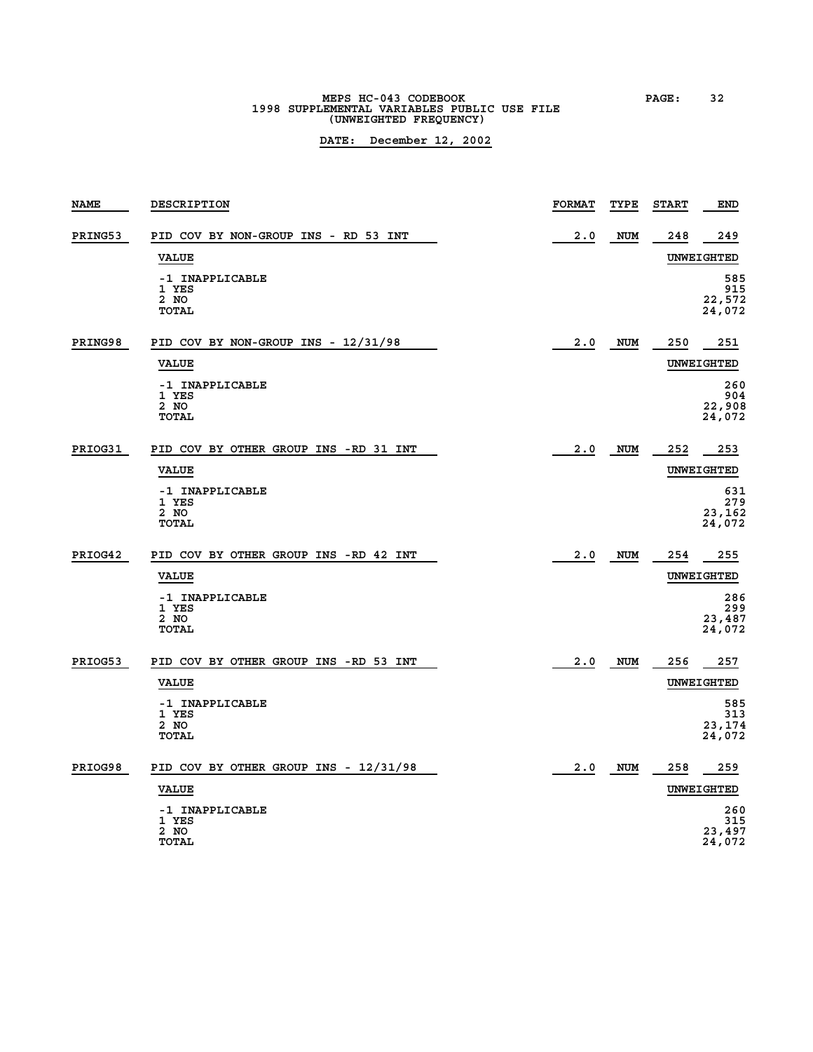MEPS HC-043 CODEBOOK
1998 SUPPLEMENTAL VARIABLES PUBLIC USE FILE
(UNWEIGHTED FREQUENCY)

**DATE: December 12, 2002**

| NAME | DESCRIPTION | FORMAT | TYPE | START | END |
|---|---|---|---|---|---|
| PRING53 | PID COV BY NON-GROUP INS - RD 53 INT | 2.0 | NUM | 248 | 249 |

| VALUE | UNWEIGHTED |
|---|---|
| -1 INAPPLICABLE | 585 |
| 1 YES | 915 |
| 2 NO | 22,572 |
| TOTAL | 24,072 |

| NAME | DESCRIPTION | FORMAT | TYPE | START | END |
|---|---|---|---|---|---|
| PRING98 | PID COV BY NON-GROUP INS - 12/31/98 | 2.0 | NUM | 250 | 251 |

| VALUE | UNWEIGHTED |
|---|---|
| -1 INAPPLICABLE | 260 |
| 1 YES | 904 |
| 2 NO | 22,908 |
| TOTAL | 24,072 |

| NAME | DESCRIPTION | FORMAT | TYPE | START | END |
|---|---|---|---|---|---|
| PRIOG31 | PID COV BY OTHER GROUP INS -RD 31 INT | 2.0 | NUM | 252 | 253 |

| VALUE | UNWEIGHTED |
|---|---|
| -1 INAPPLICABLE | 631 |
| 1 YES | 279 |
| 2 NO | 23,162 |
| TOTAL | 24,072 |

| NAME | DESCRIPTION | FORMAT | TYPE | START | END |
|---|---|---|---|---|---|
| PRIOG42 | PID COV BY OTHER GROUP INS -RD 42 INT | 2.0 | NUM | 254 | 255 |

| VALUE | UNWEIGHTED |
|---|---|
| -1 INAPPLICABLE | 286 |
| 1 YES | 299 |
| 2 NO | 23,487 |
| TOTAL | 24,072 |

| NAME | DESCRIPTION | FORMAT | TYPE | START | END |
|---|---|---|---|---|---|
| PRIOG53 | PID COV BY OTHER GROUP INS -RD 53 INT | 2.0 | NUM | 256 | 257 |

| VALUE | UNWEIGHTED |
|---|---|
| -1 INAPPLICABLE | 585 |
| 1 YES | 313 |
| 2 NO | 23,174 |
| TOTAL | 24,072 |

| NAME | DESCRIPTION | FORMAT | TYPE | START | END |
|---|---|---|---|---|---|
| PRIOG98 | PID COV BY OTHER GROUP INS - 12/31/98 | 2.0 | NUM | 258 | 259 |

| VALUE | UNWEIGHTED |
|---|---|
| -1 INAPPLICABLE | 260 |
| 1 YES | 315 |
| 2 NO | 23,497 |
| TOTAL | 24,072 |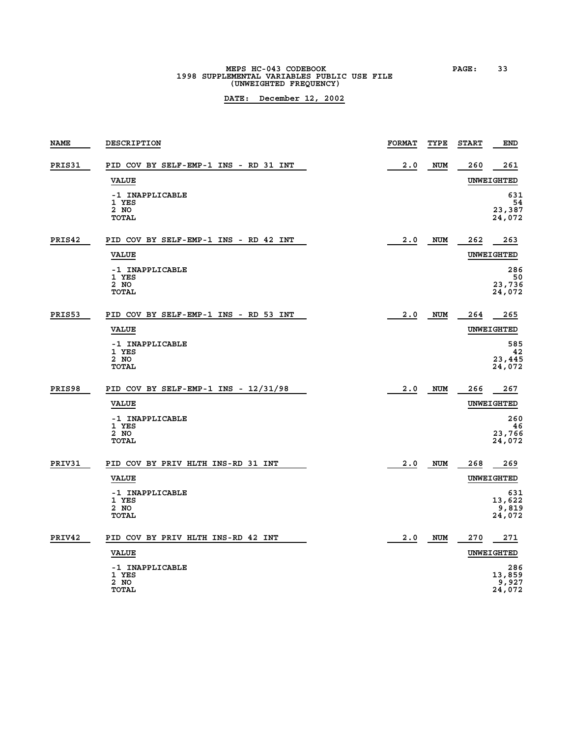MEPS HC-043 CODEBOOK
1998 SUPPLEMENTAL VARIABLES PUBLIC USE FILE
(UNWEIGHTED FREQUENCY)

**DATE: December 12, 2002**

| NAME | DESCRIPTION | FORMAT | TYPE | START | END |
|---|---|---|---|---|---|
| PRIS31 | PID COV BY SELF-EMP-1 INS - RD 31 INT | 2.0 | NUM | 260 | 261 |

| VALUE | UNWEIGHTED |
|---|---|
| -1 INAPPLICABLE | 631 |
| 1 YES | 54 |
| 2 NO | 23,387 |
| TOTAL | 24,072 |

| NAME | DESCRIPTION | FORMAT | TYPE | START | END |
|---|---|---|---|---|---|
| PRIS42 | PID COV BY SELF-EMP-1 INS - RD 42 INT | 2.0 | NUM | 262 | 263 |

| VALUE | UNWEIGHTED |
|---|---|
| -1 INAPPLICABLE | 286 |
| 1 YES | 50 |
| 2 NO | 23,736 |
| TOTAL | 24,072 |

| NAME | DESCRIPTION | FORMAT | TYPE | START | END |
|---|---|---|---|---|---|
| PRIS53 | PID COV BY SELF-EMP-1 INS - RD 53 INT | 2.0 | NUM | 264 | 265 |

| VALUE | UNWEIGHTED |
|---|---|
| -1 INAPPLICABLE | 585 |
| 1 YES | 42 |
| 2 NO | 23,445 |
| TOTAL | 24,072 |

| NAME | DESCRIPTION | FORMAT | TYPE | START | END |
|---|---|---|---|---|---|
| PRIS98 | PID COV BY SELF-EMP-1 INS - 12/31/98 | 2.0 | NUM | 266 | 267 |

| VALUE | UNWEIGHTED |
|---|---|
| -1 INAPPLICABLE | 260 |
| 1 YES | 46 |
| 2 NO | 23,766 |
| TOTAL | 24,072 |

| NAME | DESCRIPTION | FORMAT | TYPE | START | END |
|---|---|---|---|---|---|
| PRIV31 | PID COV BY PRIV HLTH INS-RD 31 INT | 2.0 | NUM | 268 | 269 |

| VALUE | UNWEIGHTED |
|---|---|
| -1 INAPPLICABLE | 631 |
| 1 YES | 13,622 |
| 2 NO | 9,819 |
| TOTAL | 24,072 |

| NAME | DESCRIPTION | FORMAT | TYPE | START | END |
|---|---|---|---|---|---|
| PRIV42 | PID COV BY PRIV HLTH INS-RD 42 INT | 2.0 | NUM | 270 | 271 |

| VALUE | UNWEIGHTED |
|---|---|
| -1 INAPPLICABLE | 286 |
| 1 YES | 13,859 |
| 2 NO | 9,927 |
| TOTAL | 24,072 |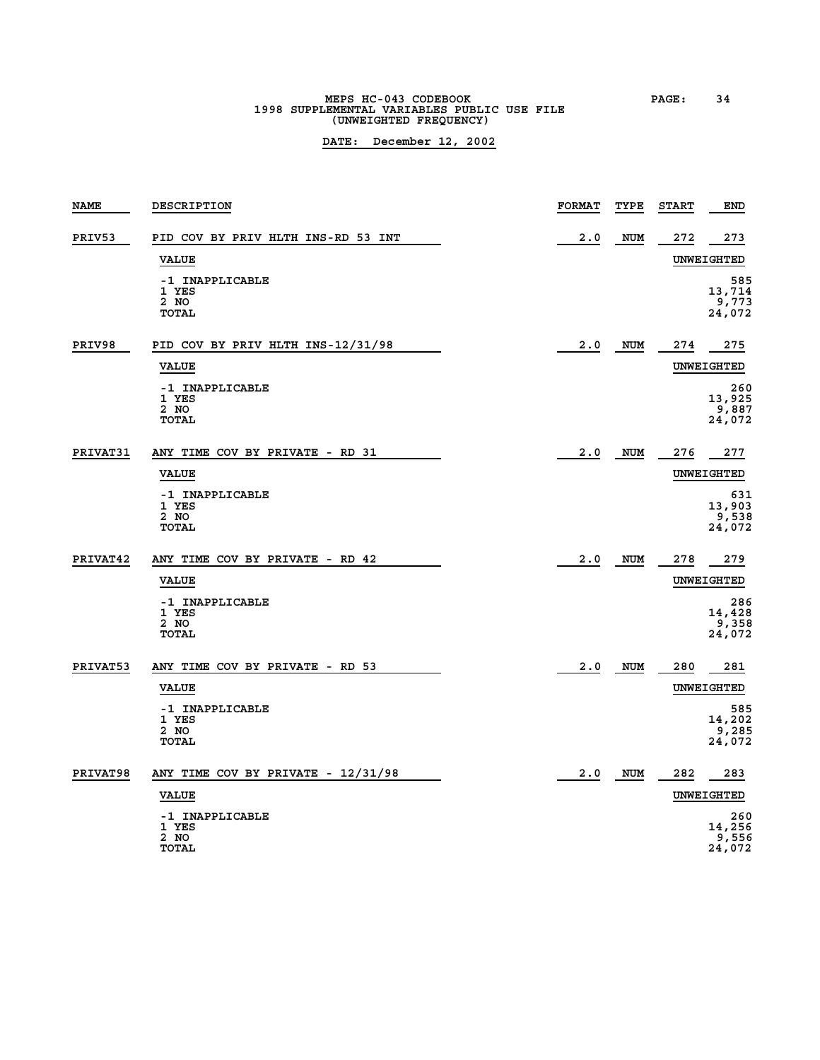| NAME | DESCRIPTION | FORMAT | TYPE | START | END |
|---|---|---|---|---|---|
| PRIV53 | PID COV BY PRIV HLTH INS-RD 53 INT | 2.0 | NUM | 272 | 273 |
| | **VALUE** | | | **UNWEIGHTED** | |
| | -1 INAPPLICABLE | | | | 585 |
| | 1 YES | | | | 13,714 |
| | 2 NO | | | | 9,773 |
| | TOTAL | | | | 24,072 |
| PRIV98 | PID COV BY PRIV HLTH INS-12/31/98 | 2.0 | NUM | 274 | 275 |
| | **VALUE** | | | **UNWEIGHTED** | |
| | -1 INAPPLICABLE | | | | 260 |
| | 1 YES | | | | 13,925 |
| | 2 NO | | | | 9,887 |
| | TOTAL | | | | 24,072 |
| PRIVAT31 | ANY TIME COV BY PRIVATE - RD 31 | 2.0 | NUM | 276 | 277 |
| | **VALUE** | | | **UNWEIGHTED** | |
| | -1 INAPPLICABLE | | | | 631 |
| | 1 YES | | | | 13,903 |
| | 2 NO | | | | 9,538 |
| | TOTAL | | | | 24,072 |
| PRIVAT42 | ANY TIME COV BY PRIVATE - RD 42 | 2.0 | NUM | 278 | 279 |
| | **VALUE** | | | **UNWEIGHTED** | |
| | -1 INAPPLICABLE | | | | 286 |
| | 1 YES | | | | 14,428 |
| | 2 NO | | | | 9,358 |
| | TOTAL | | | | 24,072 |
| PRIVAT53 | ANY TIME COV BY PRIVATE - RD 53 | 2.0 | NUM | 280 | 281 |
| | **VALUE** | | | **UNWEIGHTED** | |
| | -1 INAPPLICABLE | | | | 585 |
| | 1 YES | | | | 14,202 |
| | 2 NO | | | | 9,285 |
| | TOTAL | | | | 24,072 |
| PRIVAT98 | ANY TIME COV BY PRIVATE - 12/31/98 | 2.0 | NUM | 282 | 283 |
| | **VALUE** | | | **UNWEIGHTED** | |
| | -1 INAPPLICABLE | | | | 260 |
| | 1 YES | | | | 14,256 |
| | 2 NO | | | | 9,556 |
| | TOTAL | | | | 24,072 |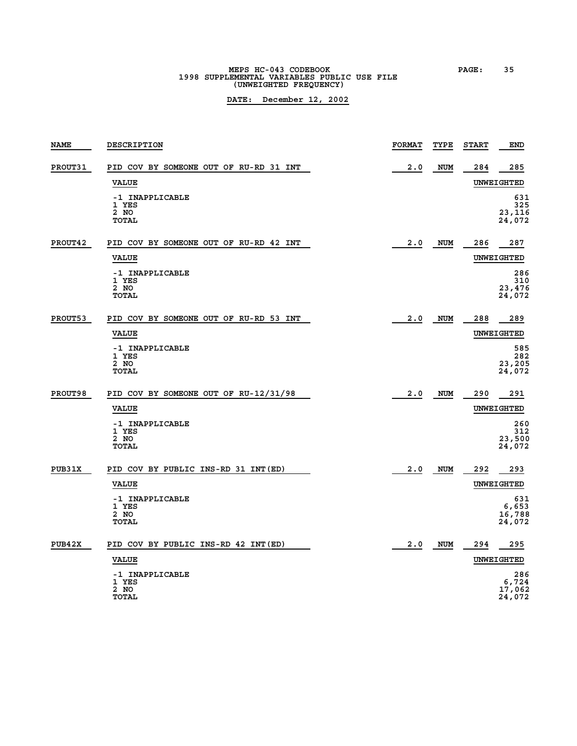MEPS HC-043 CODEBOOK
1998 SUPPLEMENTAL VARIABLES PUBLIC USE FILE
(UNWEIGHTED FREQUENCY)

**DATE: December 12, 2002**

| NAME | DESCRIPTION | FORMAT | TYPE | START | END |
|---|---|---|---|---|---|
| PROUT31 | PID COV BY SOMEONE OUT OF RU-RD 31 INT | 2.0 | NUM | 284 | 285 |

| VALUE | UNWEIGHTED |
|---|---|
| -1 INAPPLICABLE | 631 |
| 1 YES | 325 |
| 2 NO | 23,116 |
| TOTAL | 24,072 |

| NAME | DESCRIPTION | FORMAT | TYPE | START | END |
|---|---|---|---|---|---|
| PROUT42 | PID COV BY SOMEONE OUT OF RU-RD 42 INT | 2.0 | NUM | 286 | 287 |

| VALUE | UNWEIGHTED |
|---|---|
| -1 INAPPLICABLE | 286 |
| 1 YES | 310 |
| 2 NO | 23,476 |
| TOTAL | 24,072 |

| NAME | DESCRIPTION | FORMAT | TYPE | START | END |
|---|---|---|---|---|---|
| PROUT53 | PID COV BY SOMEONE OUT OF RU-RD 53 INT | 2.0 | NUM | 288 | 289 |

| VALUE | UNWEIGHTED |
|---|---|
| -1 INAPPLICABLE | 585 |
| 1 YES | 282 |
| 2 NO | 23,205 |
| TOTAL | 24,072 |

| NAME | DESCRIPTION | FORMAT | TYPE | START | END |
|---|---|---|---|---|---|
| PROUT98 | PID COV BY SOMEONE OUT OF RU-12/31/98 | 2.0 | NUM | 290 | 291 |

| VALUE | UNWEIGHTED |
|---|---|
| -1 INAPPLICABLE | 260 |
| 1 YES | 312 |
| 2 NO | 23,500 |
| TOTAL | 24,072 |

| NAME | DESCRIPTION | FORMAT | TYPE | START | END |
|---|---|---|---|---|---|
| PUB31X | PID COV BY PUBLIC INS-RD 31 INT(ED) | 2.0 | NUM | 292 | 293 |

| VALUE | UNWEIGHTED |
|---|---|
| -1 INAPPLICABLE | 631 |
| 1 YES | 6,653 |
| 2 NO | 16,788 |
| TOTAL | 24,072 |

| NAME | DESCRIPTION | FORMAT | TYPE | START | END |
|---|---|---|---|---|---|
| PUB42X | PID COV BY PUBLIC INS-RD 42 INT(ED) | 2.0 | NUM | 294 | 295 |

| VALUE | UNWEIGHTED |
|---|---|
| -1 INAPPLICABLE | 286 |
| 1 YES | 6,724 |
| 2 NO | 17,062 |
| TOTAL | 24,072 |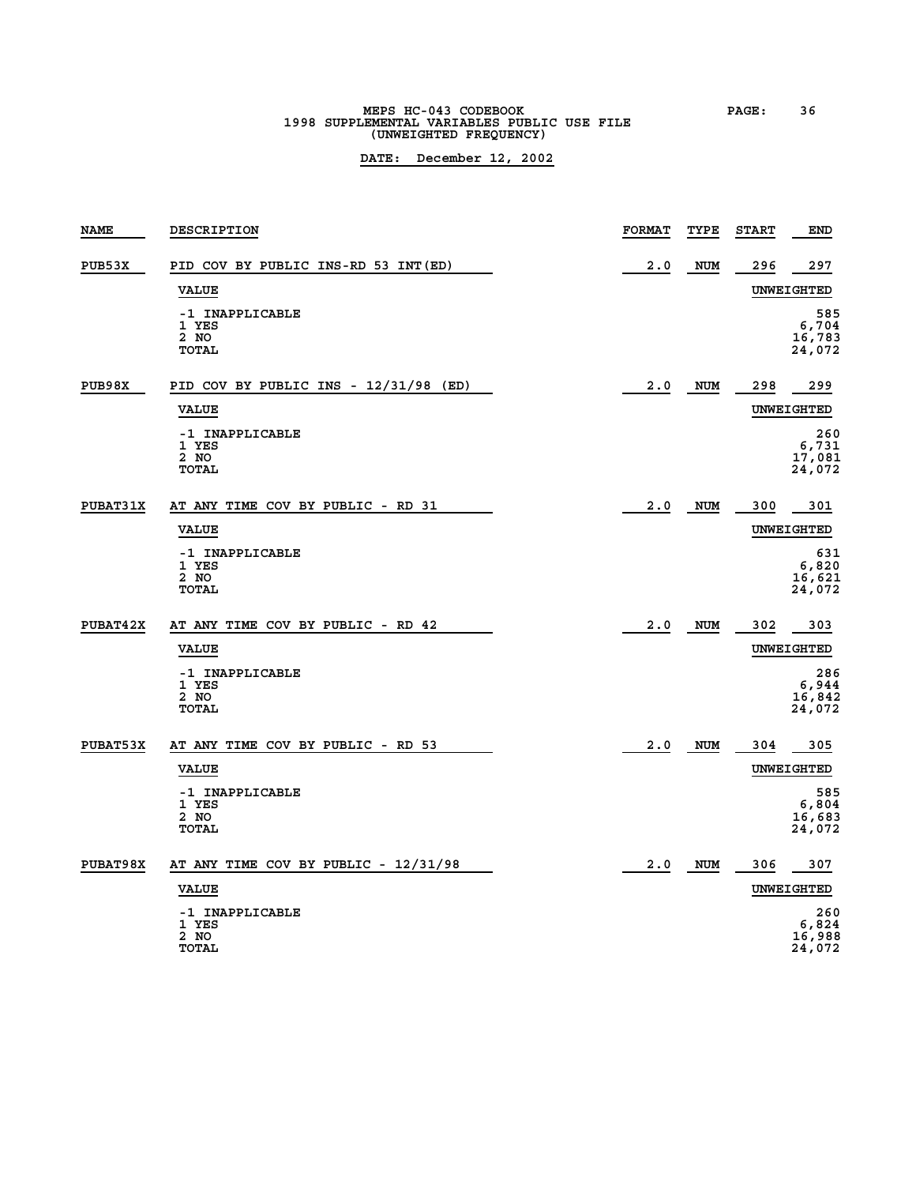MEPS HC-043 CODEBOOK
1998 SUPPLEMENTAL VARIABLES PUBLIC USE FILE
(UNWEIGHTED FREQUENCY)

**DATE: December 12, 2002**

| NAME | DESCRIPTION | FORMAT | TYPE | START | END |
|---|---|---|---|---|---|
| PUB53X | PID COV BY PUBLIC INS-RD 53 INT(ED) | 2.0 | NUM | 296 | 297 |

| VALUE | UNWEIGHTED |
|---|---|
| -1 INAPPLICABLE | 585 |
| 1 YES | 6,704 |
| 2 NO | 16,783 |
| TOTAL | 24,072 |

| NAME | DESCRIPTION | FORMAT | TYPE | START | END |
|---|---|---|---|---|---|
| PUB98X | PID COV BY PUBLIC INS - 12/31/98 (ED) | 2.0 | NUM | 298 | 299 |

| VALUE | UNWEIGHTED |
|---|---|
| -1 INAPPLICABLE | 260 |
| 1 YES | 6,731 |
| 2 NO | 17,081 |
| TOTAL | 24,072 |

| NAME | DESCRIPTION | FORMAT | TYPE | START | END |
|---|---|---|---|---|---|
| PUBAT31X | AT ANY TIME COV BY PUBLIC - RD 31 | 2.0 | NUM | 300 | 301 |

| VALUE | UNWEIGHTED |
|---|---|
| -1 INAPPLICABLE | 631 |
| 1 YES | 6,820 |
| 2 NO | 16,621 |
| TOTAL | 24,072 |

| NAME | DESCRIPTION | FORMAT | TYPE | START | END |
|---|---|---|---|---|---|
| PUBAT42X | AT ANY TIME COV BY PUBLIC - RD 42 | 2.0 | NUM | 302 | 303 |

| VALUE | UNWEIGHTED |
|---|---|
| -1 INAPPLICABLE | 286 |
| 1 YES | 6,944 |
| 2 NO | 16,842 |
| TOTAL | 24,072 |

| NAME | DESCRIPTION | FORMAT | TYPE | START | END |
|---|---|---|---|---|---|
| PUBAT53X | AT ANY TIME COV BY PUBLIC - RD 53 | 2.0 | NUM | 304 | 305 |

| VALUE | UNWEIGHTED |
|---|---|
| -1 INAPPLICABLE | 585 |
| 1 YES | 6,804 |
| 2 NO | 16,683 |
| TOTAL | 24,072 |

| NAME | DESCRIPTION | FORMAT | TYPE | START | END |
|---|---|---|---|---|---|
| PUBAT98X | AT ANY TIME COV BY PUBLIC - 12/31/98 | 2.0 | NUM | 306 | 307 |

| VALUE | UNWEIGHTED |
|---|---|
| -1 INAPPLICABLE | 260 |
| 1 YES | 6,824 |
| 2 NO | 16,988 |
| TOTAL | 24,072 |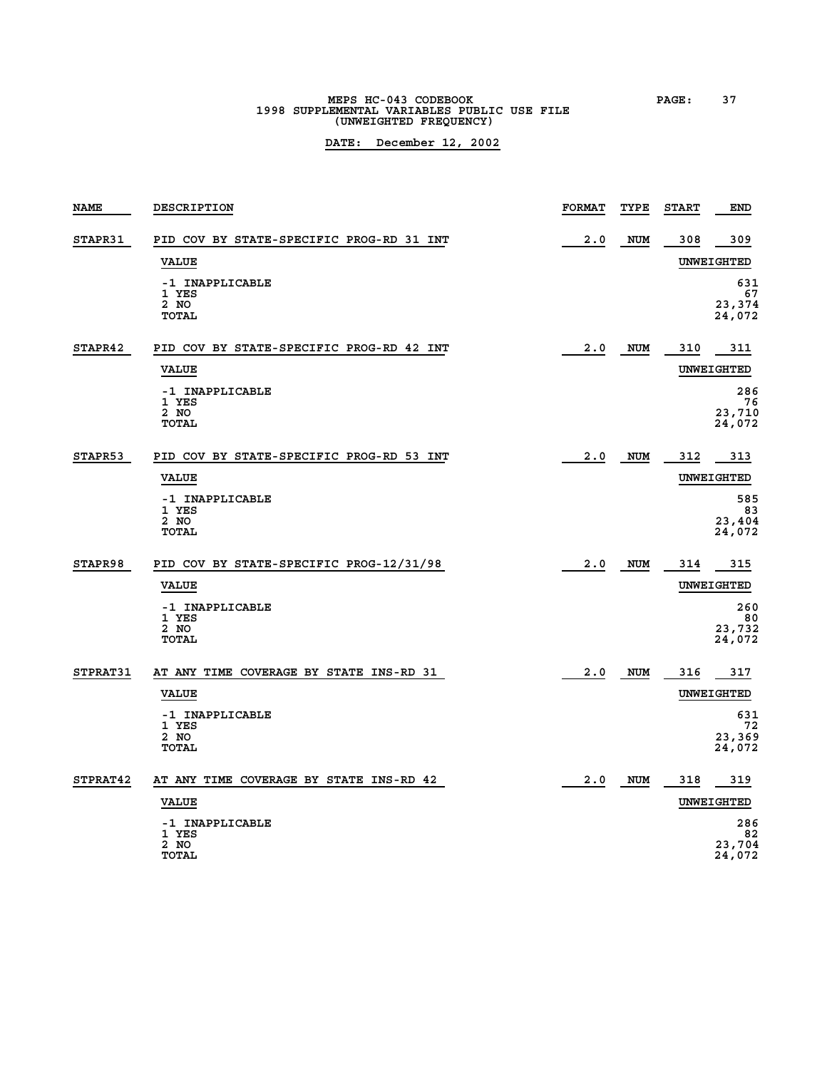| NAME | DESCRIPTION | FORMAT | TYPE | START | END |
|---|---|---|---|---|---|
| STAPR31 | PID COV BY STATE-SPECIFIC PROG-RD 31 INT | 2.0 | NUM | 308 | 309 |

| VALUE | UNWEIGHTED |
|---|---|
| -1 INAPPLICABLE | 631 |
| 1 YES | 67 |
| 2 NO | 23,374 |
| TOTAL | 24,072 |

| NAME | DESCRIPTION | FORMAT | TYPE | START | END |
|---|---|---|---|---|---|
| STAPR42 | PID COV BY STATE-SPECIFIC PROG-RD 42 INT | 2.0 | NUM | 310 | 311 |

| VALUE | UNWEIGHTED |
|---|---|
| -1 INAPPLICABLE | 286 |
| 1 YES | 76 |
| 2 NO | 23,710 |
| TOTAL | 24,072 |

| NAME | DESCRIPTION | FORMAT | TYPE | START | END |
|---|---|---|---|---|---|
| STAPR53 | PID COV BY STATE-SPECIFIC PROG-RD 53 INT | 2.0 | NUM | 312 | 313 |

| VALUE | UNWEIGHTED |
|---|---|
| -1 INAPPLICABLE | 585 |
| 1 YES | 83 |
| 2 NO | 23,404 |
| TOTAL | 24,072 |

| NAME | DESCRIPTION | FORMAT | TYPE | START | END |
|---|---|---|---|---|---|
| STAPR98 | PID COV BY STATE-SPECIFIC PROG-12/31/98 | 2.0 | NUM | 314 | 315 |

| VALUE | UNWEIGHTED |
|---|---|
| -1 INAPPLICABLE | 260 |
| 1 YES | 80 |
| 2 NO | 23,732 |
| TOTAL | 24,072 |

| NAME | DESCRIPTION | FORMAT | TYPE | START | END |
|---|---|---|---|---|---|
| STPRAT31 | AT ANY TIME COVERAGE BY STATE INS-RD 31 | 2.0 | NUM | 316 | 317 |

| VALUE | UNWEIGHTED |
|---|---|
| -1 INAPPLICABLE | 631 |
| 1 YES | 72 |
| 2 NO | 23,369 |
| TOTAL | 24,072 |

| NAME | DESCRIPTION | FORMAT | TYPE | START | END |
|---|---|---|---|---|---|
| STPRAT42 | AT ANY TIME COVERAGE BY STATE INS-RD 42 | 2.0 | NUM | 318 | 319 |

| VALUE | UNWEIGHTED |
|---|---|
| -1 INAPPLICABLE | 286 |
| 1 YES | 82 |
| 2 NO | 23,704 |
| TOTAL | 24,072 |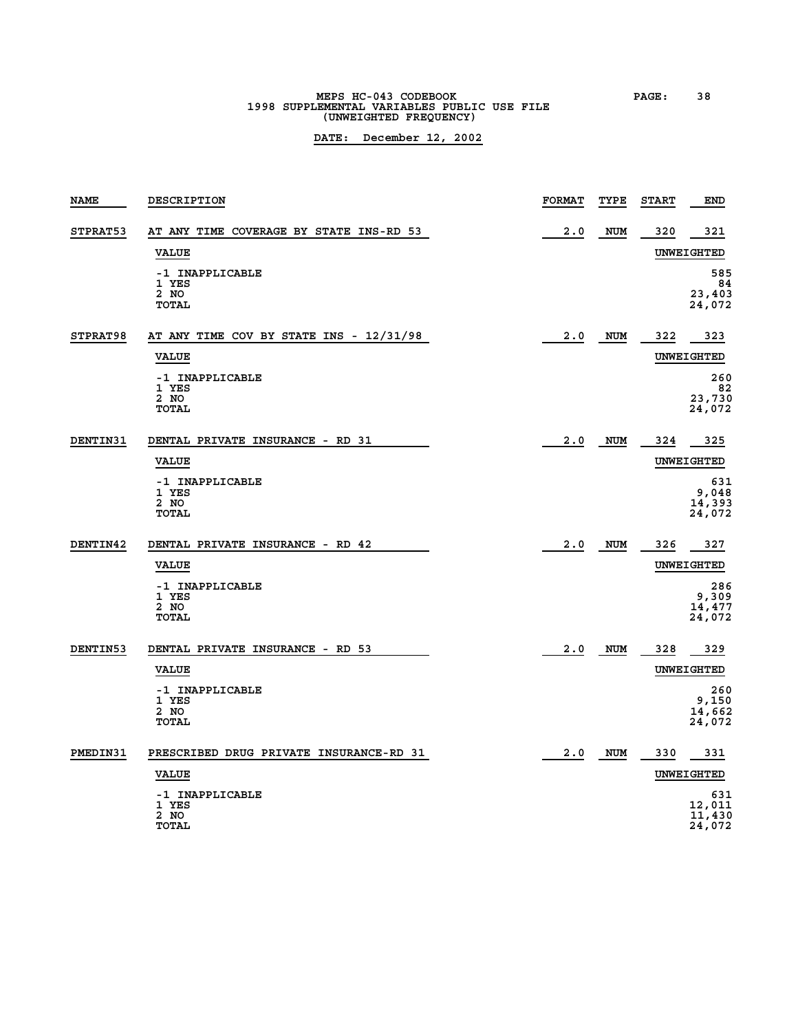| NAME | DESCRIPTION | FORMAT | TYPE | START | END |
|---|---|---|---|---|---|
| STPRAT53 | AT ANY TIME COVERAGE BY STATE INS-RD 53 | 2.0 | NUM | 320 | 321 |
| | **VALUE** | | | **UNWEIGHTED** | |
| | -1 INAPPLICABLE | | | | 585 |
| | 1 YES | | | | 84 |
| | 2 NO | | | | 23,403 |
| | TOTAL | | | | 24,072 |
| STPRAT98 | AT ANY TIME COV BY STATE INS - 12/31/98 | 2.0 | NUM | 322 | 323 |
| | **VALUE** | | | **UNWEIGHTED** | |
| | -1 INAPPLICABLE | | | | 260 |
| | 1 YES | | | | 82 |
| | 2 NO | | | | 23,730 |
| | TOTAL | | | | 24,072 |
| DENTIN31 | DENTAL PRIVATE INSURANCE - RD 31 | 2.0 | NUM | 324 | 325 |
| | **VALUE** | | | **UNWEIGHTED** | |
| | -1 INAPPLICABLE | | | | 631 |
| | 1 YES | | | | 9,048 |
| | 2 NO | | | | 14,393 |
| | TOTAL | | | | 24,072 |
| DENTIN42 | DENTAL PRIVATE INSURANCE - RD 42 | 2.0 | NUM | 326 | 327 |
| | **VALUE** | | | **UNWEIGHTED** | |
| | -1 INAPPLICABLE | | | | 286 |
| | 1 YES | | | | 9,309 |
| | 2 NO | | | | 14,477 |
| | TOTAL | | | | 24,072 |
| DENTIN53 | DENTAL PRIVATE INSURANCE - RD 53 | 2.0 | NUM | 328 | 329 |
| | **VALUE** | | | **UNWEIGHTED** | |
| | -1 INAPPLICABLE | | | | 260 |
| | 1 YES | | | | 9,150 |
| | 2 NO | | | | 14,662 |
| | TOTAL | | | | 24,072 |
| PMEDIN31 | PRESCRIBED DRUG PRIVATE INSURANCE-RD 31 | 2.0 | NUM | 330 | 331 |
| | **VALUE** | | | **UNWEIGHTED** | |
| | -1 INAPPLICABLE | | | | 631 |
| | 1 YES | | | | 12,011 |
| | 2 NO | | | | 11,430 |
| | TOTAL | | | | 24,072 |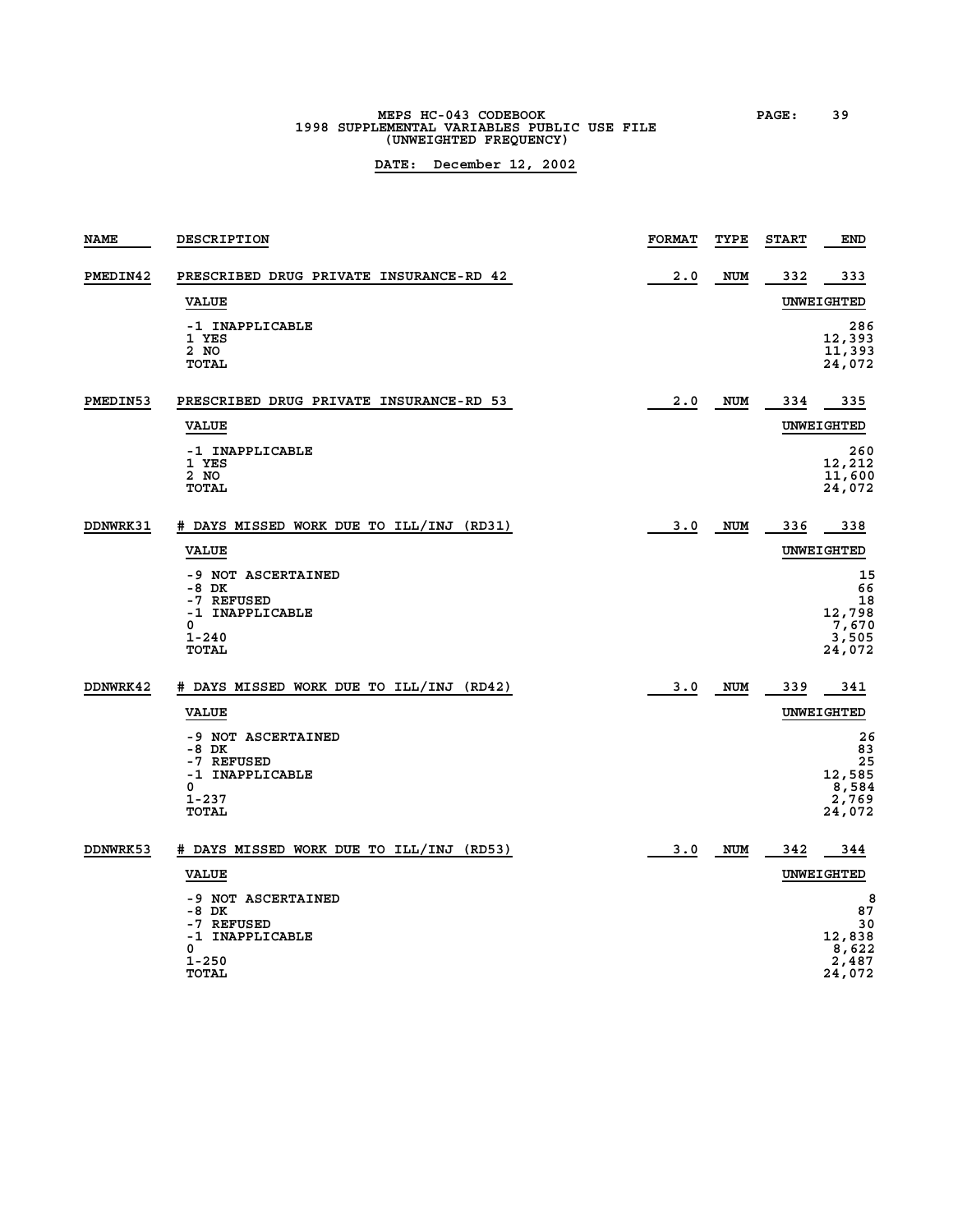MEPS HC-043 CODEBOOK
1998 SUPPLEMENTAL VARIABLES PUBLIC USE FILE
(UNWEIGHTED FREQUENCY)

**DATE: December 12, 2002**

| NAME | DESCRIPTION | FORMAT | TYPE | START | END |
|---|---|---|---|---|---|
| PMEDIN42 | PRESCRIBED DRUG PRIVATE INSURANCE-RD 42 | 2.0 | NUM | 332 | 333 |

| VALUE | UNWEIGHTED |
|---|---|
| -1 INAPPLICABLE | 286 |
| 1 YES | 12,393 |
| 2 NO | 11,393 |
| TOTAL | 24,072 |

| NAME | DESCRIPTION | FORMAT | TYPE | START | END |
|---|---|---|---|---|---|
| PMEDIN53 | PRESCRIBED DRUG PRIVATE INSURANCE-RD 53 | 2.0 | NUM | 334 | 335 |

| VALUE | UNWEIGHTED |
|---|---|
| -1 INAPPLICABLE | 260 |
| 1 YES | 12,212 |
| 2 NO | 11,600 |
| TOTAL | 24,072 |

| NAME | DESCRIPTION | FORMAT | TYPE | START | END |
|---|---|---|---|---|---|
| DDNWRK31 | # DAYS MISSED WORK DUE TO ILL/INJ (RD31) | 3.0 | NUM | 336 | 338 |

| VALUE | UNWEIGHTED |
|---|---|
| -9 NOT ASCERTAINED | 15 |
| -8 DK | 66 |
| -7 REFUSED | 18 |
| -1 INAPPLICABLE | 12,798 |
| 0 | 7,670 |
| 1-240 | 3,505 |
| TOTAL | 24,072 |

| NAME | DESCRIPTION | FORMAT | TYPE | START | END |
|---|---|---|---|---|---|
| DDNWRK42 | # DAYS MISSED WORK DUE TO ILL/INJ (RD42) | 3.0 | NUM | 339 | 341 |

| VALUE | UNWEIGHTED |
|---|---|
| -9 NOT ASCERTAINED | 26 |
| -8 DK | 83 |
| -7 REFUSED | 25 |
| -1 INAPPLICABLE | 12,585 |
| 0 | 8,584 |
| 1-237 | 2,769 |
| TOTAL | 24,072 |

| NAME | DESCRIPTION | FORMAT | TYPE | START | END |
|---|---|---|---|---|---|
| DDNWRK53 | # DAYS MISSED WORK DUE TO ILL/INJ (RD53) | 3.0 | NUM | 342 | 344 |

| VALUE | UNWEIGHTED |
|---|---|
| -9 NOT ASCERTAINED | 8 |
| -8 DK | 87 |
| -7 REFUSED | 30 |
| -1 INAPPLICABLE | 12,838 |
| 0 | 8,622 |
| 1-250 | 2,487 |
| TOTAL | 24,072 |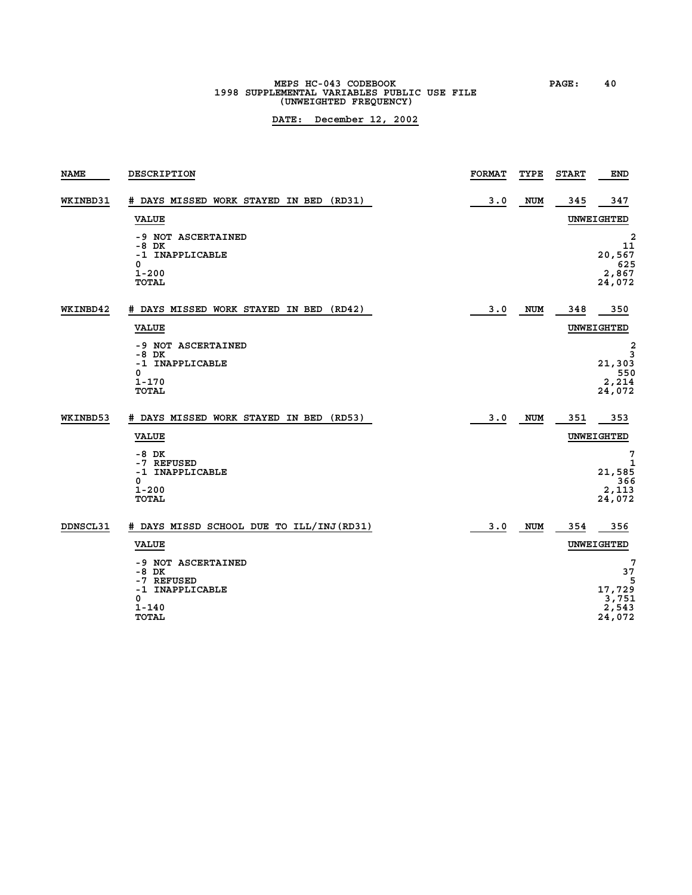MEPS HC-043 CODEBOOK
1998 SUPPLEMENTAL VARIABLES PUBLIC USE FILE
(UNWEIGHTED FREQUENCY)

**DATE: December 12, 2002**

| NAME | DESCRIPTION | FORMAT | TYPE | START | END |
|---|---|---|---|---|---|
| WKINBD31 | # DAYS MISSED WORK STAYED IN BED (RD31) | 3.0 | NUM | 345 | 347 |

| VALUE | UNWEIGHTED |
|---|---|
| -9 NOT ASCERTAINED | 2 |
| -8 DK | 11 |
| -1 INAPPLICABLE | 20,567 |
| 0 | 625 |
| 1-200 | 2,867 |
| TOTAL | 24,072 |

| NAME | DESCRIPTION | FORMAT | TYPE | START | END |
|---|---|---|---|---|---|
| WKINBD42 | # DAYS MISSED WORK STAYED IN BED (RD42) | 3.0 | NUM | 348 | 350 |

| VALUE | UNWEIGHTED |
|---|---|
| -9 NOT ASCERTAINED | 2 |
| -8 DK | 3 |
| -1 INAPPLICABLE | 21,303 |
| 0 | 550 |
| 1-170 | 2,214 |
| TOTAL | 24,072 |

| NAME | DESCRIPTION | FORMAT | TYPE | START | END |
|---|---|---|---|---|---|
| WKINBD53 | # DAYS MISSED WORK STAYED IN BED (RD53) | 3.0 | NUM | 351 | 353 |

| VALUE | UNWEIGHTED |
|---|---|
| -8 DK | 7 |
| -7 REFUSED | 1 |
| -1 INAPPLICABLE | 21,585 |
| 0 | 366 |
| 1-200 | 2,113 |
| TOTAL | 24,072 |

| NAME | DESCRIPTION | FORMAT | TYPE | START | END |
|---|---|---|---|---|---|
| DDNSCL31 | # DAYS MISSD SCHOOL DUE TO ILL/INJ(RD31) | 3.0 | NUM | 354 | 356 |

| VALUE | UNWEIGHTED |
|---|---|
| -9 NOT ASCERTAINED | 7 |
| -8 DK | 37 |
| -7 REFUSED | 5 |
| -1 INAPPLICABLE | 17,729 |
| 0 | 3,751 |
| 1-140 | 2,543 |
| TOTAL | 24,072 |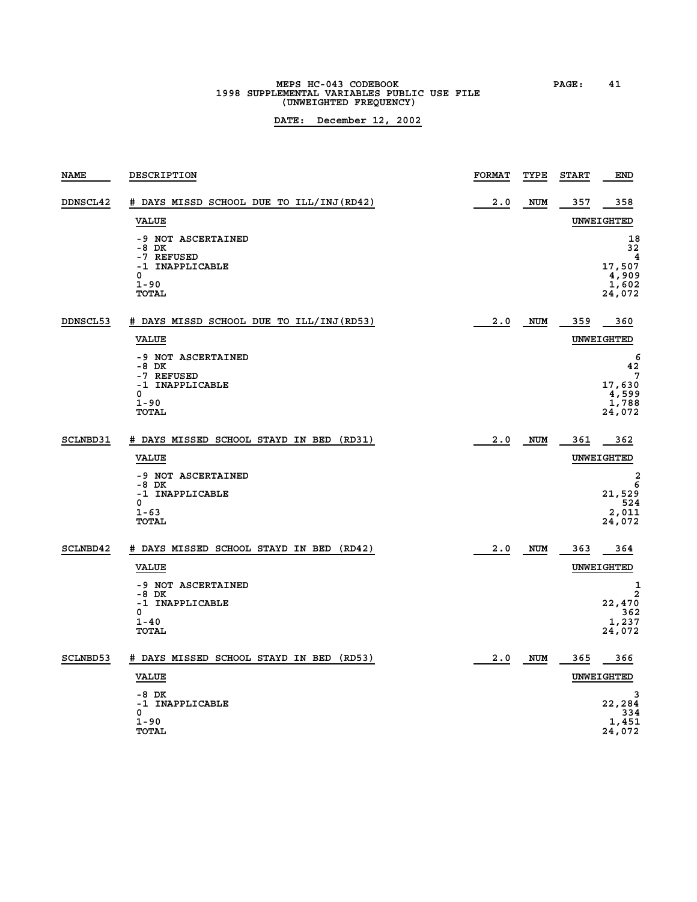| NAME | DESCRIPTION | FORMAT | TYPE | START | END |
|---|---|---|---|---|---|
| DDNSCL42 | # DAYS MISSD SCHOOL DUE TO ILL/INJ(RD42) | 2.0 | NUM | 357 | 358 |

| VALUE | UNWEIGHTED |
|---|---|
| -9 NOT ASCERTAINED | 18 |
| -8 DK | 32 |
| -7 REFUSED | 4 |
| -1 INAPPLICABLE | 17,507 |
| 0 | 4,909 |
| 1-90 | 1,602 |
| TOTAL | 24,072 |

| NAME | DESCRIPTION | FORMAT | TYPE | START | END |
|---|---|---|---|---|---|
| DDNSCL53 | # DAYS MISSD SCHOOL DUE TO ILL/INJ(RD53) | 2.0 | NUM | 359 | 360 |

| VALUE | UNWEIGHTED |
|---|---|
| -9 NOT ASCERTAINED | 6 |
| -8 DK | 42 |
| -7 REFUSED | 7 |
| -1 INAPPLICABLE | 17,630 |
| 0 | 4,599 |
| 1-90 | 1,788 |
| TOTAL | 24,072 |

| NAME | DESCRIPTION | FORMAT | TYPE | START | END |
|---|---|---|---|---|---|
| SCLNBD31 | # DAYS MISSED SCHOOL STAYD IN BED (RD31) | 2.0 | NUM | 361 | 362 |

| VALUE | UNWEIGHTED |
|---|---|
| -9 NOT ASCERTAINED | 2 |
| -8 DK | 6 |
| -1 INAPPLICABLE | 21,529 |
| 0 | 524 |
| 1-63 | 2,011 |
| TOTAL | 24,072 |

| NAME | DESCRIPTION | FORMAT | TYPE | START | END |
|---|---|---|---|---|---|
| SCLNBD42 | # DAYS MISSED SCHOOL STAYD IN BED (RD42) | 2.0 | NUM | 363 | 364 |

| VALUE | UNWEIGHTED |
|---|---|
| -9 NOT ASCERTAINED | 1 |
| -8 DK | 2 |
| -1 INAPPLICABLE | 22,470 |
| 0 | 362 |
| 1-40 | 1,237 |
| TOTAL | 24,072 |

| NAME | DESCRIPTION | FORMAT | TYPE | START | END |
|---|---|---|---|---|---|
| SCLNBD53 | # DAYS MISSED SCHOOL STAYD IN BED (RD53) | 2.0 | NUM | 365 | 366 |

| VALUE | UNWEIGHTED |
|---|---|
| -8 DK | 3 |
| -1 INAPPLICABLE | 22,284 |
| 0 | 334 |
| 1-90 | 1,451 |
| TOTAL | 24,072 |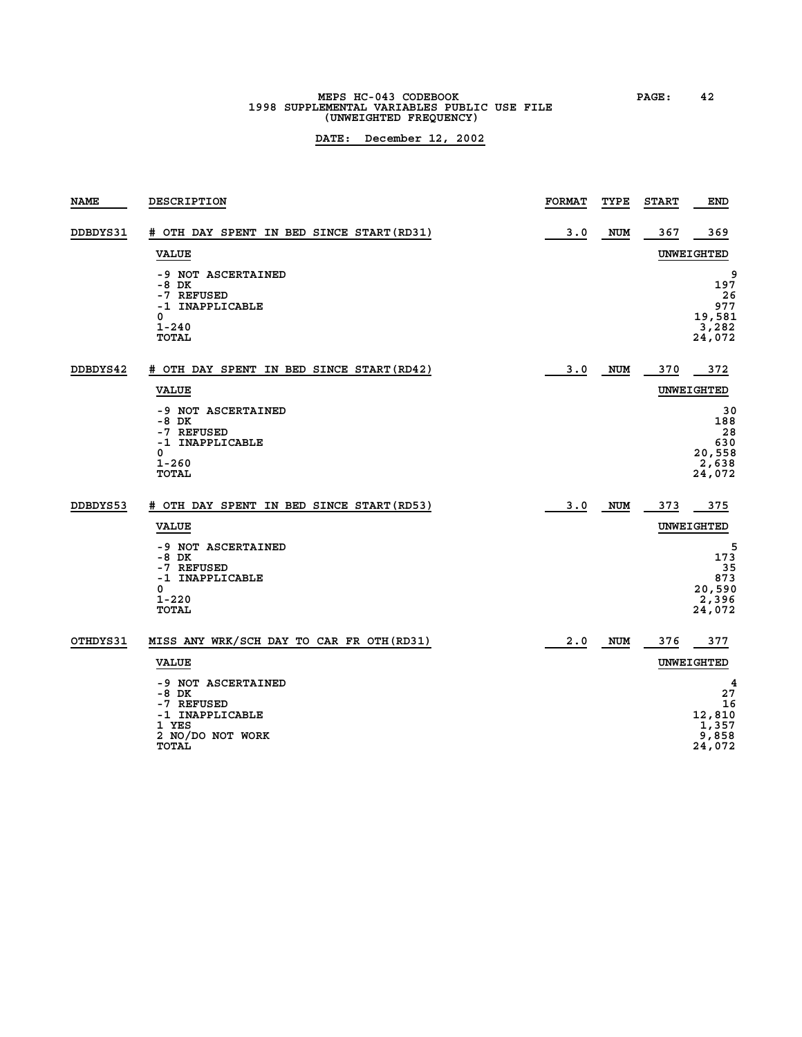| NAME | DESCRIPTION | FORMAT | TYPE | START | END |
|---|---|---|---|---|---|
| DDBDYS31 | # OTH DAY SPENT IN BED SINCE START(RD31) | 3.0 | NUM | 367 | 369 |

| VALUE | UNWEIGHTED |
|---|---|
| -9 NOT ASCERTAINED | 9 |
| -8 DK | 197 |
| -7 REFUSED | 26 |
| -1 INAPPLICABLE | 977 |
| 0 | 19,581 |
| 1-240 | 3,282 |
| TOTAL | 24,072 |

| NAME | DESCRIPTION | FORMAT | TYPE | START | END |
|---|---|---|---|---|---|
| DDBDYS42 | # OTH DAY SPENT IN BED SINCE START(RD42) | 3.0 | NUM | 370 | 372 |

| VALUE | UNWEIGHTED |
|---|---|
| -9 NOT ASCERTAINED | 30 |
| -8 DK | 188 |
| -7 REFUSED | 28 |
| -1 INAPPLICABLE | 630 |
| 0 | 20,558 |
| 1-260 | 2,638 |
| TOTAL | 24,072 |

| NAME | DESCRIPTION | FORMAT | TYPE | START | END |
|---|---|---|---|---|---|
| DDBDYS53 | # OTH DAY SPENT IN BED SINCE START(RD53) | 3.0 | NUM | 373 | 375 |

| VALUE | UNWEIGHTED |
|---|---|
| -9 NOT ASCERTAINED | 5 |
| -8 DK | 173 |
| -7 REFUSED | 35 |
| -1 INAPPLICABLE | 873 |
| 0 | 20,590 |
| 1-220 | 2,396 |
| TOTAL | 24,072 |

| NAME | DESCRIPTION | FORMAT | TYPE | START | END |
|---|---|---|---|---|---|
| OTHDYS31 | MISS ANY WRK/SCH DAY TO CAR FR OTH(RD31) | 2.0 | NUM | 376 | 377 |

| VALUE | UNWEIGHTED |
|---|---|
| -9 NOT ASCERTAINED | 4 |
| -8 DK | 27 |
| -7 REFUSED | 16 |
| -1 INAPPLICABLE | 12,810 |
| 1 YES | 1,357 |
| 2 NO/DO NOT WORK | 9,858 |
| TOTAL | 24,072 |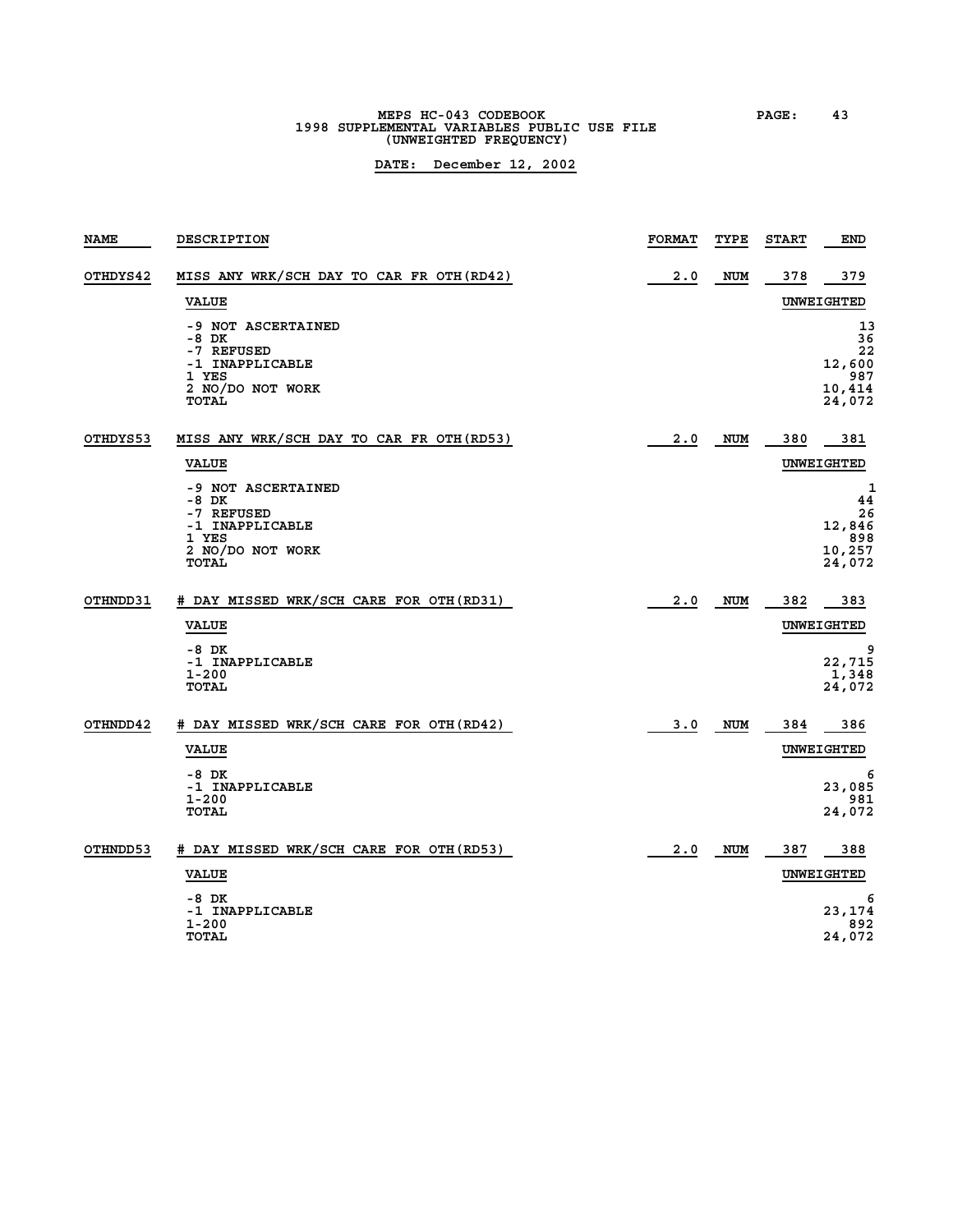# MEPS HC-043 CODEBOOK
## 1998 SUPPLEMENTAL VARIABLES PUBLIC USE FILE
## (UNWEIGHTED FREQUENCY)

**DATE: December 12, 2002**

| NAME | DESCRIPTION | FORMAT | TYPE | START | END |
|---|---|---|---|---|---|
| OTHDYS42 | MISS ANY WRK/SCH DAY TO CAR FR OTH(RD42) | 2.0 | NUM | 378 | 379 |

| VALUE | UNWEIGHTED |
|---|---|
| -9 NOT ASCERTAINED | 13 |
| -8 DK | 36 |
| -7 REFUSED | 22 |
| -1 INAPPLICABLE | 12,600 |
| 1 YES | 987 |
| 2 NO/DO NOT WORK | 10,414 |
| TOTAL | 24,072 |

| NAME | DESCRIPTION | FORMAT | TYPE | START | END |
|---|---|---|---|---|---|
| OTHDYS53 | MISS ANY WRK/SCH DAY TO CAR FR OTH(RD53) | 2.0 | NUM | 380 | 381 |

| VALUE | UNWEIGHTED |
|---|---|
| -9 NOT ASCERTAINED | 1 |
| -8 DK | 44 |
| -7 REFUSED | 26 |
| -1 INAPPLICABLE | 12,846 |
| 1 YES | 898 |
| 2 NO/DO NOT WORK | 10,257 |
| TOTAL | 24,072 |

| NAME | DESCRIPTION | FORMAT | TYPE | START | END |
|---|---|---|---|---|---|
| OTHNDD31 | # DAY MISSED WRK/SCH CARE FOR OTH(RD31) | 2.0 | NUM | 382 | 383 |

| VALUE | UNWEIGHTED |
|---|---|
| -8 DK | 9 |
| -1 INAPPLICABLE | 22,715 |
| 1-200 | 1,348 |
| TOTAL | 24,072 |

| NAME | DESCRIPTION | FORMAT | TYPE | START | END |
|---|---|---|---|---|---|
| OTHNDD42 | # DAY MISSED WRK/SCH CARE FOR OTH(RD42) | 3.0 | NUM | 384 | 386 |

| VALUE | UNWEIGHTED |
|---|---|
| -8 DK | 6 |
| -1 INAPPLICABLE | 23,085 |
| 1-200 | 981 |
| TOTAL | 24,072 |

| NAME | DESCRIPTION | FORMAT | TYPE | START | END |
|---|---|---|---|---|---|
| OTHNDD53 | # DAY MISSED WRK/SCH CARE FOR OTH(RD53) | 2.0 | NUM | 387 | 388 |

| VALUE | UNWEIGHTED |
|---|---|
| -8 DK | 6 |
| -1 INAPPLICABLE | 23,174 |
| 1-200 | 892 |
| TOTAL | 24,072 |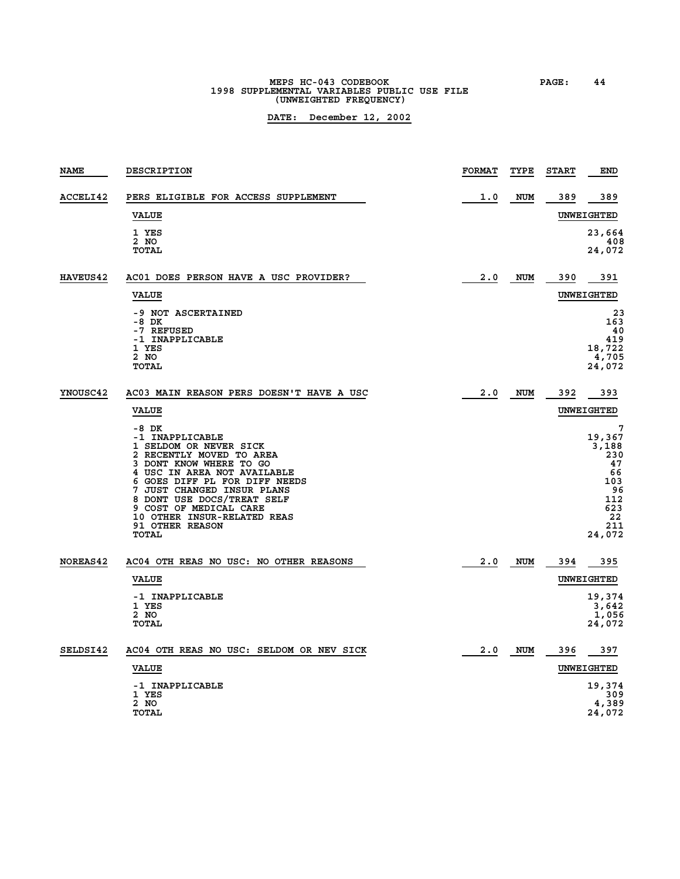MEPS HC-043 CODEBOOK
1998 SUPPLEMENTAL VARIABLES PUBLIC USE FILE
(UNWEIGHTED FREQUENCY)

**DATE: December 12, 2002**

| NAME | DESCRIPTION | FORMAT | TYPE | START | END |
|---|---|---|---|---|---|
| ACCELI42 | PERS ELIGIBLE FOR ACCESS SUPPLEMENT | 1.0 | NUM | 389 | 389 |

| VALUE | UNWEIGHTED |
|---|---|
| 1 YES | 23,664 |
| 2 NO | 408 |
| TOTAL | 24,072 |

| NAME | DESCRIPTION | FORMAT | TYPE | START | END |
|---|---|---|---|---|---|
| HAVEUS42 | AC01 DOES PERSON HAVE A USC PROVIDER? | 2.0 | NUM | 390 | 391 |

| VALUE | UNWEIGHTED |
|---|---|
| -9 NOT ASCERTAINED | 23 |
| -8 DK | 163 |
| -7 REFUSED | 40 |
| -1 INAPPLICABLE | 419 |
| 1 YES | 18,722 |
| 2 NO | 4,705 |
| TOTAL | 24,072 |

| NAME | DESCRIPTION | FORMAT | TYPE | START | END |
|---|---|---|---|---|---|
| YNOUSC42 | AC03 MAIN REASON PERS DOESN'T HAVE A USC | 2.0 | NUM | 392 | 393 |

| VALUE | UNWEIGHTED |
|---|---|
| -8 DK | 7 |
| -1 INAPPLICABLE | 19,367 |
| 1 SELDOM OR NEVER SICK | 3,188 |
| 2 RECENTLY MOVED TO AREA | 230 |
| 3 DONT KNOW WHERE TO GO | 47 |
| 4 USC IN AREA NOT AVAILABLE | 66 |
| 6 GOES DIFF PL FOR DIFF NEEDS | 103 |
| 7 JUST CHANGED INSUR PLANS | 96 |
| 8 DONT USE DOCS/TREAT SELF | 112 |
| 9 COST OF MEDICAL CARE | 623 |
| 10 OTHER INSUR-RELATED REAS | 22 |
| 91 OTHER REASON | 211 |
| TOTAL | 24,072 |

| NAME | DESCRIPTION | FORMAT | TYPE | START | END |
|---|---|---|---|---|---|
| NOREAS42 | AC04 OTH REAS NO USC: NO OTHER REASONS | 2.0 | NUM | 394 | 395 |

| VALUE | UNWEIGHTED |
|---|---|
| -1 INAPPLICABLE | 19,374 |
| 1 YES | 3,642 |
| 2 NO | 1,056 |
| TOTAL | 24,072 |

| NAME | DESCRIPTION | FORMAT | TYPE | START | END |
|---|---|---|---|---|---|
| SELDSI42 | AC04 OTH REAS NO USC: SELDOM OR NEV SICK | 2.0 | NUM | 396 | 397 |

| VALUE | UNWEIGHTED |
|---|---|
| -1 INAPPLICABLE | 19,374 |
| 1 YES | 309 |
| 2 NO | 4,389 |
| TOTAL | 24,072 |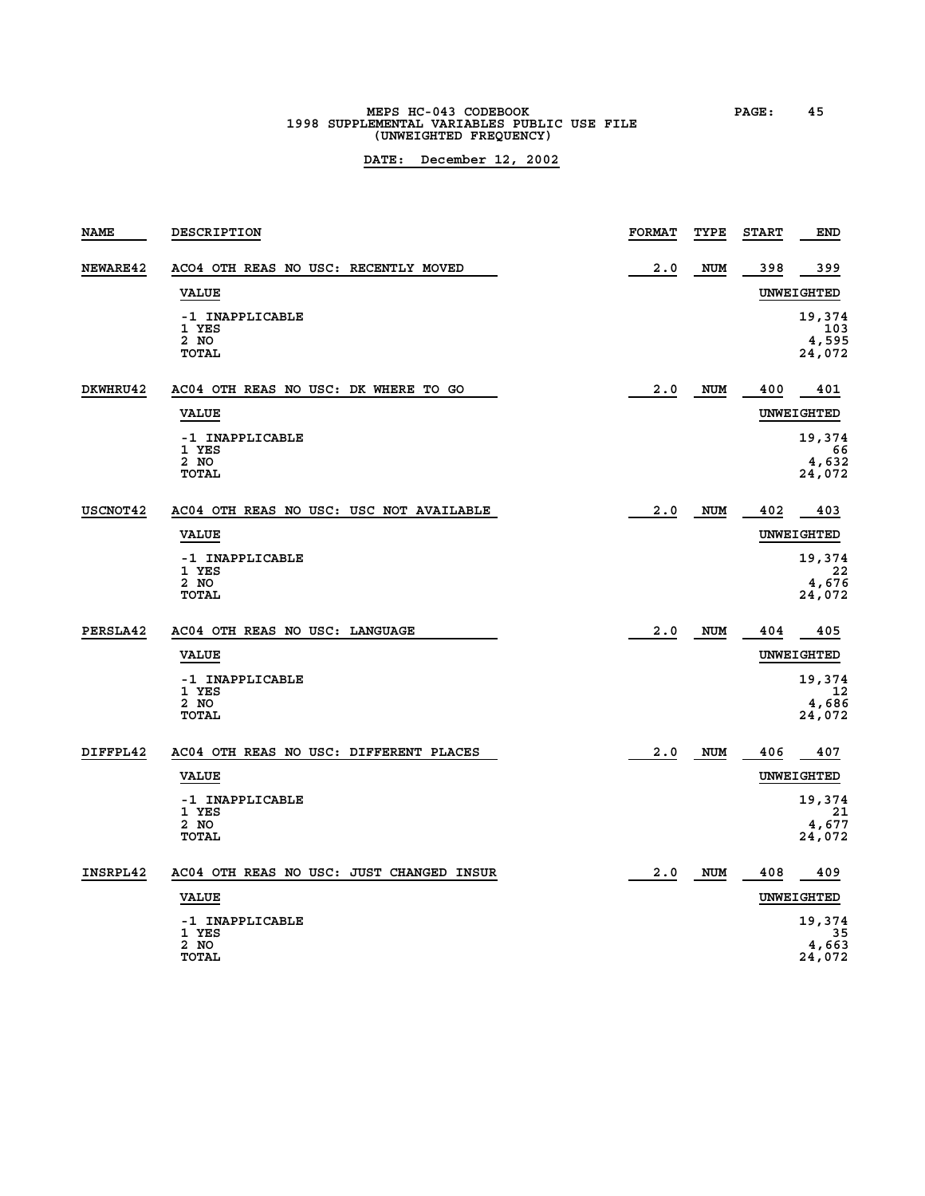MEPS HC-043 CODEBOOK
1998 SUPPLEMENTAL VARIABLES PUBLIC USE FILE
(UNWEIGHTED FREQUENCY)

**DATE: December 12, 2002**

| NAME | DESCRIPTION | FORMAT | TYPE | START | END |
|---|---|---|---|---|---|
| NEWARE42 | AC04 OTH REAS NO USC: RECENTLY MOVED | 2.0 | NUM | 398 | 399 |

| VALUE | UNWEIGHTED |
|---|---|
| -1 INAPPLICABLE | 19,374 |
| 1 YES | 103 |
| 2 NO | 4,595 |
| TOTAL | 24,072 |

| NAME | DESCRIPTION | FORMAT | TYPE | START | END |
|---|---|---|---|---|---|
| DKWHRU42 | AC04 OTH REAS NO USC: DK WHERE TO GO | 2.0 | NUM | 400 | 401 |

| VALUE | UNWEIGHTED |
|---|---|
| -1 INAPPLICABLE | 19,374 |
| 1 YES | 66 |
| 2 NO | 4,632 |
| TOTAL | 24,072 |

| NAME | DESCRIPTION | FORMAT | TYPE | START | END |
|---|---|---|---|---|---|
| USCNOT42 | AC04 OTH REAS NO USC: USC NOT AVAILABLE | 2.0 | NUM | 402 | 403 |

| VALUE | UNWEIGHTED |
|---|---|
| -1 INAPPLICABLE | 19,374 |
| 1 YES | 22 |
| 2 NO | 4,676 |
| TOTAL | 24,072 |

| NAME | DESCRIPTION | FORMAT | TYPE | START | END |
|---|---|---|---|---|---|
| PERSLA42 | AC04 OTH REAS NO USC: LANGUAGE | 2.0 | NUM | 404 | 405 |

| VALUE | UNWEIGHTED |
|---|---|
| -1 INAPPLICABLE | 19,374 |
| 1 YES | 12 |
| 2 NO | 4,686 |
| TOTAL | 24,072 |

| NAME | DESCRIPTION | FORMAT | TYPE | START | END |
|---|---|---|---|---|---|
| DIFFPL42 | AC04 OTH REAS NO USC: DIFFERENT PLACES | 2.0 | NUM | 406 | 407 |

| VALUE | UNWEIGHTED |
|---|---|
| -1 INAPPLICABLE | 19,374 |
| 1 YES | 21 |
| 2 NO | 4,677 |
| TOTAL | 24,072 |

| NAME | DESCRIPTION | FORMAT | TYPE | START | END |
|---|---|---|---|---|---|
| INSRPL42 | AC04 OTH REAS NO USC: JUST CHANGED INSUR | 2.0 | NUM | 408 | 409 |

| VALUE | UNWEIGHTED |
|---|---|
| -1 INAPPLICABLE | 19,374 |
| 1 YES | 35 |
| 2 NO | 4,663 |
| TOTAL | 24,072 |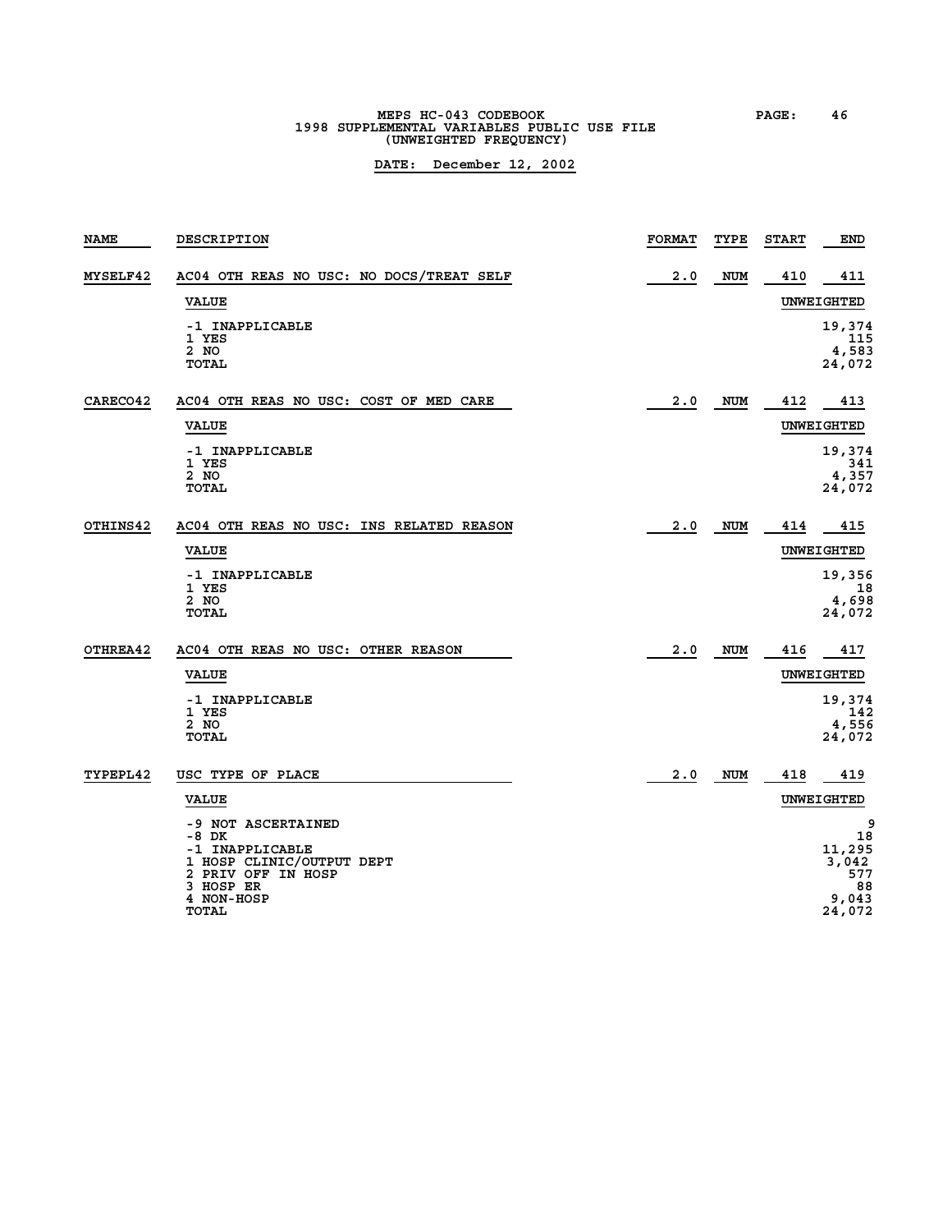| NAME | DESCRIPTION | FORMAT | TYPE | START | END |
|---|---|---|---|---|---|
| MYSELF42 | AC04 OTH REAS NO USC: NO DOCS/TREAT SELF | 2.0 | NUM | 410 | 411 |

| VALUE | UNWEIGHTED |
|---|---|
| -1 INAPPLICABLE | 19,374 |
| 1 YES | 115 |
| 2 NO | 4,583 |
| TOTAL | 24,072 |

| NAME | DESCRIPTION | FORMAT | TYPE | START | END |
|---|---|---|---|---|---|
| CARECO42 | AC04 OTH REAS NO USC: COST OF MED CARE | 2.0 | NUM | 412 | 413 |

| VALUE | UNWEIGHTED |
|---|---|
| -1 INAPPLICABLE | 19,374 |
| 1 YES | 341 |
| 2 NO | 4,357 |
| TOTAL | 24,072 |

| NAME | DESCRIPTION | FORMAT | TYPE | START | END |
|---|---|---|---|---|---|
| OTHINS42 | AC04 OTH REAS NO USC: INS RELATED REASON | 2.0 | NUM | 414 | 415 |

| VALUE | UNWEIGHTED |
|---|---|
| -1 INAPPLICABLE | 19,356 |
| 1 YES | 18 |
| 2 NO | 4,698 |
| TOTAL | 24,072 |

| NAME | DESCRIPTION | FORMAT | TYPE | START | END |
|---|---|---|---|---|---|
| OTHREA42 | AC04 OTH REAS NO USC: OTHER REASON | 2.0 | NUM | 416 | 417 |

| VALUE | UNWEIGHTED |
|---|---|
| -1 INAPPLICABLE | 19,374 |
| 1 YES | 142 |
| 2 NO | 4,556 |
| TOTAL | 24,072 |

| NAME | DESCRIPTION | FORMAT | TYPE | START | END |
|---|---|---|---|---|---|
| TYPEPL42 | USC TYPE OF PLACE | 2.0 | NUM | 418 | 419 |

| VALUE | UNWEIGHTED |
|---|---|
| -9 NOT ASCERTAINED | 9 |
| -8 DK | 18 |
| -1 INAPPLICABLE | 11,295 |
| 1 HOSP CLINIC/OUTPUT DEPT | 3,042 |
| 2 PRIV OFF IN HOSP | 577 |
| 3 HOSP ER | 88 |
| 4 NON-HOSP | 9,043 |
| TOTAL | 24,072 |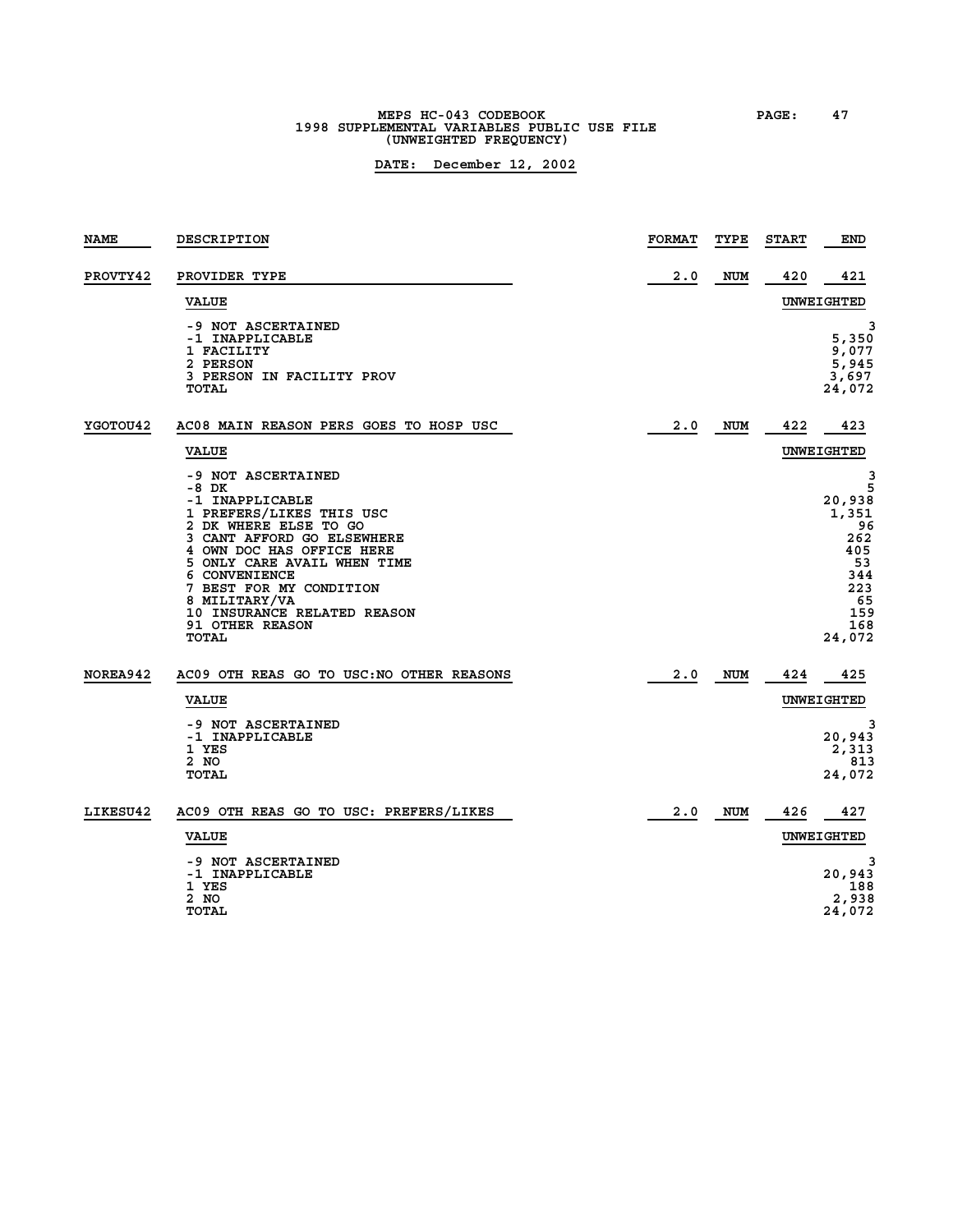MEPS HC-043 CODEBOOK
1998 SUPPLEMENTAL VARIABLES PUBLIC USE FILE
(UNWEIGHTED FREQUENCY)

**DATE: December 12, 2002**

| NAME | DESCRIPTION | FORMAT | TYPE | START | END |
|---|---|---|---|---|---|
| PROVTY42 | PROVIDER TYPE | 2.0 | NUM | 420 | 421 |

| VALUE | UNWEIGHTED |
|---|---|
| -9 NOT ASCERTAINED | 3 |
| -1 INAPPLICABLE | 5,350 |
| 1 FACILITY | 9,077 |
| 2 PERSON | 5,945 |
| 3 PERSON IN FACILITY PROV | 3,697 |
| TOTAL | 24,072 |

| NAME | DESCRIPTION | FORMAT | TYPE | START | END |
|---|---|---|---|---|---|
| YGOTOU42 | AC08 MAIN REASON PERS GOES TO HOSP USC | 2.0 | NUM | 422 | 423 |

| VALUE | UNWEIGHTED |
|---|---|
| -9 NOT ASCERTAINED | 3 |
| -8 DK | 5 |
| -1 INAPPLICABLE | 20,938 |
| 1 PREFERS/LIKES THIS USC | 1,351 |
| 2 DK WHERE ELSE TO GO | 96 |
| 3 CANT AFFORD GO ELSEWHERE | 262 |
| 4 OWN DOC HAS OFFICE HERE | 405 |
| 5 ONLY CARE AVAIL WHEN TIME | 53 |
| 6 CONVENIENCE | 344 |
| 7 BEST FOR MY CONDITION | 223 |
| 8 MILITARY/VA | 65 |
| 10 INSURANCE RELATED REASON | 159 |
| 91 OTHER REASON | 168 |
| TOTAL | 24,072 |

| NAME | DESCRIPTION | FORMAT | TYPE | START | END |
|---|---|---|---|---|---|
| NOREA942 | AC09 OTH REAS GO TO USC:NO OTHER REASONS | 2.0 | NUM | 424 | 425 |

| VALUE | UNWEIGHTED |
|---|---|
| -9 NOT ASCERTAINED | 3 |
| -1 INAPPLICABLE | 20,943 |
| 1 YES | 2,313 |
| 2 NO | 813 |
| TOTAL | 24,072 |

| NAME | DESCRIPTION | FORMAT | TYPE | START | END |
|---|---|---|---|---|---|
| LIKESU42 | AC09 OTH REAS GO TO USC: PREFERS/LIKES | 2.0 | NUM | 426 | 427 |

| VALUE | UNWEIGHTED |
|---|---|
| -9 NOT ASCERTAINED | 3 |
| -1 INAPPLICABLE | 20,943 |
| 1 YES | 188 |
| 2 NO | 2,938 |
| TOTAL | 24,072 |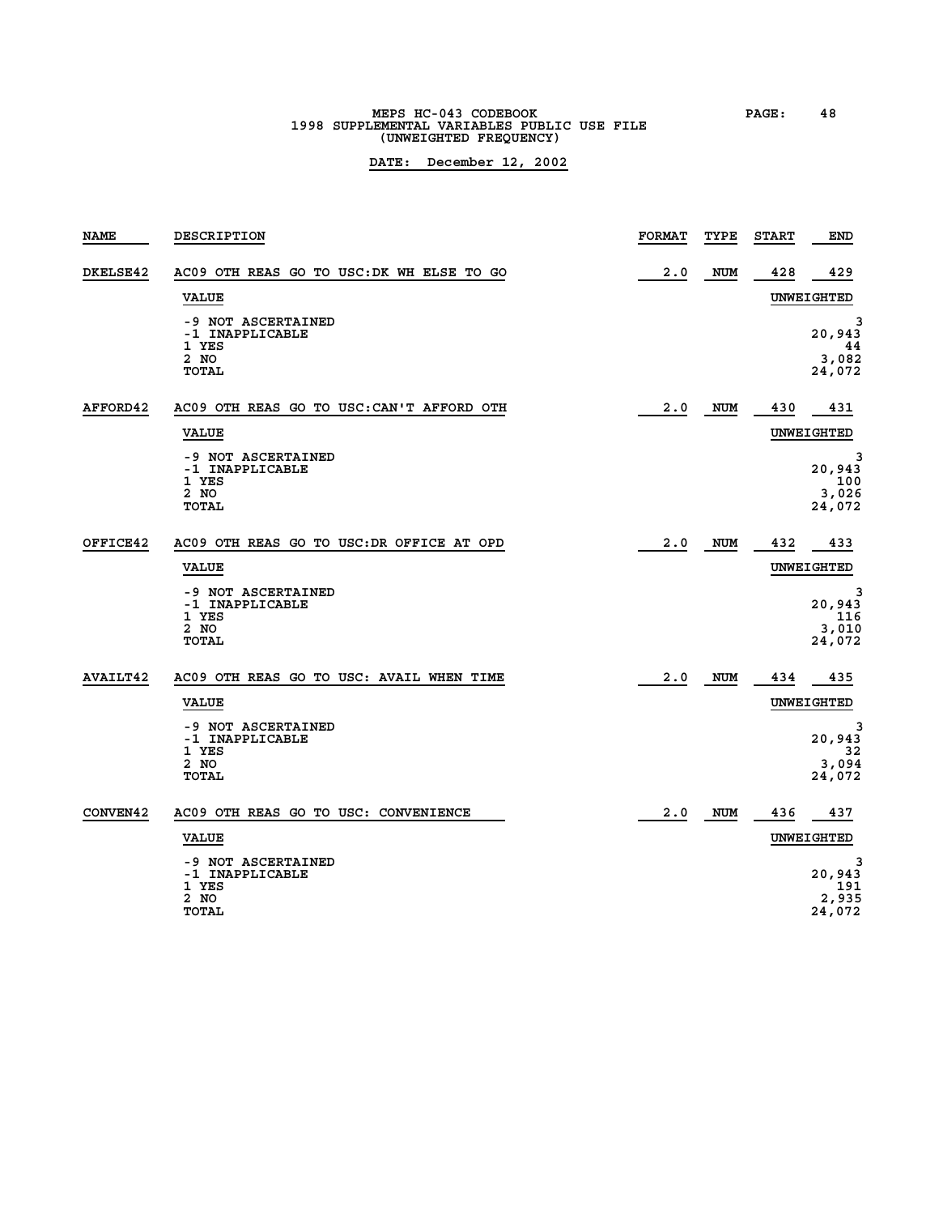MEPS HC-043 CODEBOOK
1998 SUPPLEMENTAL VARIABLES PUBLIC USE FILE
(UNWEIGHTED FREQUENCY)

**DATE: December 12, 2002**

| NAME | DESCRIPTION | FORMAT | TYPE | START | END |
|---|---|---|---|---|---|
| DKELSE42 | AC09 OTH REAS GO TO USC:DK WH ELSE TO GO | 2.0 | NUM | 428 | 429 |

| VALUE | UNWEIGHTED |
|---|---|
| -9 NOT ASCERTAINED | 3 |
| -1 INAPPLICABLE | 20,943 |
| 1 YES | 44 |
| 2 NO | 3,082 |
| TOTAL | 24,072 |

| NAME | DESCRIPTION | FORMAT | TYPE | START | END |
|---|---|---|---|---|---|
| AFFORD42 | AC09 OTH REAS GO TO USC:CAN'T AFFORD OTH | 2.0 | NUM | 430 | 431 |

| VALUE | UNWEIGHTED |
|---|---|
| -9 NOT ASCERTAINED | 3 |
| -1 INAPPLICABLE | 20,943 |
| 1 YES | 100 |
| 2 NO | 3,026 |
| TOTAL | 24,072 |

| NAME | DESCRIPTION | FORMAT | TYPE | START | END |
|---|---|---|---|---|---|
| OFFICE42 | AC09 OTH REAS GO TO USC:DR OFFICE AT OPD | 2.0 | NUM | 432 | 433 |

| VALUE | UNWEIGHTED |
|---|---|
| -9 NOT ASCERTAINED | 3 |
| -1 INAPPLICABLE | 20,943 |
| 1 YES | 116 |
| 2 NO | 3,010 |
| TOTAL | 24,072 |

| NAME | DESCRIPTION | FORMAT | TYPE | START | END |
|---|---|---|---|---|---|
| AVAILT42 | AC09 OTH REAS GO TO USC: AVAIL WHEN TIME | 2.0 | NUM | 434 | 435 |

| VALUE | UNWEIGHTED |
|---|---|
| -9 NOT ASCERTAINED | 3 |
| -1 INAPPLICABLE | 20,943 |
| 1 YES | 32 |
| 2 NO | 3,094 |
| TOTAL | 24,072 |

| NAME | DESCRIPTION | FORMAT | TYPE | START | END |
|---|---|---|---|---|---|
| CONVEN42 | AC09 OTH REAS GO TO USC: CONVENIENCE | 2.0 | NUM | 436 | 437 |

| VALUE | UNWEIGHTED |
|---|---|
| -9 NOT ASCERTAINED | 3 |
| -1 INAPPLICABLE | 20,943 |
| 1 YES | 191 |
| 2 NO | 2,935 |
| TOTAL | 24,072 |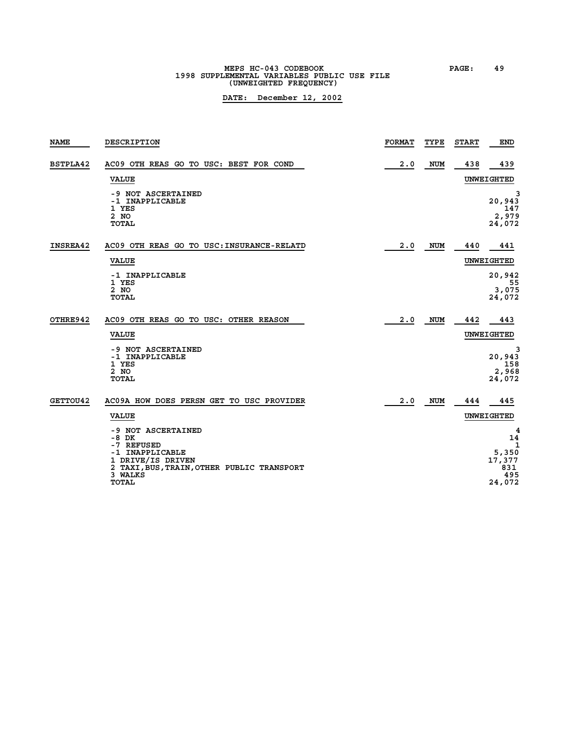# MEPS HC-043 CODEBOOK
## 1998 SUPPLEMENTAL VARIABLES PUBLIC USE FILE
## (UNWEIGHTED FREQUENCY)

**DATE: December 12, 2002**

| NAME | DESCRIPTION | FORMAT | TYPE | START | END |
|---|---|---|---|---|---|
| BSTPLA42 | AC09 OTH REAS GO TO USC: BEST FOR COND | 2.0 | NUM | 438 | 439 |

| VALUE | UNWEIGHTED |
|---|---|
| -9 NOT ASCERTAINED | 3 |
| -1 INAPPLICABLE | 20,943 |
| 1 YES | 147 |
| 2 NO | 2,979 |
| TOTAL | 24,072 |

| NAME | DESCRIPTION | FORMAT | TYPE | START | END |
|---|---|---|---|---|---|
| INSREA42 | AC09 OTH REAS GO TO USC:INSURANCE-RELATD | 2.0 | NUM | 440 | 441 |

| VALUE | UNWEIGHTED |
|---|---|
| -1 INAPPLICABLE | 20,942 |
| 1 YES | 55 |
| 2 NO | 3,075 |
| TOTAL | 24,072 |

| NAME | DESCRIPTION | FORMAT | TYPE | START | END |
|---|---|---|---|---|---|
| OTHRE942 | AC09 OTH REAS GO TO USC: OTHER REASON | 2.0 | NUM | 442 | 443 |

| VALUE | UNWEIGHTED |
|---|---|
| -9 NOT ASCERTAINED | 3 |
| -1 INAPPLICABLE | 20,943 |
| 1 YES | 158 |
| 2 NO | 2,968 |
| TOTAL | 24,072 |

| NAME | DESCRIPTION | FORMAT | TYPE | START | END |
|---|---|---|---|---|---|
| GETTOU42 | AC09A HOW DOES PERSN GET TO USC PROVIDER | 2.0 | NUM | 444 | 445 |

| VALUE | UNWEIGHTED |
|---|---|
| -9 NOT ASCERTAINED | 4 |
| -8 DK | 14 |
| -7 REFUSED | 1 |
| -1 INAPPLICABLE | 5,350 |
| 1 DRIVE/IS DRIVEN | 17,377 |
| 2 TAXI,BUS,TRAIN,OTHER PUBLIC TRANSPORT | 831 |
| 3 WALKS | 495 |
| TOTAL | 24,072 |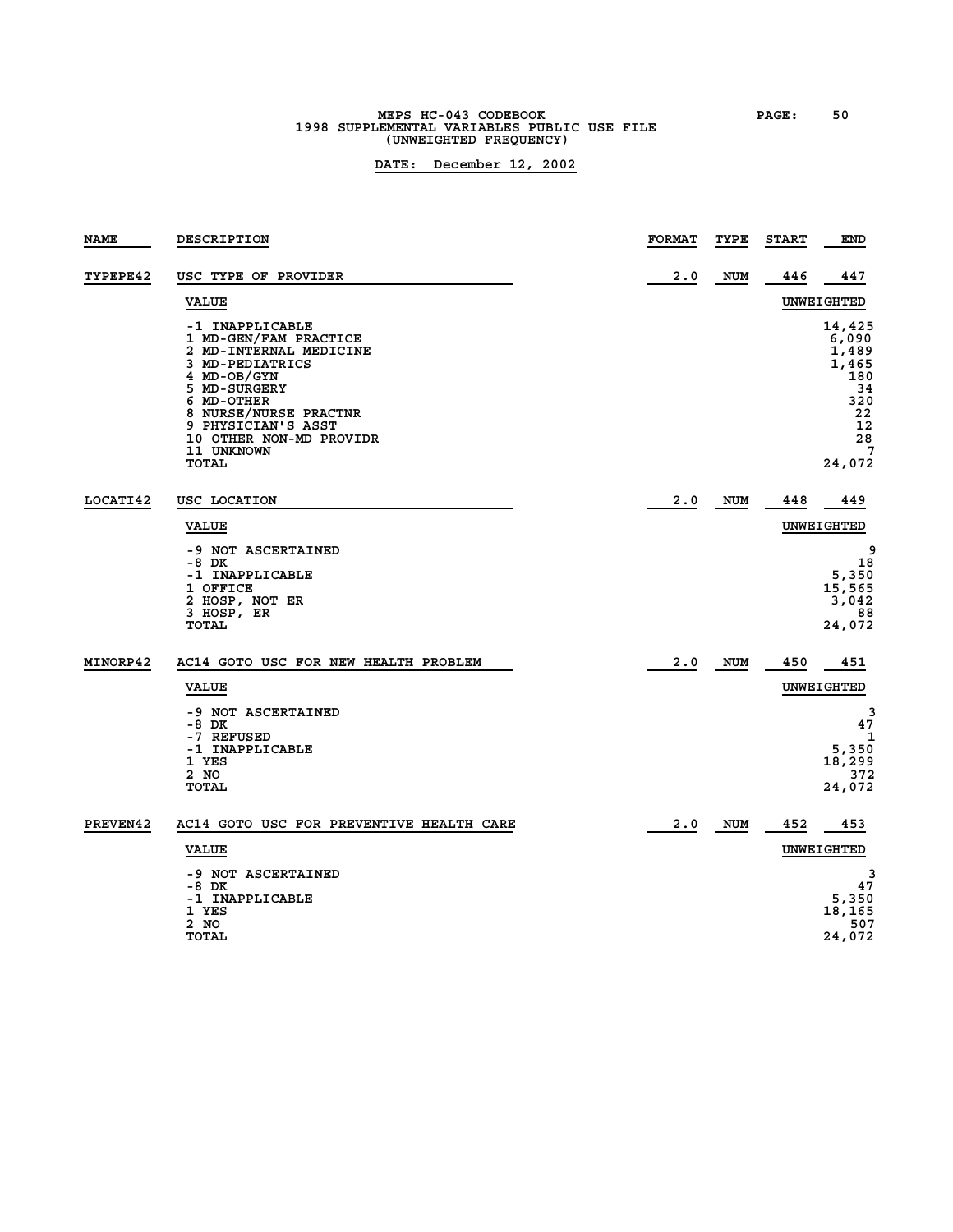MEPS HC-043 CODEBOOK
1998 SUPPLEMENTAL VARIABLES PUBLIC USE FILE
(UNWEIGHTED FREQUENCY)

**DATE: December 12, 2002**

| NAME | DESCRIPTION | FORMAT | TYPE | START | END |
|---|---|---|---|---|---|
| TYPEPE42 | USC TYPE OF PROVIDER | 2.0 | NUM | 446 | 447 |

| VALUE | UNWEIGHTED |
|---|---|
| -1 INAPPLICABLE | 14,425 |
| 1 MD-GEN/FAM PRACTICE | 6,090 |
| 2 MD-INTERNAL MEDICINE | 1,489 |
| 3 MD-PEDIATRICS | 1,465 |
| 4 MD-OB/GYN | 180 |
| 5 MD-SURGERY | 34 |
| 6 MD-OTHER | 320 |
| 8 NURSE/NURSE PRACTNR | 22 |
| 9 PHYSICIAN'S ASST | 12 |
| 10 OTHER NON-MD PROVIDR | 28 |
| 11 UNKNOWN | 7 |
| TOTAL | 24,072 |

| NAME | DESCRIPTION | FORMAT | TYPE | START | END |
|---|---|---|---|---|---|
| LOCATI42 | USC LOCATION | 2.0 | NUM | 448 | 449 |

| VALUE | UNWEIGHTED |
|---|---|
| -9 NOT ASCERTAINED | 9 |
| -8 DK | 18 |
| -1 INAPPLICABLE | 5,350 |
| 1 OFFICE | 15,565 |
| 2 HOSP, NOT ER | 3,042 |
| 3 HOSP, ER | 88 |
| TOTAL | 24,072 |

| NAME | DESCRIPTION | FORMAT | TYPE | START | END |
|---|---|---|---|---|---|
| MINORP42 | AC14 GOTO USC FOR NEW HEALTH PROBLEM | 2.0 | NUM | 450 | 451 |

| VALUE | UNWEIGHTED |
|---|---|
| -9 NOT ASCERTAINED | 3 |
| -8 DK | 47 |
| -7 REFUSED | 1 |
| -1 INAPPLICABLE | 5,350 |
| 1 YES | 18,299 |
| 2 NO | 372 |
| TOTAL | 24,072 |

| NAME | DESCRIPTION | FORMAT | TYPE | START | END |
|---|---|---|---|---|---|
| PREVEN42 | AC14 GOTO USC FOR PREVENTIVE HEALTH CARE | 2.0 | NUM | 452 | 453 |

| VALUE | UNWEIGHTED |
|---|---|
| -9 NOT ASCERTAINED | 3 |
| -8 DK | 47 |
| -1 INAPPLICABLE | 5,350 |
| 1 YES | 18,165 |
| 2 NO | 507 |
| TOTAL | 24,072 |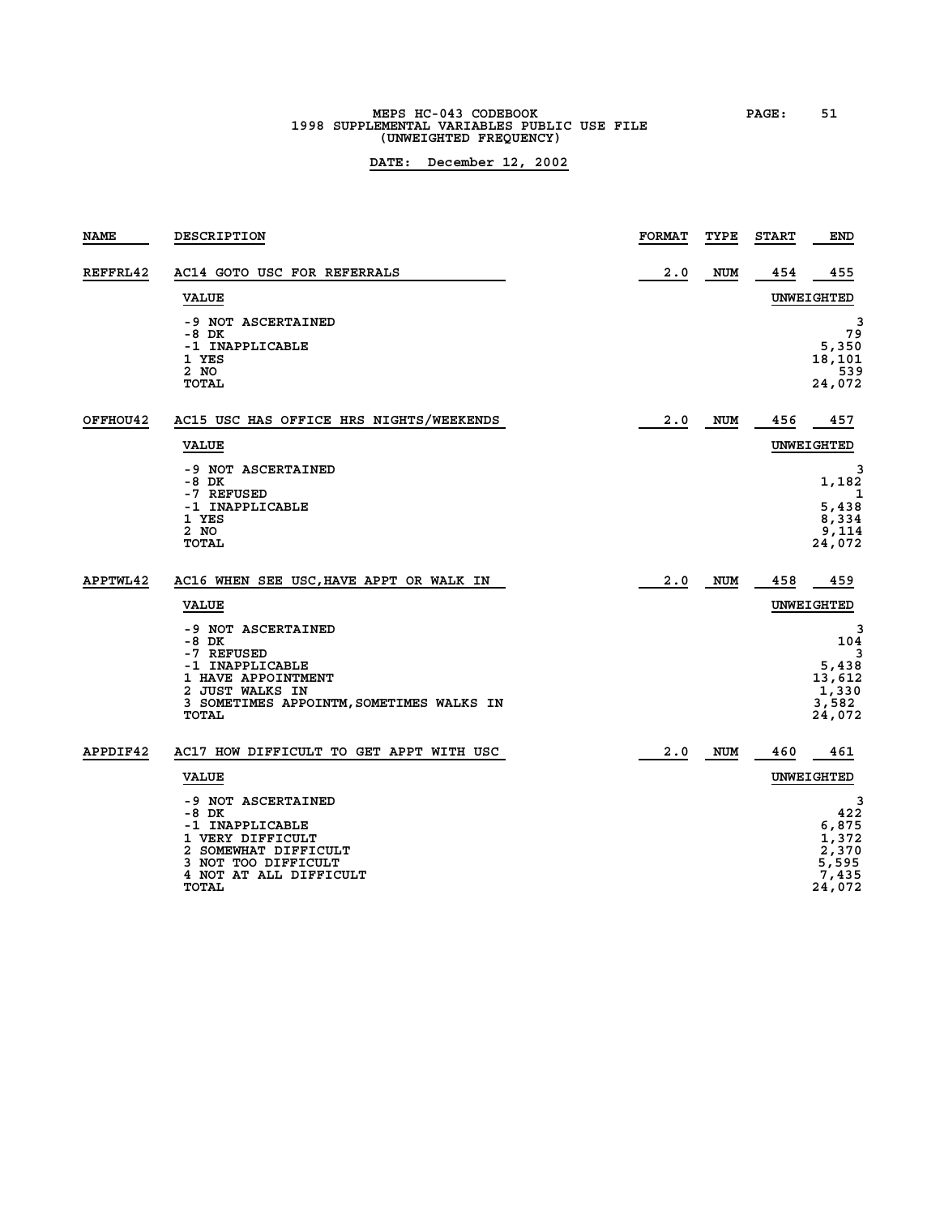| NAME | DESCRIPTION | FORMAT | TYPE | START | END |
|---|---|---|---|---|---|
| REFFRL42 | AC14 GOTO USC FOR REFERRALS | 2.0 | NUM | 454 | 455 |

| VALUE | UNWEIGHTED |
|---|---|
| -9 NOT ASCERTAINED | 3 |
| -8 DK | 79 |
| -1 INAPPLICABLE | 5,350 |
| 1 YES | 18,101 |
| 2 NO | 539 |
| TOTAL | 24,072 |

| NAME | DESCRIPTION | FORMAT | TYPE | START | END |
|---|---|---|---|---|---|
| OFFHOU42 | AC15 USC HAS OFFICE HRS NIGHTS/WEEKENDS | 2.0 | NUM | 456 | 457 |

| VALUE | UNWEIGHTED |
|---|---|
| -9 NOT ASCERTAINED | 3 |
| -8 DK | 1,182 |
| -7 REFUSED | 1 |
| -1 INAPPLICABLE | 5,438 |
| 1 YES | 8,334 |
| 2 NO | 9,114 |
| TOTAL | 24,072 |

| NAME | DESCRIPTION | FORMAT | TYPE | START | END |
|---|---|---|---|---|---|
| APPTWL42 | AC16 WHEN SEE USC,HAVE APPT OR WALK IN | 2.0 | NUM | 458 | 459 |

| VALUE | UNWEIGHTED |
|---|---|
| -9 NOT ASCERTAINED | 3 |
| -8 DK | 104 |
| -7 REFUSED | 3 |
| -1 INAPPLICABLE | 5,438 |
| 1 HAVE APPOINTMENT | 13,612 |
| 2 JUST WALKS IN | 1,330 |
| 3 SOMETIMES APPOINTM,SOMETIMES WALKS IN | 3,582 |
| TOTAL | 24,072 |

| NAME | DESCRIPTION | FORMAT | TYPE | START | END |
|---|---|---|---|---|---|
| APPDIF42 | AC17 HOW DIFFICULT TO GET APPT WITH USC | 2.0 | NUM | 460 | 461 |

| VALUE | UNWEIGHTED |
|---|---|
| -9 NOT ASCERTAINED | 3 |
| -8 DK | 422 |
| -1 INAPPLICABLE | 6,875 |
| 1 VERY DIFFICULT | 1,372 |
| 2 SOMEWHAT DIFFICULT | 2,370 |
| 3 NOT TOO DIFFICULT | 5,595 |
| 4 NOT AT ALL DIFFICULT | 7,435 |
| TOTAL | 24,072 |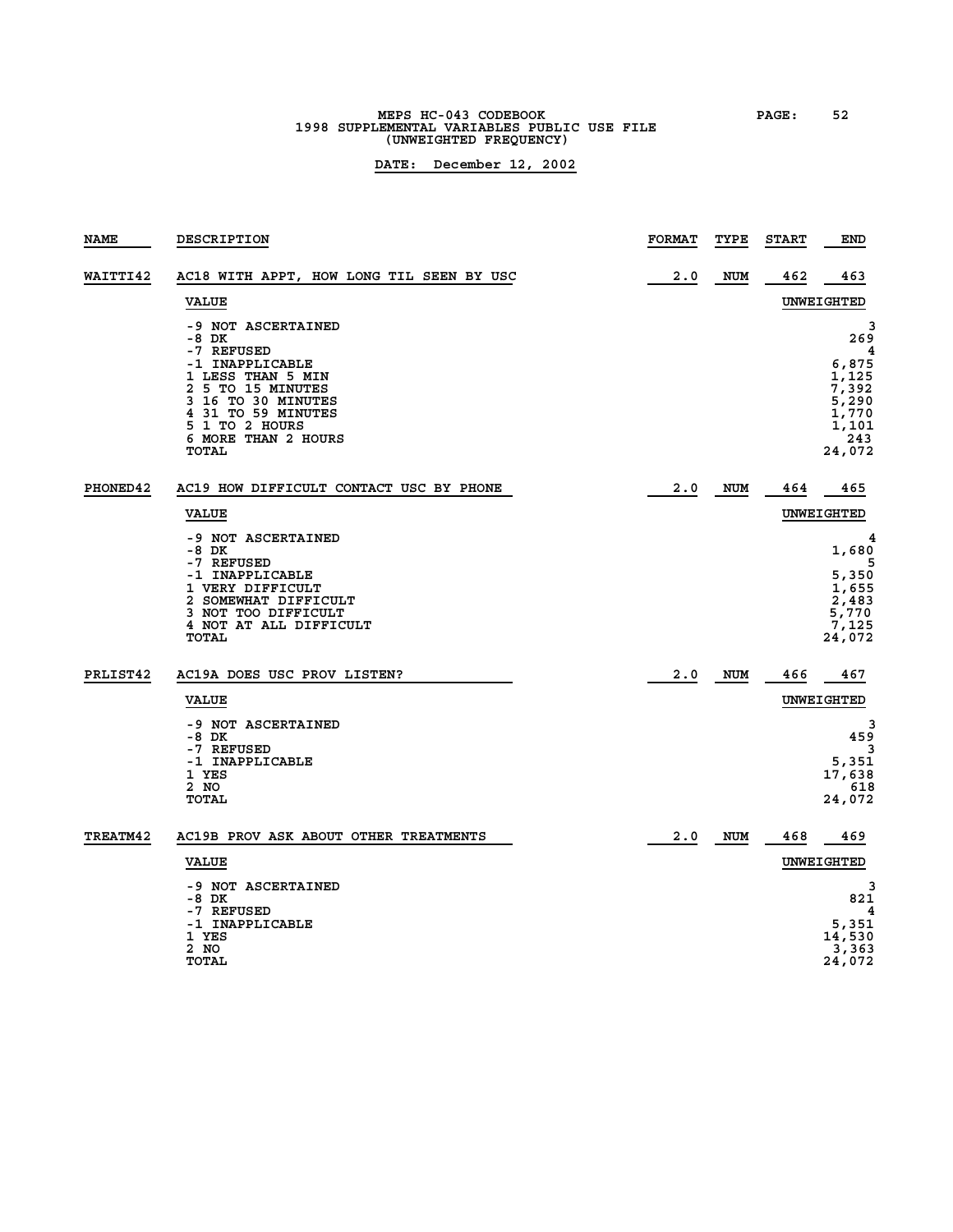MEPS HC-043 CODEBOOK
1998 SUPPLEMENTAL VARIABLES PUBLIC USE FILE
(UNWEIGHTED FREQUENCY)

**DATE: December 12, 2002**

| NAME | DESCRIPTION | FORMAT | TYPE | START | END |
|---|---|---|---|---|---|
| WAITTI42 | AC18 WITH APPT, HOW LONG TIL SEEN BY USC | 2.0 | NUM | 462 | 463 |

| VALUE | UNWEIGHTED |
|---|---|
| -9 NOT ASCERTAINED | 3 |
| -8 DK | 269 |
| -7 REFUSED | 4 |
| -1 INAPPLICABLE | 6,875 |
| 1 LESS THAN 5 MIN | 1,125 |
| 2 5 TO 15 MINUTES | 7,392 |
| 3 16 TO 30 MINUTES | 5,290 |
| 4 31 TO 59 MINUTES | 1,770 |
| 5 1 TO 2 HOURS | 1,101 |
| 6 MORE THAN 2 HOURS | 243 |
| TOTAL | 24,072 |

| NAME | DESCRIPTION | FORMAT | TYPE | START | END |
|---|---|---|---|---|---|
| PHONED42 | AC19 HOW DIFFICULT CONTACT USC BY PHONE | 2.0 | NUM | 464 | 465 |

| VALUE | UNWEIGHTED |
|---|---|
| -9 NOT ASCERTAINED | 4 |
| -8 DK | 1,680 |
| -7 REFUSED | 5 |
| -1 INAPPLICABLE | 5,350 |
| 1 VERY DIFFICULT | 1,655 |
| 2 SOMEWHAT DIFFICULT | 2,483 |
| 3 NOT TOO DIFFICULT | 5,770 |
| 4 NOT AT ALL DIFFICULT | 7,125 |
| TOTAL | 24,072 |

| NAME | DESCRIPTION | FORMAT | TYPE | START | END |
|---|---|---|---|---|---|
| PRLIST42 | AC19A DOES USC PROV LISTEN? | 2.0 | NUM | 466 | 467 |

| VALUE | UNWEIGHTED |
|---|---|
| -9 NOT ASCERTAINED | 3 |
| -8 DK | 459 |
| -7 REFUSED | 3 |
| -1 INAPPLICABLE | 5,351 |
| 1 YES | 17,638 |
| 2 NO | 618 |
| TOTAL | 24,072 |

| NAME | DESCRIPTION | FORMAT | TYPE | START | END |
|---|---|---|---|---|---|
| TREATM42 | AC19B PROV ASK ABOUT OTHER TREATMENTS | 2.0 | NUM | 468 | 469 |

| VALUE | UNWEIGHTED |
|---|---|
| -9 NOT ASCERTAINED | 3 |
| -8 DK | 821 |
| -7 REFUSED | 4 |
| -1 INAPPLICABLE | 5,351 |
| 1 YES | 14,530 |
| 2 NO | 3,363 |
| TOTAL | 24,072 |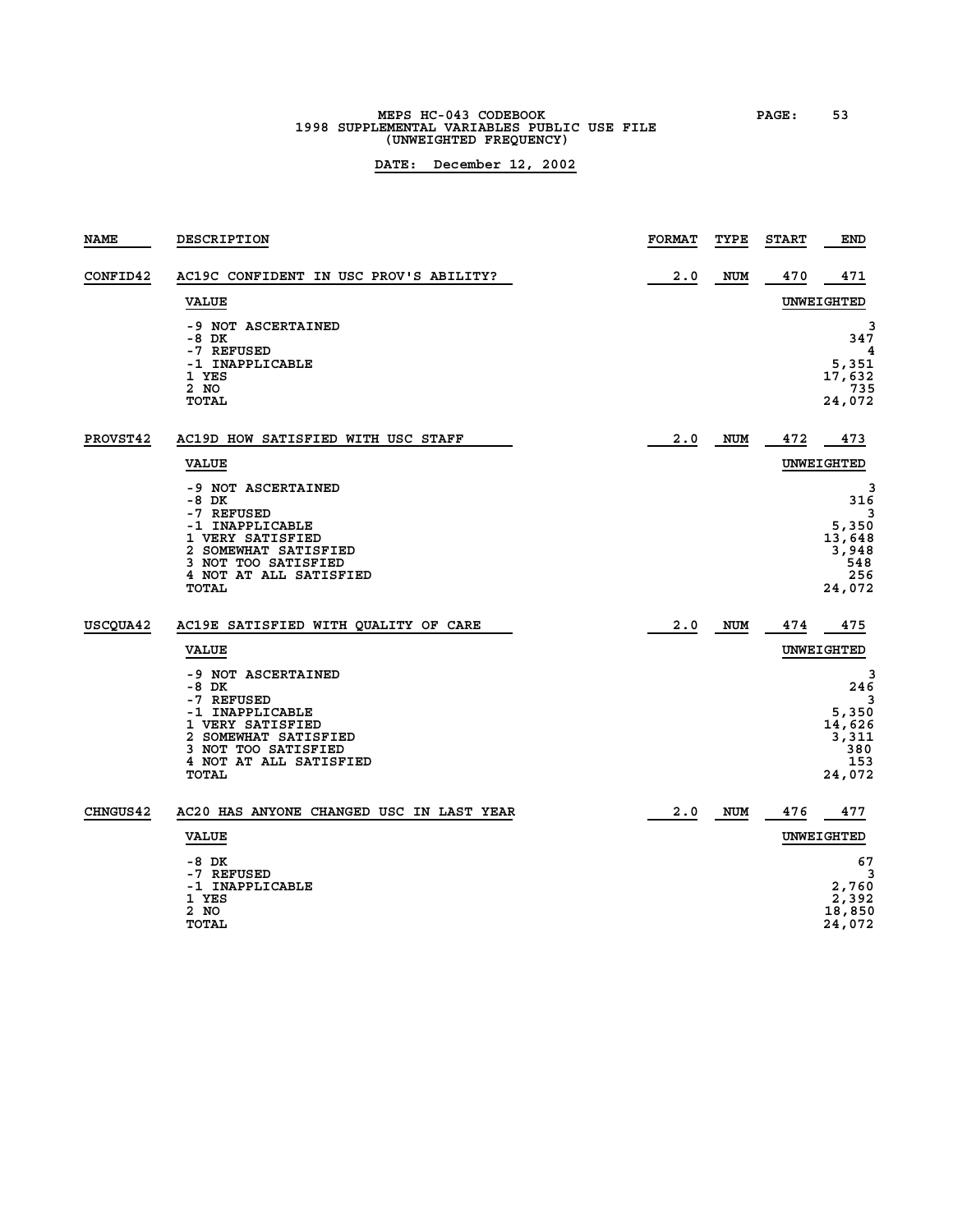MEPS HC-043 CODEBOOK
1998 SUPPLEMENTAL VARIABLES PUBLIC USE FILE
(UNWEIGHTED FREQUENCY)

DATE: December 12, 2002

| NAME | DESCRIPTION | FORMAT | TYPE | START | END |
|---|---|---|---|---|---|
| CONFID42 | AC19C CONFIDENT IN USC PROV'S ABILITY? | 2.0 | NUM | 470 | 471 |

| VALUE | UNWEIGHTED |
|---|---|
| -9 NOT ASCERTAINED | 3 |
| -8 DK | 347 |
| -7 REFUSED | 4 |
| -1 INAPPLICABLE | 5,351 |
| 1 YES | 17,632 |
| 2 NO | 735 |
| TOTAL | 24,072 |

| NAME | DESCRIPTION | FORMAT | TYPE | START | END |
|---|---|---|---|---|---|
| PROVST42 | AC19D HOW SATISFIED WITH USC STAFF | 2.0 | NUM | 472 | 473 |

| VALUE | UNWEIGHTED |
|---|---|
| -9 NOT ASCERTAINED | 3 |
| -8 DK | 316 |
| -7 REFUSED | 3 |
| -1 INAPPLICABLE | 5,350 |
| 1 VERY SATISFIED | 13,648 |
| 2 SOMEWHAT SATISFIED | 3,948 |
| 3 NOT TOO SATISFIED | 548 |
| 4 NOT AT ALL SATISFIED | 256 |
| TOTAL | 24,072 |

| NAME | DESCRIPTION | FORMAT | TYPE | START | END |
|---|---|---|---|---|---|
| USCQUA42 | AC19E SATISFIED WITH QUALITY OF CARE | 2.0 | NUM | 474 | 475 |

| VALUE | UNWEIGHTED |
|---|---|
| -9 NOT ASCERTAINED | 3 |
| -8 DK | 246 |
| -7 REFUSED | 3 |
| -1 INAPPLICABLE | 5,350 |
| 1 VERY SATISFIED | 14,626 |
| 2 SOMEWHAT SATISFIED | 3,311 |
| 3 NOT TOO SATISFIED | 380 |
| 4 NOT AT ALL SATISFIED | 153 |
| TOTAL | 24,072 |

| NAME | DESCRIPTION | FORMAT | TYPE | START | END |
|---|---|---|---|---|---|
| CHNGUS42 | AC20 HAS ANYONE CHANGED USC IN LAST YEAR | 2.0 | NUM | 476 | 477 |

| VALUE | UNWEIGHTED |
|---|---|
| -8 DK | 67 |
| -7 REFUSED | 3 |
| -1 INAPPLICABLE | 2,760 |
| 1 YES | 2,392 |
| 2 NO | 18,850 |
| TOTAL | 24,072 |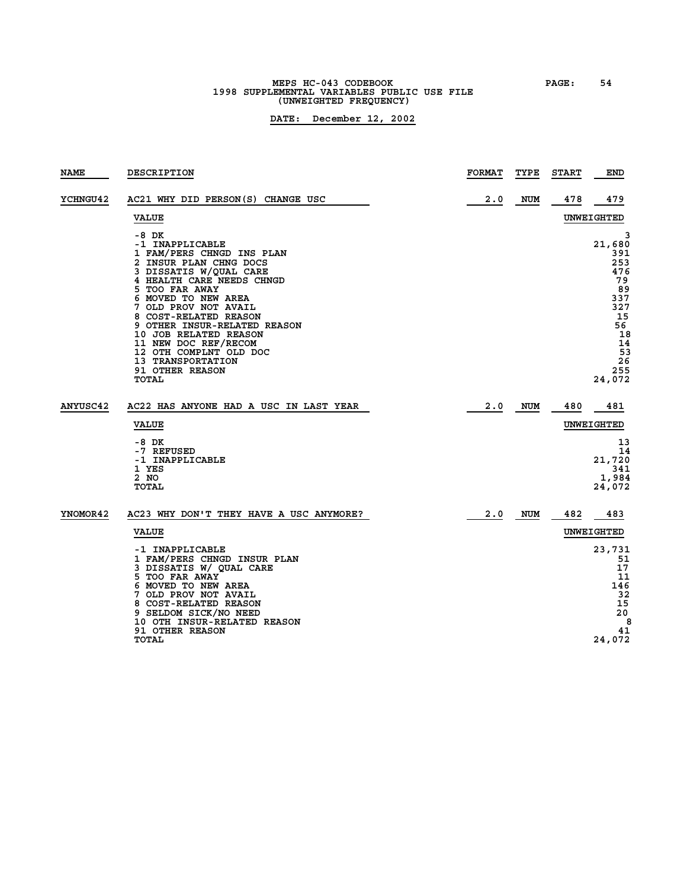MEPS HC-043 CODEBOOK
1998 SUPPLEMENTAL VARIABLES PUBLIC USE FILE
(UNWEIGHTED FREQUENCY)

**DATE: December 12, 2002**

| NAME | DESCRIPTION | FORMAT | TYPE | START | END |
|---|---|---|---|---|---|
| YCHNGU42 | AC21 WHY DID PERSON(S) CHANGE USC | 2.0 | NUM | 478 | 479 |

| VALUE | UNWEIGHTED |
|---|---|
| -8 DK | 3 |
| -1 INAPPLICABLE | 21,680 |
| 1 FAM/PERS CHNGD INS PLAN | 391 |
| 2 INSUR PLAN CHNG DOCS | 253 |
| 3 DISSATIS W/QUAL CARE | 476 |
| 4 HEALTH CARE NEEDS CHNGD | 79 |
| 5 TOO FAR AWAY | 89 |
| 6 MOVED TO NEW AREA | 337 |
| 7 OLD PROV NOT AVAIL | 327 |
| 8 COST-RELATED REASON | 15 |
| 9 OTHER INSUR-RELATED REASON | 56 |
| 10 JOB RELATED REASON | 18 |
| 11 NEW DOC REF/RECOM | 14 |
| 12 OTH COMPLNT OLD DOC | 53 |
| 13 TRANSPORTATION | 26 |
| 91 OTHER REASON | 255 |
| TOTAL | 24,072 |

| NAME | DESCRIPTION | FORMAT | TYPE | START | END |
|---|---|---|---|---|---|
| ANYUSC42 | AC22 HAS ANYONE HAD A USC IN LAST YEAR | 2.0 | NUM | 480 | 481 |

| VALUE | UNWEIGHTED |
|---|---|
| -8 DK | 13 |
| -7 REFUSED | 14 |
| -1 INAPPLICABLE | 21,720 |
| 1 YES | 341 |
| 2 NO | 1,984 |
| TOTAL | 24,072 |

| NAME | DESCRIPTION | FORMAT | TYPE | START | END |
|---|---|---|---|---|---|
| YNOMOR42 | AC23 WHY DON'T THEY HAVE A USC ANYMORE? | 2.0 | NUM | 482 | 483 |

| VALUE | UNWEIGHTED |
|---|---|
| -1 INAPPLICABLE | 23,731 |
| 1 FAM/PERS CHNGD INSUR PLAN | 51 |
| 3 DISSATIS W/ QUAL CARE | 17 |
| 5 TOO FAR AWAY | 11 |
| 6 MOVED TO NEW AREA | 146 |
| 7 OLD PROV NOT AVAIL | 32 |
| 8 COST-RELATED REASON | 15 |
| 9 SELDOM SICK/NO NEED | 20 |
| 10 OTH INSUR-RELATED REASON | 8 |
| 91 OTHER REASON | 41 |
| TOTAL | 24,072 |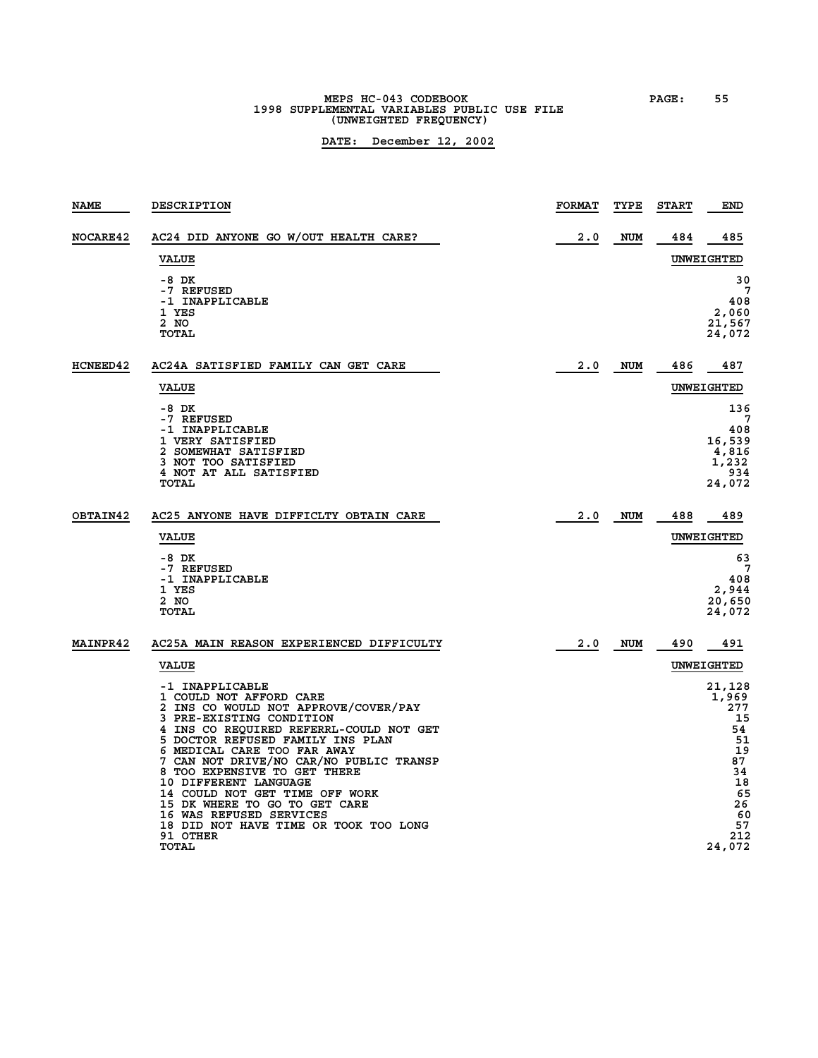MEPS HC-043 CODEBOOK
1998 SUPPLEMENTAL VARIABLES PUBLIC USE FILE
(UNWEIGHTED FREQUENCY)

DATE: December 12, 2002

| NAME | DESCRIPTION | FORMAT | TYPE | START | END |
|---|---|---|---|---|---|
| NOCARE42 | AC24 DID ANYONE GO W/OUT HEALTH CARE? | 2.0 | NUM | 484 | 485 |

| VALUE | UNWEIGHTED |
|---|---|
| -8 DK | 30 |
| -7 REFUSED | 7 |
| -1 INAPPLICABLE | 408 |
| 1 YES | 2,060 |
| 2 NO | 21,567 |
| TOTAL | 24,072 |

| NAME | DESCRIPTION | FORMAT | TYPE | START | END |
|---|---|---|---|---|---|
| HCNEED42 | AC24A SATISFIED FAMILY CAN GET CARE | 2.0 | NUM | 486 | 487 |

| VALUE | UNWEIGHTED |
|---|---|
| -8 DK | 136 |
| -7 REFUSED | 7 |
| -1 INAPPLICABLE | 408 |
| 1 VERY SATISFIED | 16,539 |
| 2 SOMEWHAT SATISFIED | 4,816 |
| 3 NOT TOO SATISFIED | 1,232 |
| 4 NOT AT ALL SATISFIED | 934 |
| TOTAL | 24,072 |

| NAME | DESCRIPTION | FORMAT | TYPE | START | END |
|---|---|---|---|---|---|
| OBTAIN42 | AC25 ANYONE HAVE DIFFICLTY OBTAIN CARE | 2.0 | NUM | 488 | 489 |

| VALUE | UNWEIGHTED |
|---|---|
| -8 DK | 63 |
| -7 REFUSED | 7 |
| -1 INAPPLICABLE | 408 |
| 1 YES | 2,944 |
| 2 NO | 20,650 |
| TOTAL | 24,072 |

| NAME | DESCRIPTION | FORMAT | TYPE | START | END |
|---|---|---|---|---|---|
| MAINPR42 | AC25A MAIN REASON EXPERIENCED DIFFICULTY | 2.0 | NUM | 490 | 491 |

| VALUE | UNWEIGHTED |
|---|---|
| -1 INAPPLICABLE | 21,128 |
| 1 COULD NOT AFFORD CARE | 1,969 |
| 2 INS CO WOULD NOT APPROVE/COVER/PAY | 277 |
| 3 PRE-EXISTING CONDITION | 15 |
| 4 INS CO REQUIRED REFERRL-COULD NOT GET | 54 |
| 5 DOCTOR REFUSED FAMILY INS PLAN | 51 |
| 6 MEDICAL CARE TOO FAR AWAY | 19 |
| 7 CAN NOT DRIVE/NO CAR/NO PUBLIC TRANSP | 87 |
| 8 TOO EXPENSIVE TO GET THERE | 34 |
| 10 DIFFERENT LANGUAGE | 18 |
| 14 COULD NOT GET TIME OFF WORK | 65 |
| 15 DK WHERE TO GO TO GET CARE | 26 |
| 16 WAS REFUSED SERVICES | 60 |
| 18 DID NOT HAVE TIME OR TOOK TOO LONG | 57 |
| 91 OTHER | 212 |
| TOTAL | 24,072 |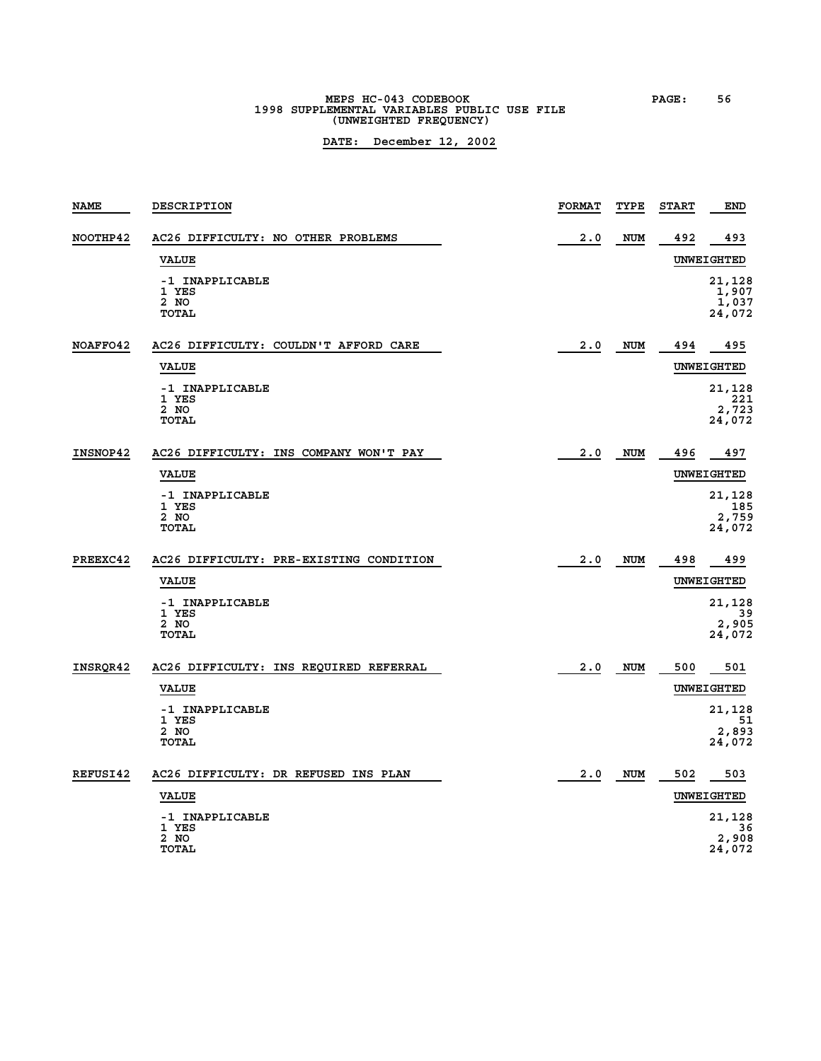MEPS HC-043 CODEBOOK
1998 SUPPLEMENTAL VARIABLES PUBLIC USE FILE
(UNWEIGHTED FREQUENCY)

**DATE: December 12, 2002**

| NAME | DESCRIPTION | FORMAT | TYPE | START | END |
|---|---|---|---|---|---|
| NOOTHP42 | AC26 DIFFICULTY: NO OTHER PROBLEMS | 2.0 | NUM | 492 | 493 |

| VALUE | UNWEIGHTED |
|---|---|
| -1 INAPPLICABLE | 21,128 |
| 1 YES | 1,907 |
| 2 NO | 1,037 |
| TOTAL | 24,072 |

| NAME | DESCRIPTION | FORMAT | TYPE | START | END |
|---|---|---|---|---|---|
| NOAFFO42 | AC26 DIFFICULTY: COULDN'T AFFORD CARE | 2.0 | NUM | 494 | 495 |

| VALUE | UNWEIGHTED |
|---|---|
| -1 INAPPLICABLE | 21,128 |
| 1 YES | 221 |
| 2 NO | 2,723 |
| TOTAL | 24,072 |

| NAME | DESCRIPTION | FORMAT | TYPE | START | END |
|---|---|---|---|---|---|
| INSNOP42 | AC26 DIFFICULTY: INS COMPANY WON'T PAY | 2.0 | NUM | 496 | 497 |

| VALUE | UNWEIGHTED |
|---|---|
| -1 INAPPLICABLE | 21,128 |
| 1 YES | 185 |
| 2 NO | 2,759 |
| TOTAL | 24,072 |

| NAME | DESCRIPTION | FORMAT | TYPE | START | END |
|---|---|---|---|---|---|
| PREEXC42 | AC26 DIFFICULTY: PRE-EXISTING CONDITION | 2.0 | NUM | 498 | 499 |

| VALUE | UNWEIGHTED |
|---|---|
| -1 INAPPLICABLE | 21,128 |
| 1 YES | 39 |
| 2 NO | 2,905 |
| TOTAL | 24,072 |

| NAME | DESCRIPTION | FORMAT | TYPE | START | END |
|---|---|---|---|---|---|
| INSRQR42 | AC26 DIFFICULTY: INS REQUIRED REFERRAL | 2.0 | NUM | 500 | 501 |

| VALUE | UNWEIGHTED |
|---|---|
| -1 INAPPLICABLE | 21,128 |
| 1 YES | 51 |
| 2 NO | 2,893 |
| TOTAL | 24,072 |

| NAME | DESCRIPTION | FORMAT | TYPE | START | END |
|---|---|---|---|---|---|
| REFUSI42 | AC26 DIFFICULTY: DR REFUSED INS PLAN | 2.0 | NUM | 502 | 503 |

| VALUE | UNWEIGHTED |
|---|---|
| -1 INAPPLICABLE | 21,128 |
| 1 YES | 36 |
| 2 NO | 2,908 |
| TOTAL | 24,072 |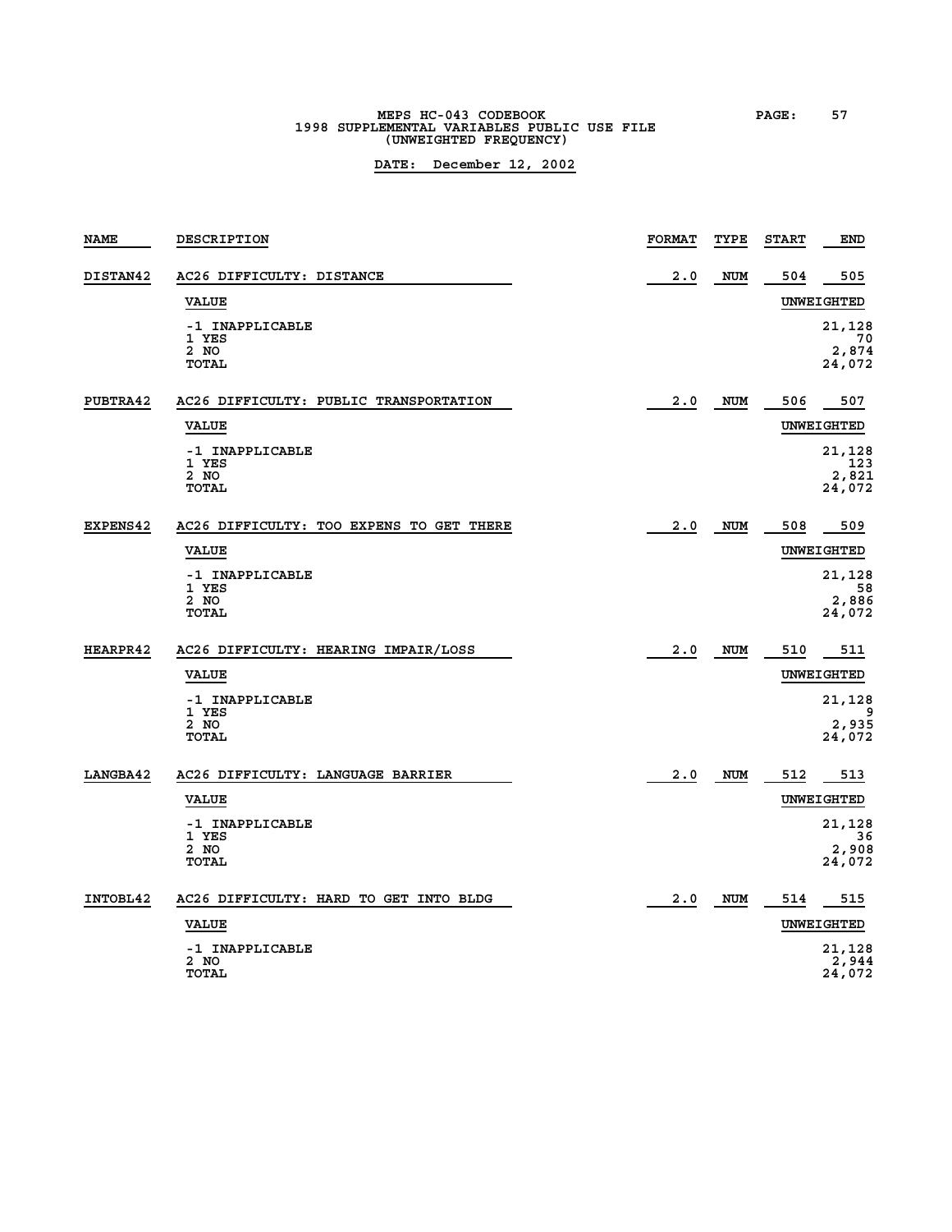MEPS HC-043 CODEBOOK
1998 SUPPLEMENTAL VARIABLES PUBLIC USE FILE
(UNWEIGHTED FREQUENCY)

**DATE: December 12, 2002**

| NAME | DESCRIPTION | FORMAT | TYPE | START | END |
|---|---|---|---|---|---|
| DISTAN42 | AC26 DIFFICULTY: DISTANCE | 2.0 | NUM | 504 | 505 |

| VALUE | UNWEIGHTED |
|---|---|
| -1 INAPPLICABLE | 21,128 |
| 1 YES | 70 |
| 2 NO | 2,874 |
| TOTAL | 24,072 |

| NAME | DESCRIPTION | FORMAT | TYPE | START | END |
|---|---|---|---|---|---|
| PUBTRA42 | AC26 DIFFICULTY: PUBLIC TRANSPORTATION | 2.0 | NUM | 506 | 507 |

| VALUE | UNWEIGHTED |
|---|---|
| -1 INAPPLICABLE | 21,128 |
| 1 YES | 123 |
| 2 NO | 2,821 |
| TOTAL | 24,072 |

| NAME | DESCRIPTION | FORMAT | TYPE | START | END |
|---|---|---|---|---|---|
| EXPENS42 | AC26 DIFFICULTY: TOO EXPENS TO GET THERE | 2.0 | NUM | 508 | 509 |

| VALUE | UNWEIGHTED |
|---|---|
| -1 INAPPLICABLE | 21,128 |
| 1 YES | 58 |
| 2 NO | 2,886 |
| TOTAL | 24,072 |

| NAME | DESCRIPTION | FORMAT | TYPE | START | END |
|---|---|---|---|---|---|
| HEARPR42 | AC26 DIFFICULTY: HEARING IMPAIR/LOSS | 2.0 | NUM | 510 | 511 |

| VALUE | UNWEIGHTED |
|---|---|
| -1 INAPPLICABLE | 21,128 |
| 1 YES | 9 |
| 2 NO | 2,935 |
| TOTAL | 24,072 |

| NAME | DESCRIPTION | FORMAT | TYPE | START | END |
|---|---|---|---|---|---|
| LANGBA42 | AC26 DIFFICULTY: LANGUAGE BARRIER | 2.0 | NUM | 512 | 513 |

| VALUE | UNWEIGHTED |
|---|---|
| -1 INAPPLICABLE | 21,128 |
| 1 YES | 36 |
| 2 NO | 2,908 |
| TOTAL | 24,072 |

| NAME | DESCRIPTION | FORMAT | TYPE | START | END |
|---|---|---|---|---|---|
| INTOBL42 | AC26 DIFFICULTY: HARD TO GET INTO BLDG | 2.0 | NUM | 514 | 515 |

| VALUE | UNWEIGHTED |
|---|---|
| -1 INAPPLICABLE | 21,128 |
| 2 NO | 2,944 |
| TOTAL | 24,072 |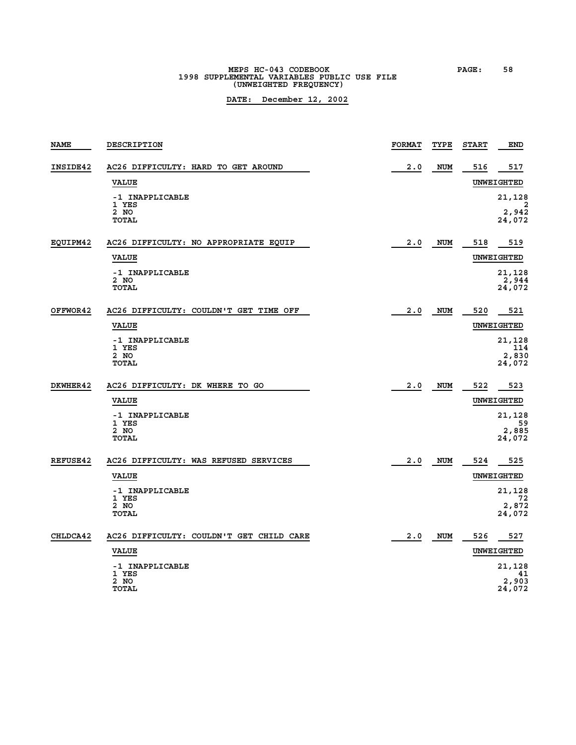| NAME | DESCRIPTION | FORMAT | TYPE | START | END |
|---|---|---|---|---|---|
| INSIDE42 | AC26 DIFFICULTY: HARD TO GET AROUND | 2.0 | NUM | 516 | 517 |

| VALUE | UNWEIGHTED |
|---|---|
| -1 INAPPLICABLE | 21,128 |
| 1 YES | 2 |
| 2 NO | 2,942 |
| TOTAL | 24,072 |

| NAME | DESCRIPTION | FORMAT | TYPE | START | END |
|---|---|---|---|---|---|
| EQUIPM42 | AC26 DIFFICULTY: NO APPROPRIATE EQUIP | 2.0 | NUM | 518 | 519 |

| VALUE | UNWEIGHTED |
|---|---|
| -1 INAPPLICABLE | 21,128 |
| 2 NO | 2,944 |
| TOTAL | 24,072 |

| NAME | DESCRIPTION | FORMAT | TYPE | START | END |
|---|---|---|---|---|---|
| OFFWOR42 | AC26 DIFFICULTY: COULDN'T GET TIME OFF | 2.0 | NUM | 520 | 521 |

| VALUE | UNWEIGHTED |
|---|---|
| -1 INAPPLICABLE | 21,128 |
| 1 YES | 114 |
| 2 NO | 2,830 |
| TOTAL | 24,072 |

| NAME | DESCRIPTION | FORMAT | TYPE | START | END |
|---|---|---|---|---|---|
| DKWHER42 | AC26 DIFFICULTY: DK WHERE TO GO | 2.0 | NUM | 522 | 523 |

| VALUE | UNWEIGHTED |
|---|---|
| -1 INAPPLICABLE | 21,128 |
| 1 YES | 59 |
| 2 NO | 2,885 |
| TOTAL | 24,072 |

| NAME | DESCRIPTION | FORMAT | TYPE | START | END |
|---|---|---|---|---|---|
| REFUSE42 | AC26 DIFFICULTY: WAS REFUSED SERVICES | 2.0 | NUM | 524 | 525 |

| VALUE | UNWEIGHTED |
|---|---|
| -1 INAPPLICABLE | 21,128 |
| 1 YES | 72 |
| 2 NO | 2,872 |
| TOTAL | 24,072 |

| NAME | DESCRIPTION | FORMAT | TYPE | START | END |
|---|---|---|---|---|---|
| CHLDCA42 | AC26 DIFFICULTY: COULDN'T GET CHILD CARE | 2.0 | NUM | 526 | 527 |

| VALUE | UNWEIGHTED |
|---|---|
| -1 INAPPLICABLE | 21,128 |
| 1 YES | 41 |
| 2 NO | 2,903 |
| TOTAL | 24,072 |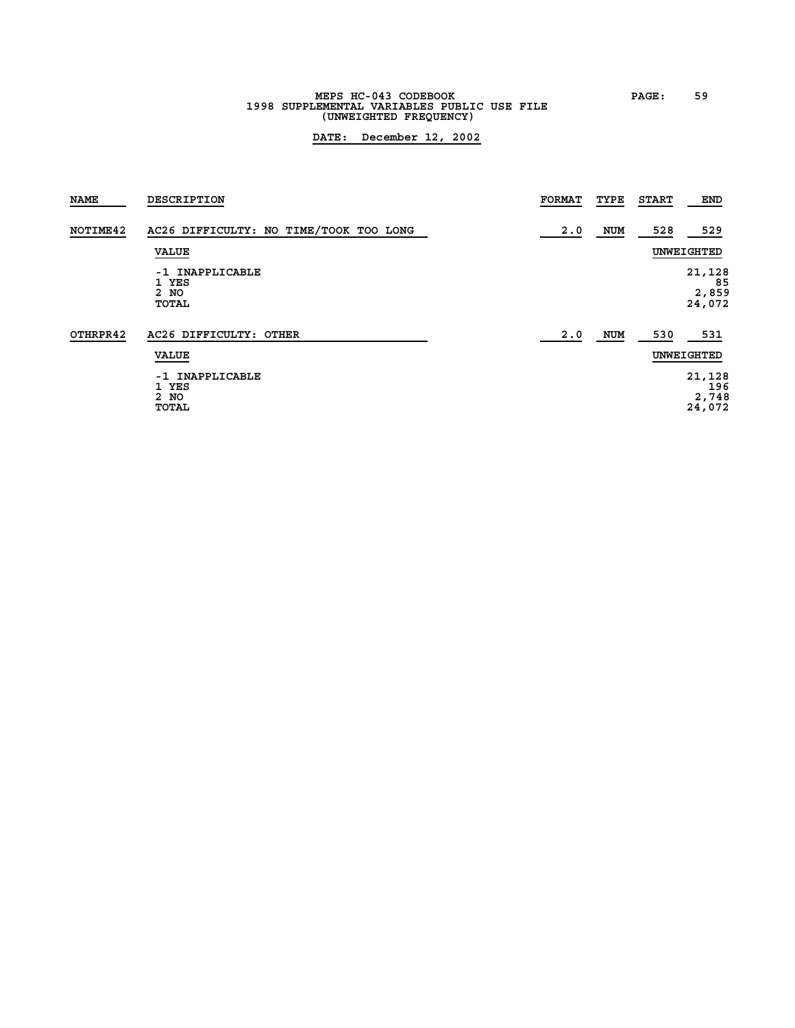| NAME | DESCRIPTION | FORMAT | TYPE | START | END |
|---|---|---|---|---|---|
| NOTIME42 | AC26 DIFFICULTY: NO TIME/TOOK TOO LONG | 2.0 | NUM | 528 | 529 |

| VALUE | UNWEIGHTED |
|---|---|
| -1 INAPPLICABLE | 21,128 |
| 1 YES | 85 |
| 2 NO | 2,859 |
| TOTAL | 24,072 |

| NAME | DESCRIPTION | FORMAT | TYPE | START | END |
|---|---|---|---|---|---|
| OTHRPR42 | AC26 DIFFICULTY: OTHER | 2.0 | NUM | 530 | 531 |

| VALUE | UNWEIGHTED |
|---|---|
| -1 INAPPLICABLE | 21,128 |
| 1 YES | 196 |
| 2 NO | 2,748 |
| TOTAL | 24,072 |